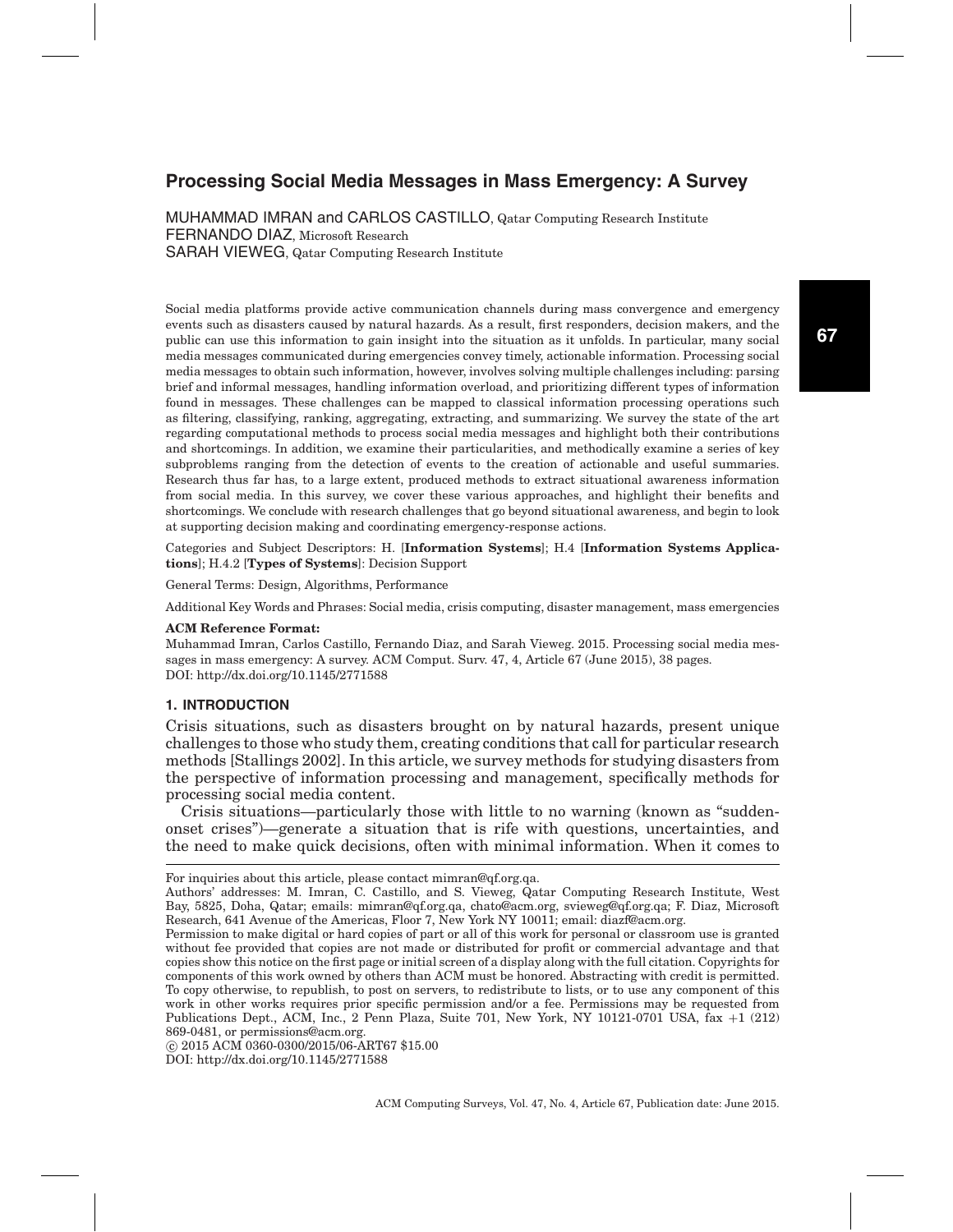# Processing Social Media Messages in Mass Emergency: A Survey

MUHAMMAD IMRAN and CARLOS CASTILLO, Qatar Computing Research Institute
FERNANDO DIAZ, Microsoft Research
SARAH VIEWEG, Qatar Computing Research Institute

Social media platforms provide active communication channels during mass convergence and emergency events such as disasters caused by natural hazards. As a result, first responders, decision makers, and the public can use this information to gain insight into the situation as it unfolds. In particular, many social media messages communicated during emergencies convey timely, actionable information. Processing social media messages to obtain such information, however, involves solving multiple challenges including: parsing brief and informal messages, handling information overload, and prioritizing different types of information found in messages. These challenges can be mapped to classical information processing operations such as filtering, classifying, ranking, aggregating, extracting, and summarizing. We survey the state of the art regarding computational methods to process social media messages and highlight both their contributions and shortcomings. In addition, we examine their particularities, and methodically examine a series of key subproblems ranging from the detection of events to the creation of actionable and useful summaries. Research thus far has, to a large extent, produced methods to extract situational awareness information from social media. In this survey, we cover these various approaches, and highlight their benefits and shortcomings. We conclude with research challenges that go beyond situational awareness, and begin to look at supporting decision making and coordinating emergency-response actions.

Categories and Subject Descriptors: H. [**Information Systems**]; H.4 [**Information Systems Applications**]; H.4.2 [**Types of Systems**]: Decision Support

General Terms: Design, Algorithms, Performance

Additional Key Words and Phrases: Social media, crisis computing, disaster management, mass emergencies

**ACM Reference Format:**
Muhammad Imran, Carlos Castillo, Fernando Diaz, and Sarah Vieweg. 2015. Processing social media messages in mass emergency: A survey. ACM Comput. Surv. 47, 4, Article 67 (June 2015), 38 pages.
DOI: http://dx.doi.org/10.1145/2771588

## 1. INTRODUCTION

Crisis situations, such as disasters brought on by natural hazards, present unique challenges to those who study them, creating conditions that call for particular research methods [Stallings 2002]. In this article, we survey methods for studying disasters from the perspective of information processing and management, specifically methods for processing social media content.

Crisis situations—particularly those with little to no warning (known as "sudden-onset crises")—generate a situation that is rife with questions, uncertainties, and the need to make quick decisions, often with minimal information. When it comes to

---

For inquiries about this article, please contact mimran@qf.org.qa.
Authors' addresses: M. Imran, C. Castillo, and S. Vieweg, Qatar Computing Research Institute, West Bay, 5825, Doha, Qatar; emails: mimran@qf.org.qa, chato@acm.org, svieweg@qf.org.qa; F. Diaz, Microsoft Research, 641 Avenue of the Americas, Floor 7, New York NY 10011; email: diazf@acm.org.
Permission to make digital or hard copies of part or all of this work for personal or classroom use is granted without fee provided that copies are not made or distributed for profit or commercial advantage and that copies show this notice on the first page or initial screen of a display along with the full citation. Copyrights for components of this work owned by others than ACM must be honored. Abstracting with credit is permitted. To copy otherwise, to republish, to post on servers, to redistribute to lists, or to use any component of this work in other works requires prior specific permission and/or a fee. Permissions may be requested from Publications Dept., ACM, Inc., 2 Penn Plaza, Suite 701, New York, NY 10121-0701 USA, fax +1 (212) 869-0481, or permissions@acm.org.
© 2015 ACM 0360-0300/2015/06-ART67 $15.00
DOI: http://dx.doi.org/10.1145/2771588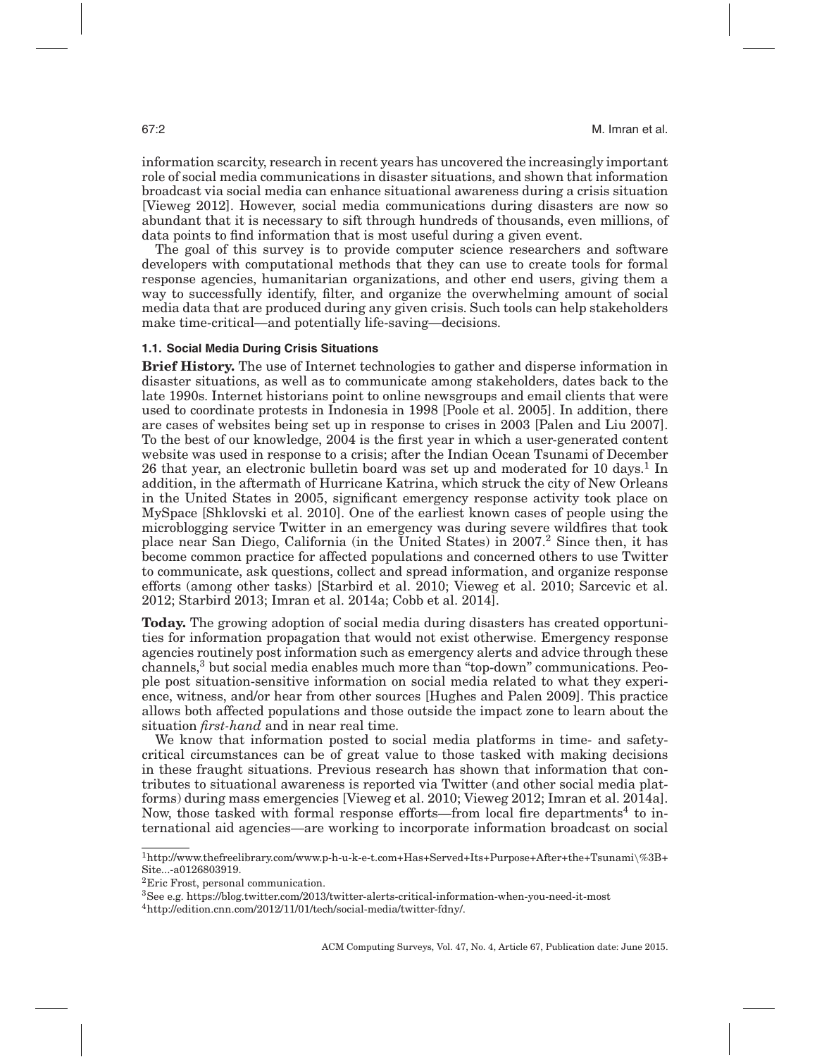information scarcity, research in recent years has uncovered the increasingly important role of social media communications in disaster situations, and shown that information broadcast via social media can enhance situational awareness during a crisis situation [Vieweg 2012]. However, social media communications during disasters are now so abundant that it is necessary to sift through hundreds of thousands, even millions, of data points to find information that is most useful during a given event.

The goal of this survey is to provide computer science researchers and software developers with computational methods that they can use to create tools for formal response agencies, humanitarian organizations, and other end users, giving them a way to successfully identify, filter, and organize the overwhelming amount of social media data that are produced during any given crisis. Such tools can help stakeholders make time-critical—and potentially life-saving—decisions.

### 1.1. Social Media During Crisis Situations

**Brief History.** The use of Internet technologies to gather and disperse information in disaster situations, as well as to communicate among stakeholders, dates back to the late 1990s. Internet historians point to online newsgroups and email clients that were used to coordinate protests in Indonesia in 1998 [Poole et al. 2005]. In addition, there are cases of websites being set up in response to crises in 2003 [Palen and Liu 2007]. To the best of our knowledge, 2004 is the first year in which a user-generated content website was used in response to a crisis; after the Indian Ocean Tsunami of December 26 that year, an electronic bulletin board was set up and moderated for 10 days.[1] In addition, in the aftermath of Hurricane Katrina, which struck the city of New Orleans in the United States in 2005, significant emergency response activity took place on MySpace [Shklovski et al. 2010]. One of the earliest known cases of people using the microblogging service Twitter in an emergency was during severe wildfires that took place near San Diego, California (in the United States) in 2007.[2] Since then, it has become common practice for affected populations and concerned others to use Twitter to communicate, ask questions, collect and spread information, and organize response efforts (among other tasks) [Starbird et al. 2010; Vieweg et al. 2010; Sarcevic et al. 2012; Starbird 2013; Imran et al. 2014a; Cobb et al. 2014].

**Today.** The growing adoption of social media during disasters has created opportunities for information propagation that would not exist otherwise. Emergency response agencies routinely post information such as emergency alerts and advice through these channels,[3] but social media enables much more than "top-down" communications. People post situation-sensitive information on social media related to what they experience, witness, and/or hear from other sources [Hughes and Palen 2009]. This practice allows both affected populations and those outside the impact zone to learn about the situation *first-hand* and in near real time.

We know that information posted to social media platforms in time- and safety-critical circumstances can be of great value to those tasked with making decisions in these fraught situations. Previous research has shown that information that contributes to situational awareness is reported via Twitter (and other social media platforms) during mass emergencies [Vieweg et al. 2010; Vieweg 2012; Imran et al. 2014a]. Now, those tasked with formal response efforts—from local fire departments[4] to international aid agencies—are working to incorporate information broadcast on social

---

[1] http://www.thefreelibrary.com/www.p-h-u-k-e-t.com+Has+Served+Its+Purpose+After+the+Tsunami\%3B+Site...-a0126803919.

[2] Eric Frost, personal communication.

[3] See e.g. https://blog.twitter.com/2013/twitter-alerts-critical-information-when-you-need-it-most

[4] http://edition.cnn.com/2012/11/01/tech/social-media/twitter-fdny/.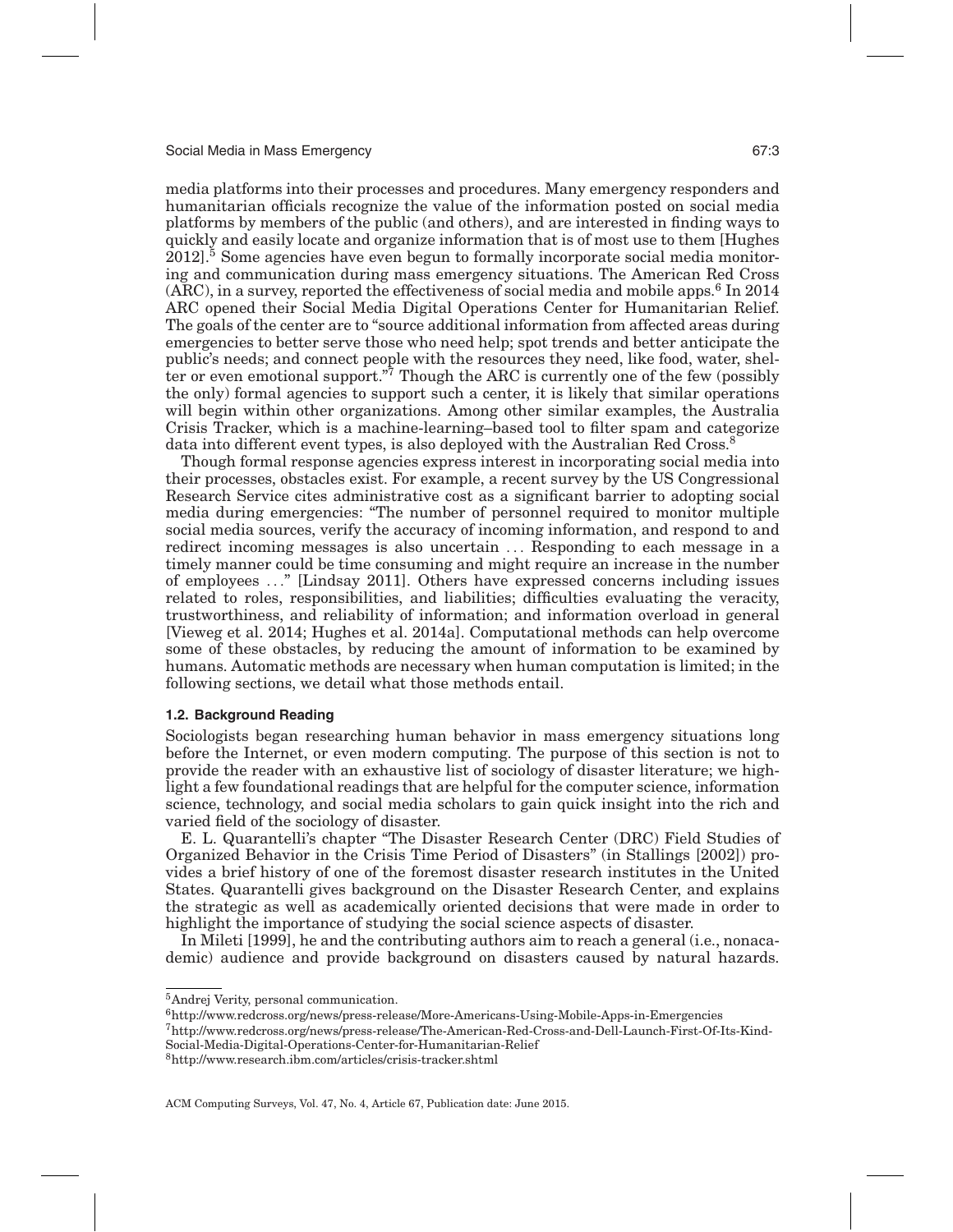media platforms into their processes and procedures. Many emergency responders and humanitarian officials recognize the value of the information posted on social media platforms by members of the public (and others), and are interested in finding ways to quickly and easily locate and organize information that is of most use to them [Hughes 2012].[5] Some agencies have even begun to formally incorporate social media monitoring and communication during mass emergency situations. The American Red Cross (ARC), in a survey, reported the effectiveness of social media and mobile apps.[6] In 2014 ARC opened their Social Media Digital Operations Center for Humanitarian Relief. The goals of the center are to "source additional information from affected areas during emergencies to better serve those who need help; spot trends and better anticipate the public's needs; and connect people with the resources they need, like food, water, shelter or even emotional support."[7] Though the ARC is currently one of the few (possibly the only) formal agencies to support such a center, it is likely that similar operations will begin within other organizations. Among other similar examples, the Australia Crisis Tracker, which is a machine-learning–based tool to filter spam and categorize data into different event types, is also deployed with the Australian Red Cross.[8]

Though formal response agencies express interest in incorporating social media into their processes, obstacles exist. For example, a recent survey by the US Congressional Research Service cites administrative cost as a significant barrier to adopting social media during emergencies: "The number of personnel required to monitor multiple social media sources, verify the accuracy of incoming information, and respond to and redirect incoming messages is also uncertain ... Responding to each message in a timely manner could be time consuming and might require an increase in the number of employees ..." [Lindsay 2011]. Others have expressed concerns including issues related to roles, responsibilities, and liabilities; difficulties evaluating the veracity, trustworthiness, and reliability of information; and information overload in general [Vieweg et al. 2014; Hughes et al. 2014a]. Computational methods can help overcome some of these obstacles, by reducing the amount of information to be examined by humans. Automatic methods are necessary when human computation is limited; in the following sections, we detail what those methods entail.

### 1.2. Background Reading

Sociologists began researching human behavior in mass emergency situations long before the Internet, or even modern computing. The purpose of this section is not to provide the reader with an exhaustive list of sociology of disaster literature; we highlight a few foundational readings that are helpful for the computer science, information science, technology, and social media scholars to gain quick insight into the rich and varied field of the sociology of disaster.

E. L. Quarantelli's chapter "The Disaster Research Center (DRC) Field Studies of Organized Behavior in the Crisis Time Period of Disasters" (in Stallings [2002]) provides a brief history of one of the foremost disaster research institutes in the United States. Quarantelli gives background on the Disaster Research Center, and explains the strategic as well as academically oriented decisions that were made in order to highlight the importance of studying the social science aspects of disaster.

In Mileti [1999], he and the contributing authors aim to reach a general (i.e., nonacademic) audience and provide background on disasters caused by natural hazards.

[5] Andrej Verity, personal communication.

[6] http://www.redcross.org/news/press-release/More-Americans-Using-Mobile-Apps-in-Emergencies

[7] http://www.redcross.org/news/press-release/The-American-Red-Cross-and-Dell-Launch-First-Of-Its-Kind-Social-Media-Digital-Operations-Center-for-Humanitarian-Relief

[8] http://www.research.ibm.com/articles/crisis-tracker.shtml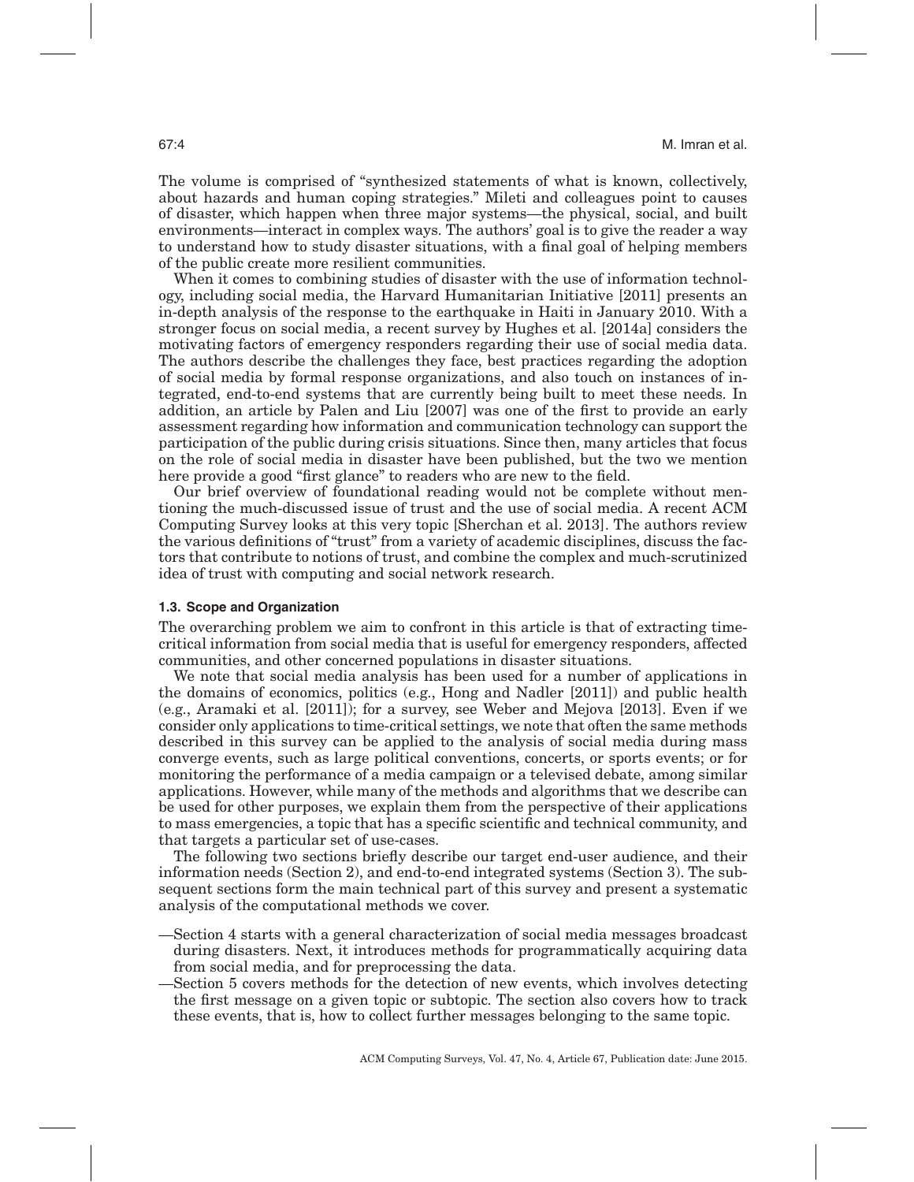The volume is comprised of "synthesized statements of what is known, collectively, about hazards and human coping strategies." Mileti and colleagues point to causes of disaster, which happen when three major systems—the physical, social, and built environments—interact in complex ways. The authors' goal is to give the reader a way to understand how to study disaster situations, with a final goal of helping members of the public create more resilient communities.

When it comes to combining studies of disaster with the use of information technology, including social media, the Harvard Humanitarian Initiative [2011] presents an in-depth analysis of the response to the earthquake in Haiti in January 2010. With a stronger focus on social media, a recent survey by Hughes et al. [2014a] considers the motivating factors of emergency responders regarding their use of social media data. The authors describe the challenges they face, best practices regarding the adoption of social media by formal response organizations, and also touch on instances of integrated, end-to-end systems that are currently being built to meet these needs. In addition, an article by Palen and Liu [2007] was one of the first to provide an early assessment regarding how information and communication technology can support the participation of the public during crisis situations. Since then, many articles that focus on the role of social media in disaster have been published, but the two we mention here provide a good "first glance" to readers who are new to the field.

Our brief overview of foundational reading would not be complete without mentioning the much-discussed issue of trust and the use of social media. A recent ACM Computing Survey looks at this very topic [Sherchan et al. 2013]. The authors review the various definitions of "trust" from a variety of academic disciplines, discuss the factors that contribute to notions of trust, and combine the complex and much-scrutinized idea of trust with computing and social network research.

### 1.3. Scope and Organization

The overarching problem we aim to confront in this article is that of extracting time-critical information from social media that is useful for emergency responders, affected communities, and other concerned populations in disaster situations.

We note that social media analysis has been used for a number of applications in the domains of economics, politics (e.g., Hong and Nadler [2011]) and public health (e.g., Aramaki et al. [2011]); for a survey, see Weber and Mejova [2013]. Even if we consider only applications to time-critical settings, we note that often the same methods described in this survey can be applied to the analysis of social media during mass converge events, such as large political conventions, concerts, or sports events; or for monitoring the performance of a media campaign or a televised debate, among similar applications. However, while many of the methods and algorithms that we describe can be used for other purposes, we explain them from the perspective of their applications to mass emergencies, a topic that has a specific scientific and technical community, and that targets a particular set of use-cases.

The following two sections briefly describe our target end-user audience, and their information needs (Section 2), and end-to-end integrated systems (Section 3). The subsequent sections form the main technical part of this survey and present a systematic analysis of the computational methods we cover.

- Section 4 starts with a general characterization of social media messages broadcast during disasters. Next, it introduces methods for programmatically acquiring data from social media, and for preprocessing the data.
- Section 5 covers methods for the detection of new events, which involves detecting the first message on a given topic or subtopic. The section also covers how to track these events, that is, how to collect further messages belonging to the same topic.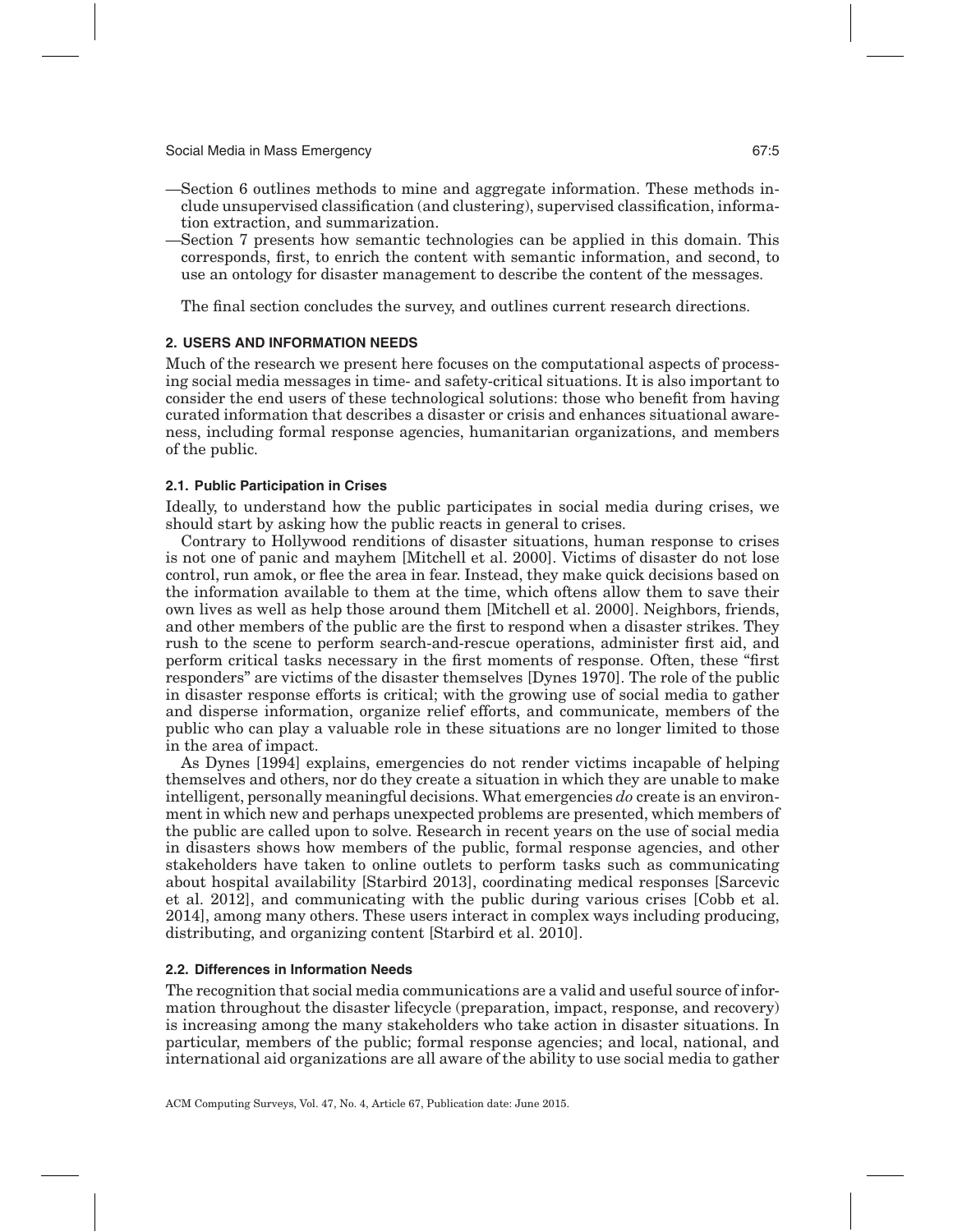—Section 6 outlines methods to mine and aggregate information. These methods include unsupervised classification (and clustering), supervised classification, information extraction, and summarization.

—Section 7 presents how semantic technologies can be applied in this domain. This corresponds, first, to enrich the content with semantic information, and second, to use an ontology for disaster management to describe the content of the messages.

The final section concludes the survey, and outlines current research directions.

## 2. USERS AND INFORMATION NEEDS

Much of the research we present here focuses on the computational aspects of processing social media messages in time- and safety-critical situations. It is also important to consider the end users of these technological solutions: those who benefit from having curated information that describes a disaster or crisis and enhances situational awareness, including formal response agencies, humanitarian organizations, and members of the public.

### 2.1. Public Participation in Crises

Ideally, to understand how the public participates in social media during crises, we should start by asking how the public reacts in general to crises.

Contrary to Hollywood renditions of disaster situations, human response to crises is not one of panic and mayhem [Mitchell et al. 2000]. Victims of disaster do not lose control, run amok, or flee the area in fear. Instead, they make quick decisions based on the information available to them at the time, which oftens allow them to save their own lives as well as help those around them [Mitchell et al. 2000]. Neighbors, friends, and other members of the public are the first to respond when a disaster strikes. They rush to the scene to perform search-and-rescue operations, administer first aid, and perform critical tasks necessary in the first moments of response. Often, these "first responders" are victims of the disaster themselves [Dynes 1970]. The role of the public in disaster response efforts is critical; with the growing use of social media to gather and disperse information, organize relief efforts, and communicate, members of the public who can play a valuable role in these situations are no longer limited to those in the area of impact.

As Dynes [1994] explains, emergencies do not render victims incapable of helping themselves and others, nor do they create a situation in which they are unable to make intelligent, personally meaningful decisions. What emergencies *do* create is an environment in which new and perhaps unexpected problems are presented, which members of the public are called upon to solve. Research in recent years on the use of social media in disasters shows how members of the public, formal response agencies, and other stakeholders have taken to online outlets to perform tasks such as communicating about hospital availability [Starbird 2013], coordinating medical responses [Sarcevic et al. 2012], and communicating with the public during various crises [Cobb et al. 2014], among many others. These users interact in complex ways including producing, distributing, and organizing content [Starbird et al. 2010].

### 2.2. Differences in Information Needs

The recognition that social media communications are a valid and useful source of information throughout the disaster lifecycle (preparation, impact, response, and recovery) is increasing among the many stakeholders who take action in disaster situations. In particular, members of the public; formal response agencies; and local, national, and international aid organizations are all aware of the ability to use social media to gather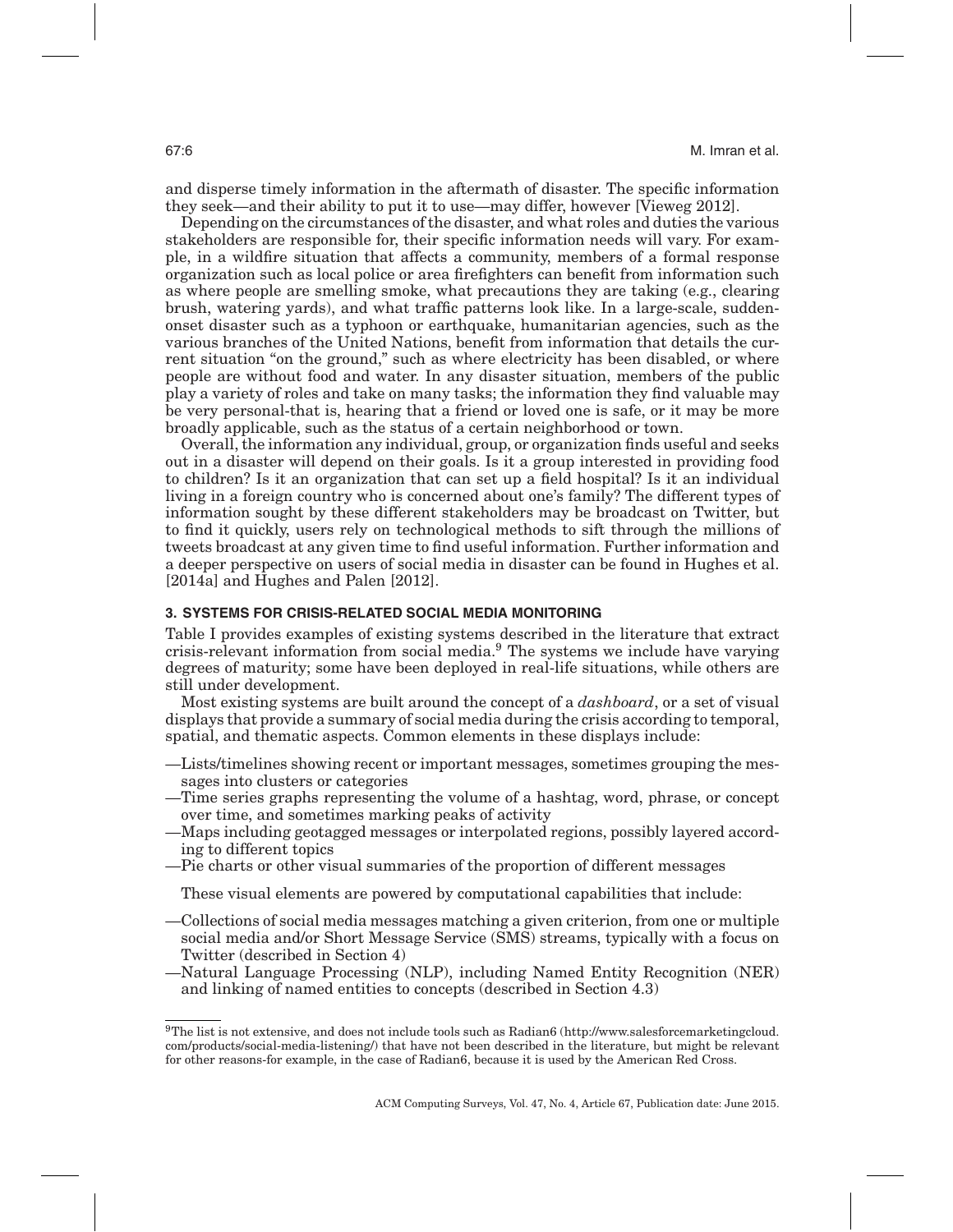and disperse timely information in the aftermath of disaster. The specific information they seek—and their ability to put it to use—may differ, however [Vieweg 2012].

Depending on the circumstances of the disaster, and what roles and duties the various stakeholders are responsible for, their specific information needs will vary. For example, in a wildfire situation that affects a community, members of a formal response organization such as local police or area firefighters can benefit from information such as where people are smelling smoke, what precautions they are taking (e.g., clearing brush, watering yards), and what traffic patterns look like. In a large-scale, sudden-onset disaster such as a typhoon or earthquake, humanitarian agencies, such as the various branches of the United Nations, benefit from information that details the current situation "on the ground," such as where electricity has been disabled, or where people are without food and water. In any disaster situation, members of the public play a variety of roles and take on many tasks; the information they find valuable may be very personal-that is, hearing that a friend or loved one is safe, or it may be more broadly applicable, such as the status of a certain neighborhood or town.

Overall, the information any individual, group, or organization finds useful and seeks out in a disaster will depend on their goals. Is it a group interested in providing food to children? Is it an organization that can set up a field hospital? Is it an individual living in a foreign country who is concerned about one's family? The different types of information sought by these different stakeholders may be broadcast on Twitter, but to find it quickly, users rely on technological methods to sift through the millions of tweets broadcast at any given time to find useful information. Further information and a deeper perspective on users of social media in disaster can be found in Hughes et al. [2014a] and Hughes and Palen [2012].

## 3. SYSTEMS FOR CRISIS-RELATED SOCIAL MEDIA MONITORING

Table I provides examples of existing systems described in the literature that extract crisis-relevant information from social media.[9] The systems we include have varying degrees of maturity; some have been deployed in real-life situations, while others are still under development.

Most existing systems are built around the concept of a *dashboard*, or a set of visual displays that provide a summary of social media during the crisis according to temporal, spatial, and thematic aspects. Common elements in these displays include:

—Lists/timelines showing recent or important messages, sometimes grouping the messages into clusters or categories
—Time series graphs representing the volume of a hashtag, word, phrase, or concept over time, and sometimes marking peaks of activity
—Maps including geotagged messages or interpolated regions, possibly layered according to different topics
—Pie charts or other visual summaries of the proportion of different messages

These visual elements are powered by computational capabilities that include:

—Collections of social media messages matching a given criterion, from one or multiple social media and/or Short Message Service (SMS) streams, typically with a focus on Twitter (described in Section 4)
—Natural Language Processing (NLP), including Named Entity Recognition (NER) and linking of named entities to concepts (described in Section 4.3)

[9]The list is not extensive, and does not include tools such as Radian6 (http://www.salesforcemarketingcloud.com/products/social-media-listening/) that have not been described in the literature, but might be relevant for other reasons-for example, in the case of Radian6, because it is used by the American Red Cross.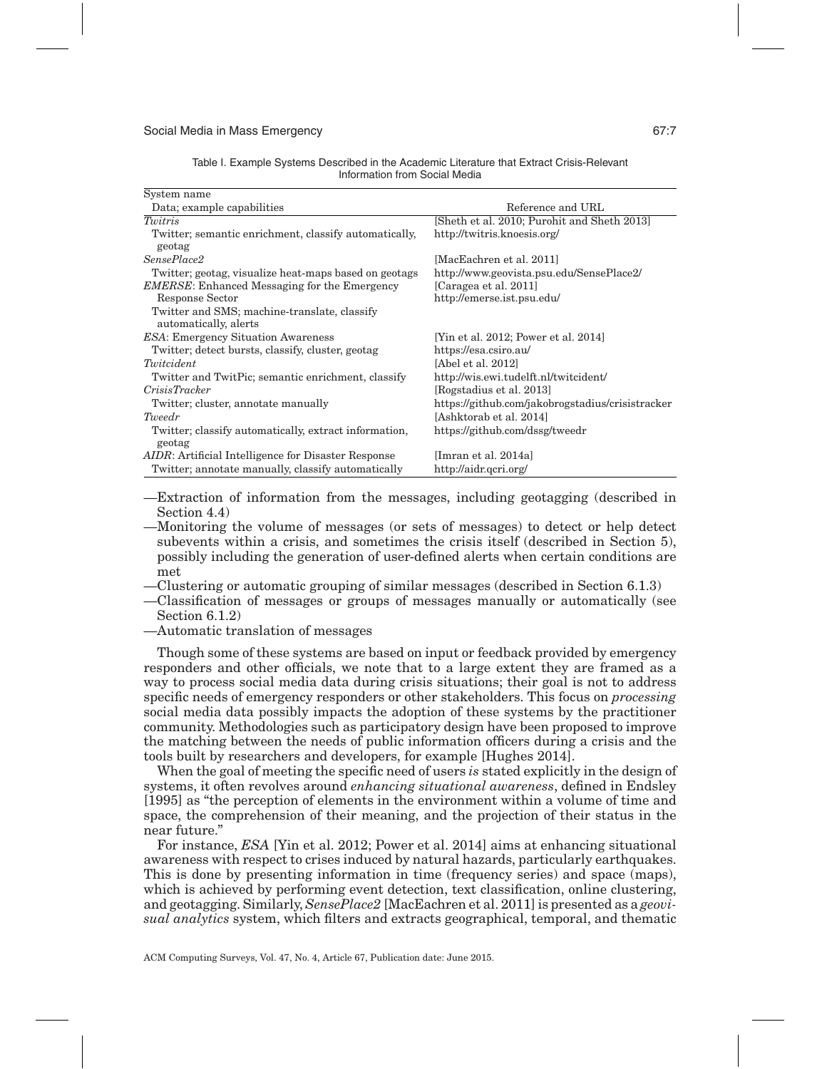Table I. Example Systems Described in the Academic Literature that Extract Crisis-Relevant Information from Social Media

| System name / Data; example capabilities | Reference and URL |
|---|---|
| *Twitris* | [Sheth et al. 2010; Purohit and Sheth 2013] |
| Twitter; semantic enrichment, classify automatically, geotag | http://twitris.knoesis.org/ |
| *SensePlace2* | [MacEachren et al. 2011] |
| Twitter; geotag, visualize heat-maps based on geotags | http://www.geovista.psu.edu/SensePlace2/ |
| *EMERSE*: Enhanced Messaging for the Emergency Response Sector | [Caragea et al. 2011] http://emerse.ist.psu.edu/ |
| Twitter and SMS; machine-translate, classify automatically, alerts | |
| *ESA*: Emergency Situation Awareness | [Yin et al. 2012; Power et al. 2014] |
| Twitter; detect bursts, classify, cluster, geotag | https://esa.csiro.au/ |
| *Twitcident* | [Abel et al. 2012] |
| Twitter and TwitPic; semantic enrichment, classify | http://wis.ewi.tudelft.nl/twitcident/ |
| *CrisisTracker* | [Rogstadius et al. 2013] |
| Twitter; cluster, annotate manually | https://github.com/jakobrogstadius/crisistracker |
| *Tweedr* | [Ashktorab et al. 2014] |
| Twitter; classify automatically, extract information, geotag | https://github.com/dssg/tweedr |
| *AIDR*: Artificial Intelligence for Disaster Response | [Imran et al. 2014a] |
| Twitter; annotate manually, classify automatically | http://aidr.qcri.org/ |

—Extraction of information from the messages, including geotagging (described in Section 4.4)

—Monitoring the volume of messages (or sets of messages) to detect or help detect subevents within a crisis, and sometimes the crisis itself (described in Section 5), possibly including the generation of user-defined alerts when certain conditions are met

—Clustering or automatic grouping of similar messages (described in Section 6.1.3)

—Classification of messages or groups of messages manually or automatically (see Section 6.1.2)

—Automatic translation of messages

Though some of these systems are based on input or feedback provided by emergency responders and other officials, we note that to a large extent they are framed as a way to process social media data during crisis situations; their goal is not to address specific needs of emergency responders or other stakeholders. This focus on *processing* social media data possibly impacts the adoption of these systems by the practitioner community. Methodologies such as participatory design have been proposed to improve the matching between the needs of public information officers during a crisis and the tools built by researchers and developers, for example [Hughes 2014].

When the goal of meeting the specific need of users *is* stated explicitly in the design of systems, it often revolves around *enhancing situational awareness*, defined in Endsley [1995] as "the perception of elements in the environment within a volume of time and space, the comprehension of their meaning, and the projection of their status in the near future."

For instance, *ESA* [Yin et al. 2012; Power et al. 2014] aims at enhancing situational awareness with respect to crises induced by natural hazards, particularly earthquakes. This is done by presenting information in time (frequency series) and space (maps), which is achieved by performing event detection, text classification, online clustering, and geotagging. Similarly, *SensePlace2* [MacEachren et al. 2011] is presented as a *geovisual analytics* system, which filters and extracts geographical, temporal, and thematic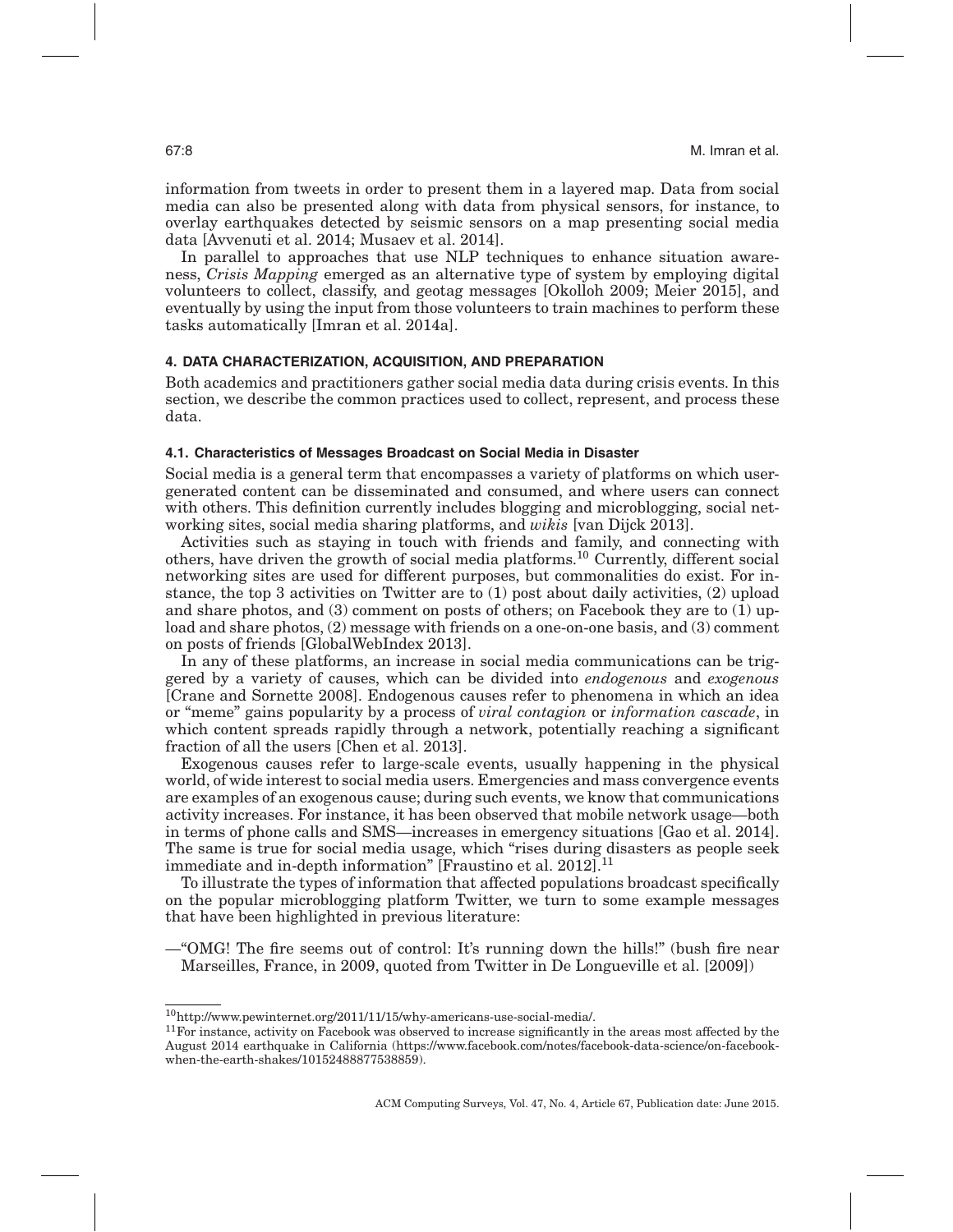information from tweets in order to present them in a layered map. Data from social media can also be presented along with data from physical sensors, for instance, to overlay earthquakes detected by seismic sensors on a map presenting social media data [Avvenuti et al. 2014; Musaev et al. 2014].

In parallel to approaches that use NLP techniques to enhance situation awareness, *Crisis Mapping* emerged as an alternative type of system by employing digital volunteers to collect, classify, and geotag messages [Okolloh 2009; Meier 2015], and eventually by using the input from those volunteers to train machines to perform these tasks automatically [Imran et al. 2014a].

## 4. DATA CHARACTERIZATION, ACQUISITION, AND PREPARATION

Both academics and practitioners gather social media data during crisis events. In this section, we describe the common practices used to collect, represent, and process these data.

### 4.1. Characteristics of Messages Broadcast on Social Media in Disaster

Social media is a general term that encompasses a variety of platforms on which user-generated content can be disseminated and consumed, and where users can connect with others. This definition currently includes blogging and microblogging, social networking sites, social media sharing platforms, and *wikis* [van Dijck 2013].

Activities such as staying in touch with friends and family, and connecting with others, have driven the growth of social media platforms.[10] Currently, different social networking sites are used for different purposes, but commonalities do exist. For instance, the top 3 activities on Twitter are to (1) post about daily activities, (2) upload and share photos, and (3) comment on posts of others; on Facebook they are to (1) upload and share photos, (2) message with friends on a one-on-one basis, and (3) comment on posts of friends [GlobalWebIndex 2013].

In any of these platforms, an increase in social media communications can be triggered by a variety of causes, which can be divided into *endogenous* and *exogenous* [Crane and Sornette 2008]. Endogenous causes refer to phenomena in which an idea or "meme" gains popularity by a process of *viral contagion* or *information cascade*, in which content spreads rapidly through a network, potentially reaching a significant fraction of all the users [Chen et al. 2013].

Exogenous causes refer to large-scale events, usually happening in the physical world, of wide interest to social media users. Emergencies and mass convergence events are examples of an exogenous cause; during such events, we know that communications activity increases. For instance, it has been observed that mobile network usage—both in terms of phone calls and SMS—increases in emergency situations [Gao et al. 2014]. The same is true for social media usage, which "rises during disasters as people seek immediate and in-depth information" [Fraustino et al. 2012].[11]

To illustrate the types of information that affected populations broadcast specifically on the popular microblogging platform Twitter, we turn to some example messages that have been highlighted in previous literature:

—"OMG! The fire seems out of control: It's running down the hills!" (bush fire near Marseilles, France, in 2009, quoted from Twitter in De Longueville et al. [2009])

[10] http://www.pewinternet.org/2011/11/15/why-americans-use-social-media/.

[11] For instance, activity on Facebook was observed to increase significantly in the areas most affected by the August 2014 earthquake in California (https://www.facebook.com/notes/facebook-data-science/on-facebook-when-the-earth-shakes/10152488877538859).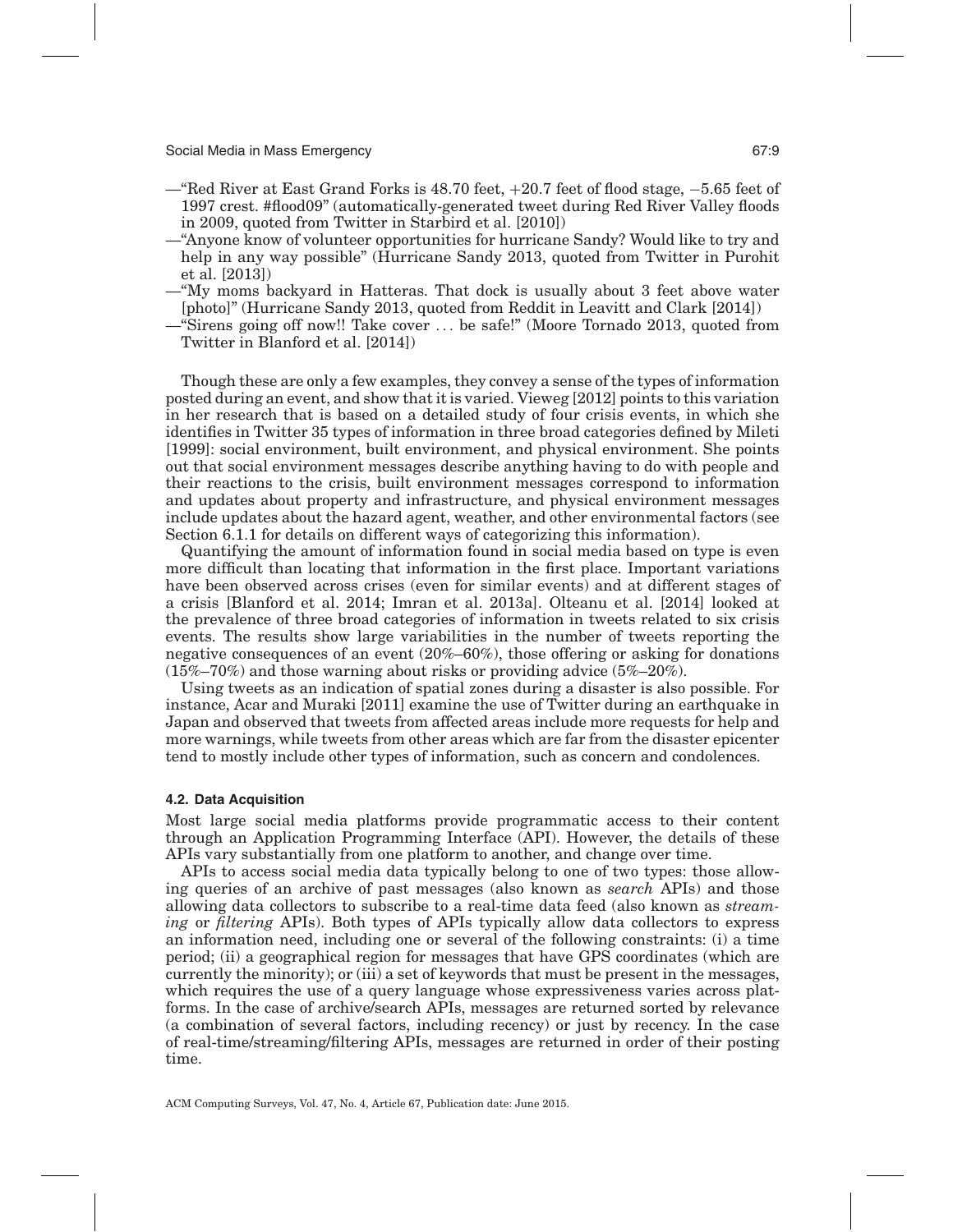—"Red River at East Grand Forks is 48.70 feet, +20.7 feet of flood stage, −5.65 feet of 1997 crest. #flood09" (automatically-generated tweet during Red River Valley floods in 2009, quoted from Twitter in Starbird et al. [2010])

—"Anyone know of volunteer opportunities for hurricane Sandy? Would like to try and help in any way possible" (Hurricane Sandy 2013, quoted from Twitter in Purohit et al. [2013])

—"My moms backyard in Hatteras. That dock is usually about 3 feet above water [photo]" (Hurricane Sandy 2013, quoted from Reddit in Leavitt and Clark [2014])

—"Sirens going off now!! Take cover . . . be safe!" (Moore Tornado 2013, quoted from Twitter in Blanford et al. [2014])

Though these are only a few examples, they convey a sense of the types of information posted during an event, and show that it is varied. Vieweg [2012] points to this variation in her research that is based on a detailed study of four crisis events, in which she identifies in Twitter 35 types of information in three broad categories defined by Mileti [1999]: social environment, built environment, and physical environment. She points out that social environment messages describe anything having to do with people and their reactions to the crisis, built environment messages correspond to information and updates about property and infrastructure, and physical environment messages include updates about the hazard agent, weather, and other environmental factors (see Section 6.1.1 for details on different ways of categorizing this information).

Quantifying the amount of information found in social media based on type is even more difficult than locating that information in the first place. Important variations have been observed across crises (even for similar events) and at different stages of a crisis [Blanford et al. 2014; Imran et al. 2013a]. Olteanu et al. [2014] looked at the prevalence of three broad categories of information in tweets related to six crisis events. The results show large variabilities in the number of tweets reporting the negative consequences of an event (20%–60%), those offering or asking for donations (15%–70%) and those warning about risks or providing advice (5%–20%).

Using tweets as an indication of spatial zones during a disaster is also possible. For instance, Acar and Muraki [2011] examine the use of Twitter during an earthquake in Japan and observed that tweets from affected areas include more requests for help and more warnings, while tweets from other areas which are far from the disaster epicenter tend to mostly include other types of information, such as concern and condolences.

### 4.2. Data Acquisition

Most large social media platforms provide programmatic access to their content through an Application Programming Interface (API). However, the details of these APIs vary substantially from one platform to another, and change over time.

APIs to access social media data typically belong to one of two types: those allowing queries of an archive of past messages (also known as *search* APIs) and those allowing data collectors to subscribe to a real-time data feed (also known as *streaming* or *filtering* APIs). Both types of APIs typically allow data collectors to express an information need, including one or several of the following constraints: (i) a time period; (ii) a geographical region for messages that have GPS coordinates (which are currently the minority); or (iii) a set of keywords that must be present in the messages, which requires the use of a query language whose expressiveness varies across platforms. In the case of archive/search APIs, messages are returned sorted by relevance (a combination of several factors, including recency) or just by recency. In the case of real-time/streaming/filtering APIs, messages are returned in order of their posting time.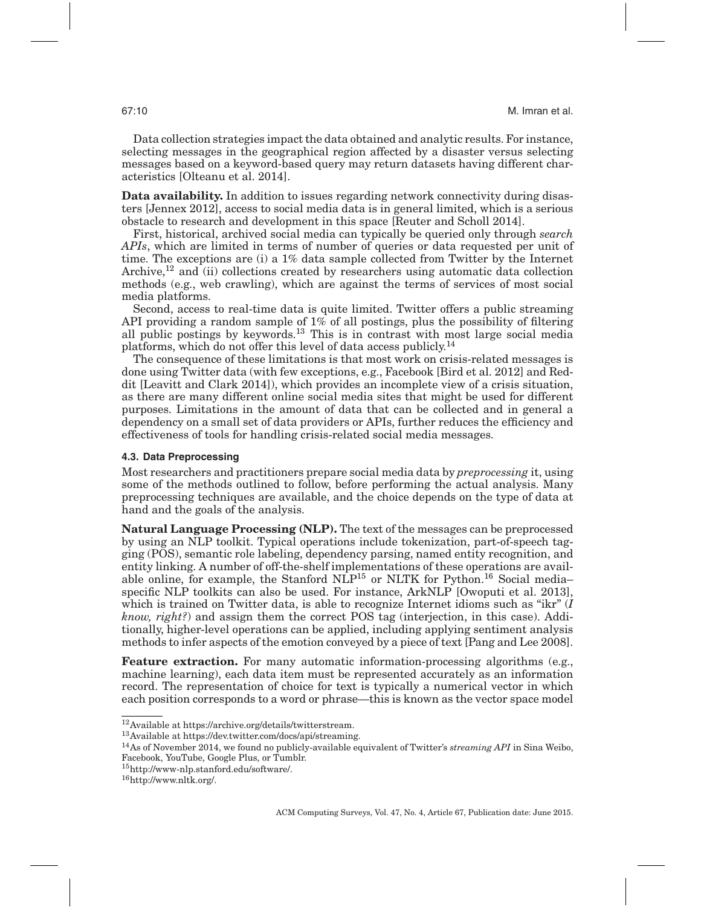Data collection strategies impact the data obtained and analytic results. For instance, selecting messages in the geographical region affected by a disaster versus selecting messages based on a keyword-based query may return datasets having different characteristics [Olteanu et al. 2014].

**Data availability.** In addition to issues regarding network connectivity during disasters [Jennex 2012], access to social media data is in general limited, which is a serious obstacle to research and development in this space [Reuter and Scholl 2014].

First, historical, archived social media can typically be queried only through *search APIs*, which are limited in terms of number of queries or data requested per unit of time. The exceptions are (i) a 1% data sample collected from Twitter by the Internet Archive,[12] and (ii) collections created by researchers using automatic data collection methods (e.g., web crawling), which are against the terms of services of most social media platforms.

Second, access to real-time data is quite limited. Twitter offers a public streaming API providing a random sample of 1% of all postings, plus the possibility of filtering all public postings by keywords.[13] This is in contrast with most large social media platforms, which do not offer this level of data access publicly.[14]

The consequence of these limitations is that most work on crisis-related messages is done using Twitter data (with few exceptions, e.g., Facebook [Bird et al. 2012] and Reddit [Leavitt and Clark 2014]), which provides an incomplete view of a crisis situation, as there are many different online social media sites that might be used for different purposes. Limitations in the amount of data that can be collected and in general a dependency on a small set of data providers or APIs, further reduces the efficiency and effectiveness of tools for handling crisis-related social media messages.

### 4.3. Data Preprocessing

Most researchers and practitioners prepare social media data by *preprocessing* it, using some of the methods outlined to follow, before performing the actual analysis. Many preprocessing techniques are available, and the choice depends on the type of data at hand and the goals of the analysis.

**Natural Language Processing (NLP).** The text of the messages can be preprocessed by using an NLP toolkit. Typical operations include tokenization, part-of-speech tagging (POS), semantic role labeling, dependency parsing, named entity recognition, and entity linking. A number of off-the-shelf implementations of these operations are available online, for example, the Stanford NLP[15] or NLTK for Python.[16] Social media–specific NLP toolkits can also be used. For instance, ArkNLP [Owoputi et al. 2013], which is trained on Twitter data, is able to recognize Internet idioms such as "ikr" (*I know, right?*) and assign them the correct POS tag (interjection, in this case). Additionally, higher-level operations can be applied, including applying sentiment analysis methods to infer aspects of the emotion conveyed by a piece of text [Pang and Lee 2008].

**Feature extraction.** For many automatic information-processing algorithms (e.g., machine learning), each data item must be represented accurately as an information record. The representation of choice for text is typically a numerical vector in which each position corresponds to a word or phrase—this is known as the vector space model

---

[12] Available at https://archive.org/details/twitterstream.

[13] Available at https://dev.twitter.com/docs/api/streaming.

[14] As of November 2014, we found no publicly-available equivalent of Twitter's *streaming API* in Sina Weibo, Facebook, YouTube, Google Plus, or Tumblr.

[15] http://www-nlp.stanford.edu/software/.

[16] http://www.nltk.org/.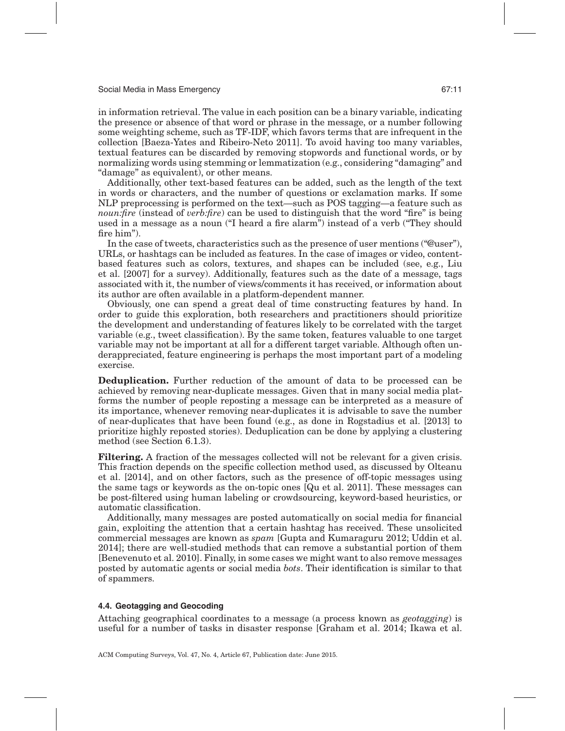in information retrieval. The value in each position can be a binary variable, indicating the presence or absence of that word or phrase in the message, or a number following some weighting scheme, such as TF-IDF, which favors terms that are infrequent in the collection [Baeza-Yates and Ribeiro-Neto 2011]. To avoid having too many variables, textual features can be discarded by removing stopwords and functional words, or by normalizing words using stemming or lemmatization (e.g., considering "damaging" and "damage" as equivalent), or other means.

Additionally, other text-based features can be added, such as the length of the text in words or characters, and the number of questions or exclamation marks. If some NLP preprocessing is performed on the text—such as POS tagging—a feature such as *noun:fire* (instead of *verb:fire*) can be used to distinguish that the word "fire" is being used in a message as a noun ("I heard a fire alarm") instead of a verb ("They should fire him").

In the case of tweets, characteristics such as the presence of user mentions ("@user"), URLs, or hashtags can be included as features. In the case of images or video, content-based features such as colors, textures, and shapes can be included (see, e.g., Liu et al. [2007] for a survey). Additionally, features such as the date of a message, tags associated with it, the number of views/comments it has received, or information about its author are often available in a platform-dependent manner.

Obviously, one can spend a great deal of time constructing features by hand. In order to guide this exploration, both researchers and practitioners should prioritize the development and understanding of features likely to be correlated with the target variable (e.g., tweet classification). By the same token, features valuable to one target variable may not be important at all for a different target variable. Although often underappreciated, feature engineering is perhaps the most important part of a modeling exercise.

**Deduplication.** Further reduction of the amount of data to be processed can be achieved by removing near-duplicate messages. Given that in many social media platforms the number of people reposting a message can be interpreted as a measure of its importance, whenever removing near-duplicates it is advisable to save the number of near-duplicates that have been found (e.g., as done in Rogstadius et al. [2013] to prioritize highly reposted stories). Deduplication can be done by applying a clustering method (see Section 6.1.3).

**Filtering.** A fraction of the messages collected will not be relevant for a given crisis. This fraction depends on the specific collection method used, as discussed by Olteanu et al. [2014], and on other factors, such as the presence of off-topic messages using the same tags or keywords as the on-topic ones [Qu et al. 2011]. These messages can be post-filtered using human labeling or crowdsourcing, keyword-based heuristics, or automatic classification.

Additionally, many messages are posted automatically on social media for financial gain, exploiting the attention that a certain hashtag has received. These unsolicited commercial messages are known as *spam* [Gupta and Kumaraguru 2012; Uddin et al. 2014]; there are well-studied methods that can remove a substantial portion of them [Benevenuto et al. 2010]. Finally, in some cases we might want to also remove messages posted by automatic agents or social media *bots*. Their identification is similar to that of spammers.

### 4.4. Geotagging and Geocoding

Attaching geographical coordinates to a message (a process known as *geotagging*) is useful for a number of tasks in disaster response [Graham et al. 2014; Ikawa et al.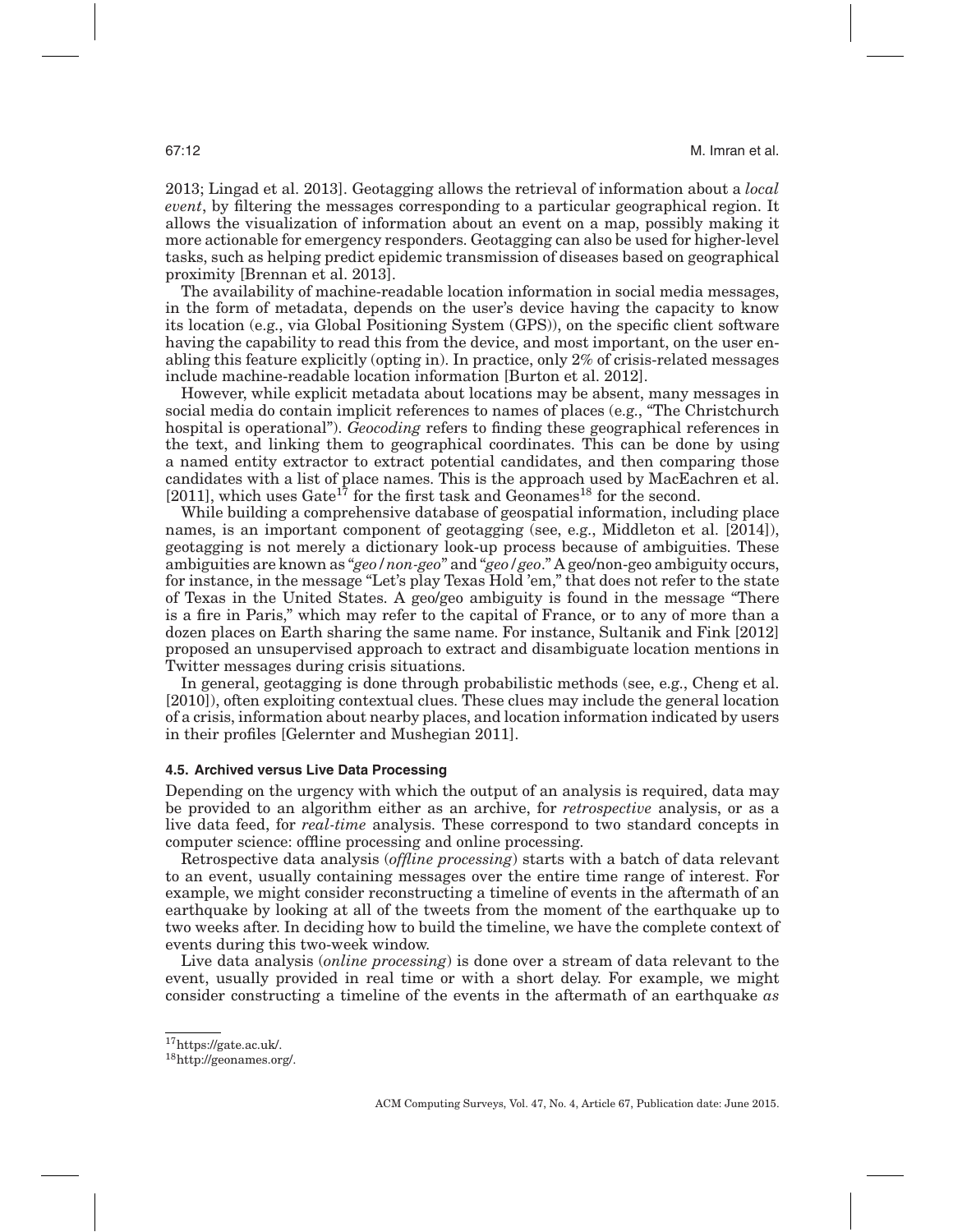2013; Lingad et al. 2013]. Geotagging allows the retrieval of information about a *local event*, by filtering the messages corresponding to a particular geographical region. It allows the visualization of information about an event on a map, possibly making it more actionable for emergency responders. Geotagging can also be used for higher-level tasks, such as helping predict epidemic transmission of diseases based on geographical proximity [Brennan et al. 2013].

The availability of machine-readable location information in social media messages, in the form of metadata, depends on the user's device having the capacity to know its location (e.g., via Global Positioning System (GPS)), on the specific client software having the capability to read this from the device, and most important, on the user enabling this feature explicitly (opting in). In practice, only 2% of crisis-related messages include machine-readable location information [Burton et al. 2012].

However, while explicit metadata about locations may be absent, many messages in social media do contain implicit references to names of places (e.g., "The Christchurch hospital is operational"). *Geocoding* refers to finding these geographical references in the text, and linking them to geographical coordinates. This can be done by using a named entity extractor to extract potential candidates, and then comparing those candidates with a list of place names. This is the approach used by MacEachren et al. [2011], which uses Gate[17] for the first task and Geonames[18] for the second.

While building a comprehensive database of geospatial information, including place names, is an important component of geotagging (see, e.g., Middleton et al. [2014]), geotagging is not merely a dictionary look-up process because of ambiguities. These ambiguities are known as "*geo/non-geo*" and "*geo/geo*." A geo/non-geo ambiguity occurs, for instance, in the message "Let's play Texas Hold 'em," that does not refer to the state of Texas in the United States. A geo/geo ambiguity is found in the message "There is a fire in Paris," which may refer to the capital of France, or to any of more than a dozen places on Earth sharing the same name. For instance, Sultanik and Fink [2012] proposed an unsupervised approach to extract and disambiguate location mentions in Twitter messages during crisis situations.

In general, geotagging is done through probabilistic methods (see, e.g., Cheng et al. [2010]), often exploiting contextual clues. These clues may include the general location of a crisis, information about nearby places, and location information indicated by users in their profiles [Gelernter and Mushegian 2011].

### 4.5. Archived versus Live Data Processing

Depending on the urgency with which the output of an analysis is required, data may be provided to an algorithm either as an archive, for *retrospective* analysis, or as a live data feed, for *real-time* analysis. These correspond to two standard concepts in computer science: offline processing and online processing.

Retrospective data analysis (*offline processing*) starts with a batch of data relevant to an event, usually containing messages over the entire time range of interest. For example, we might consider reconstructing a timeline of events in the aftermath of an earthquake by looking at all of the tweets from the moment of the earthquake up to two weeks after. In deciding how to build the timeline, we have the complete context of events during this two-week window.

Live data analysis (*online processing*) is done over a stream of data relevant to the event, usually provided in real time or with a short delay. For example, we might consider constructing a timeline of the events in the aftermath of an earthquake *as*

[17] https://gate.ac.uk/.

[18] http://geonames.org/.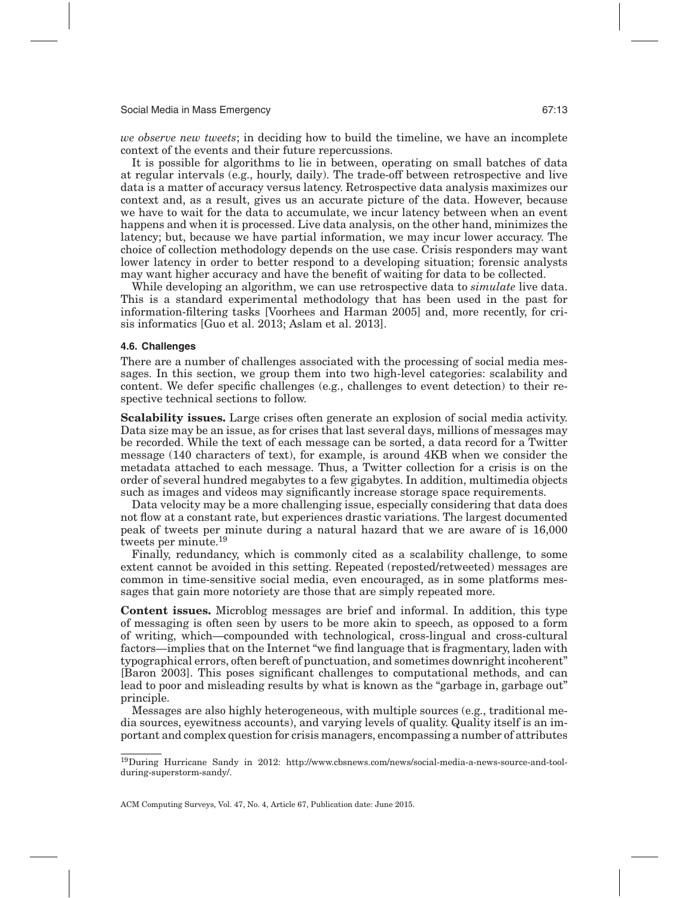*we observe new tweets*; in deciding how to build the timeline, we have an incomplete context of the events and their future repercussions.

It is possible for algorithms to lie in between, operating on small batches of data at regular intervals (e.g., hourly, daily). The trade-off between retrospective and live data is a matter of accuracy versus latency. Retrospective data analysis maximizes our context and, as a result, gives us an accurate picture of the data. However, because we have to wait for the data to accumulate, we incur latency between when an event happens and when it is processed. Live data analysis, on the other hand, minimizes the latency; but, because we have partial information, we may incur lower accuracy. The choice of collection methodology depends on the use case. Crisis responders may want lower latency in order to better respond to a developing situation; forensic analysts may want higher accuracy and have the benefit of waiting for data to be collected.

While developing an algorithm, we can use retrospective data to *simulate* live data. This is a standard experimental methodology that has been used in the past for information-filtering tasks [Voorhees and Harman 2005] and, more recently, for crisis informatics [Guo et al. 2013; Aslam et al. 2013].

### 4.6. Challenges

There are a number of challenges associated with the processing of social media messages. In this section, we group them into two high-level categories: scalability and content. We defer specific challenges (e.g., challenges to event detection) to their respective technical sections to follow.

**Scalability issues.** Large crises often generate an explosion of social media activity. Data size may be an issue, as for crises that last several days, millions of messages may be recorded. While the text of each message can be sorted, a data record for a Twitter message (140 characters of text), for example, is around 4KB when we consider the metadata attached to each message. Thus, a Twitter collection for a crisis is on the order of several hundred megabytes to a few gigabytes. In addition, multimedia objects such as images and videos may significantly increase storage space requirements.

Data velocity may be a more challenging issue, especially considering that data does not flow at a constant rate, but experiences drastic variations. The largest documented peak of tweets per minute during a natural hazard that we are aware of is 16,000 tweets per minute.[19]

Finally, redundancy, which is commonly cited as a scalability challenge, to some extent cannot be avoided in this setting. Repeated (reposted/retweeted) messages are common in time-sensitive social media, even encouraged, as in some platforms messages that gain more notoriety are those that are simply repeated more.

**Content issues.** Microblog messages are brief and informal. In addition, this type of messaging is often seen by users to be more akin to speech, as opposed to a form of writing, which—compounded with technological, cross-lingual and cross-cultural factors—implies that on the Internet "we find language that is fragmentary, laden with typographical errors, often bereft of punctuation, and sometimes downright incoherent" [Baron 2003]. This poses significant challenges to computational methods, and can lead to poor and misleading results by what is known as the "garbage in, garbage out" principle.

Messages are also highly heterogeneous, with multiple sources (e.g., traditional media sources, eyewitness accounts), and varying levels of quality. Quality itself is an important and complex question for crisis managers, encompassing a number of attributes

[19]During Hurricane Sandy in 2012: http://www.cbsnews.com/news/social-media-a-news-source-and-tool-during-superstorm-sandy/.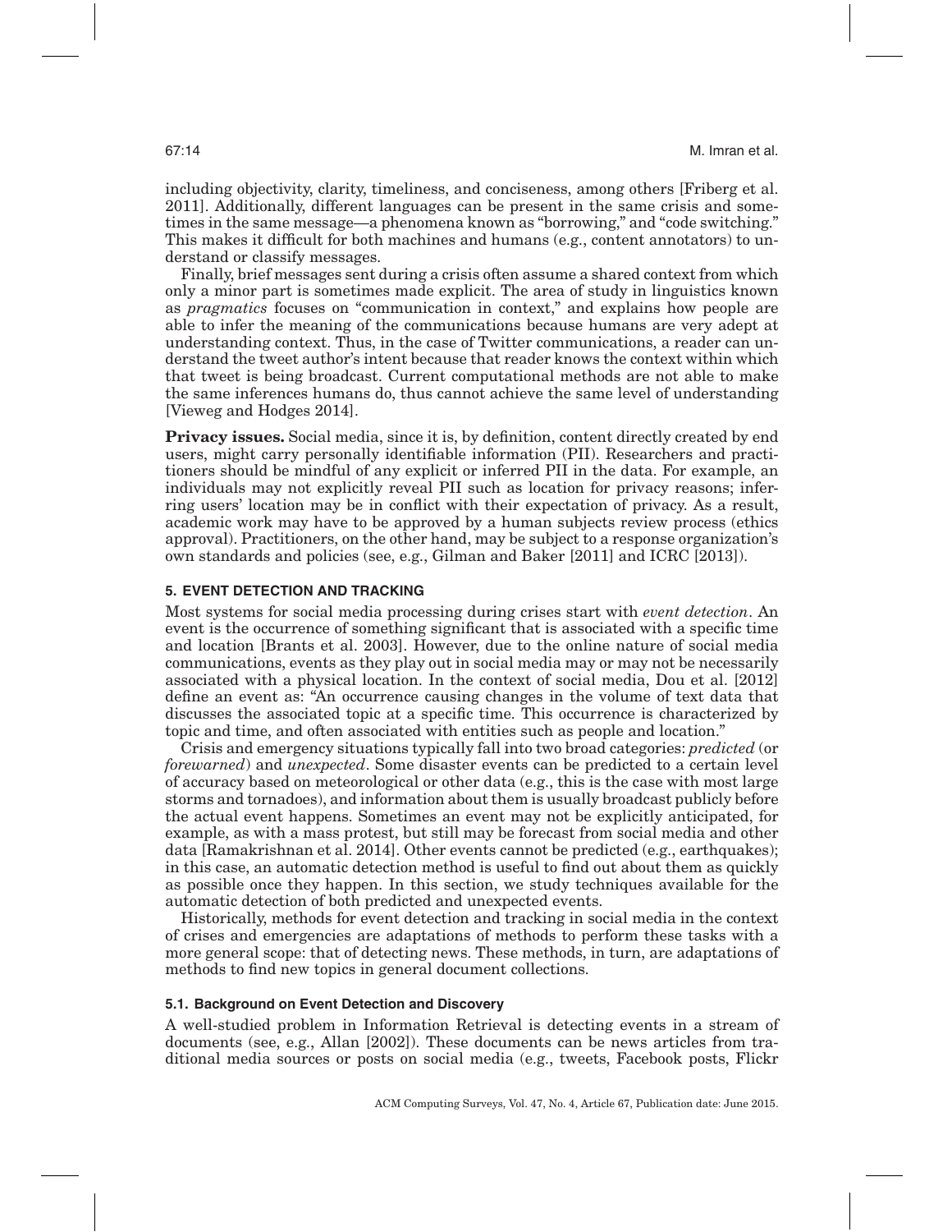including objectivity, clarity, timeliness, and conciseness, among others [Friberg et al. 2011]. Additionally, different languages can be present in the same crisis and sometimes in the same message—a phenomena known as "borrowing," and "code switching." This makes it difficult for both machines and humans (e.g., content annotators) to understand or classify messages.

Finally, brief messages sent during a crisis often assume a shared context from which only a minor part is sometimes made explicit. The area of study in linguistics known as *pragmatics* focuses on "communication in context," and explains how people are able to infer the meaning of the communications because humans are very adept at understanding context. Thus, in the case of Twitter communications, a reader can understand the tweet author's intent because that reader knows the context within which that tweet is being broadcast. Current computational methods are not able to make the same inferences humans do, thus cannot achieve the same level of understanding [Vieweg and Hodges 2014].

**Privacy issues.** Social media, since it is, by definition, content directly created by end users, might carry personally identifiable information (PII). Researchers and practitioners should be mindful of any explicit or inferred PII in the data. For example, an individuals may not explicitly reveal PII such as location for privacy reasons; inferring users' location may be in conflict with their expectation of privacy. As a result, academic work may have to be approved by a human subjects review process (ethics approval). Practitioners, on the other hand, may be subject to a response organization's own standards and policies (see, e.g., Gilman and Baker [2011] and ICRC [2013]).

## 5. EVENT DETECTION AND TRACKING

Most systems for social media processing during crises start with *event detection*. An event is the occurrence of something significant that is associated with a specific time and location [Brants et al. 2003]. However, due to the online nature of social media communications, events as they play out in social media may or may not be necessarily associated with a physical location. In the context of social media, Dou et al. [2012] define an event as: "An occurrence causing changes in the volume of text data that discusses the associated topic at a specific time. This occurrence is characterized by topic and time, and often associated with entities such as people and location."

Crisis and emergency situations typically fall into two broad categories: *predicted* (or *forewarned*) and *unexpected*. Some disaster events can be predicted to a certain level of accuracy based on meteorological or other data (e.g., this is the case with most large storms and tornadoes), and information about them is usually broadcast publicly before the actual event happens. Sometimes an event may not be explicitly anticipated, for example, as with a mass protest, but still may be forecast from social media and other data [Ramakrishnan et al. 2014]. Other events cannot be predicted (e.g., earthquakes); in this case, an automatic detection method is useful to find out about them as quickly as possible once they happen. In this section, we study techniques available for the automatic detection of both predicted and unexpected events.

Historically, methods for event detection and tracking in social media in the context of crises and emergencies are adaptations of methods to perform these tasks with a more general scope: that of detecting news. These methods, in turn, are adaptations of methods to find new topics in general document collections.

### 5.1. Background on Event Detection and Discovery

A well-studied problem in Information Retrieval is detecting events in a stream of documents (see, e.g., Allan [2002]). These documents can be news articles from traditional media sources or posts on social media (e.g., tweets, Facebook posts, Flickr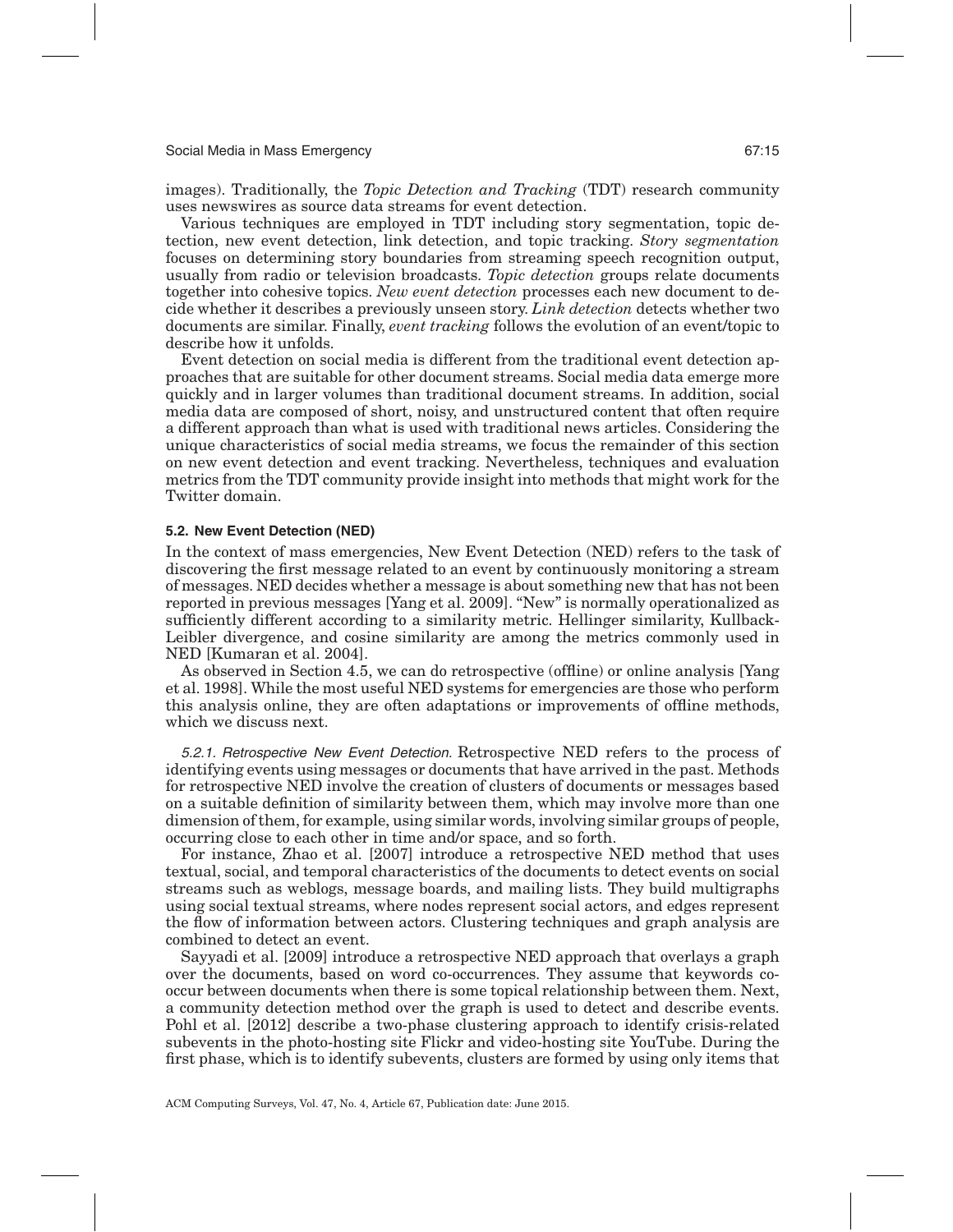images). Traditionally, the *Topic Detection and Tracking* (TDT) research community uses newswires as source data streams for event detection.

Various techniques are employed in TDT including story segmentation, topic detection, new event detection, link detection, and topic tracking. *Story segmentation* focuses on determining story boundaries from streaming speech recognition output, usually from radio or television broadcasts. *Topic detection* groups relate documents together into cohesive topics. *New event detection* processes each new document to decide whether it describes a previously unseen story. *Link detection* detects whether two documents are similar. Finally, *event tracking* follows the evolution of an event/topic to describe how it unfolds.

Event detection on social media is different from the traditional event detection approaches that are suitable for other document streams. Social media data emerge more quickly and in larger volumes than traditional document streams. In addition, social media data are composed of short, noisy, and unstructured content that often require a different approach than what is used with traditional news articles. Considering the unique characteristics of social media streams, we focus the remainder of this section on new event detection and event tracking. Nevertheless, techniques and evaluation metrics from the TDT community provide insight into methods that might work for the Twitter domain.

### 5.2. New Event Detection (NED)

In the context of mass emergencies, New Event Detection (NED) refers to the task of discovering the first message related to an event by continuously monitoring a stream of messages. NED decides whether a message is about something new that has not been reported in previous messages [Yang et al. 2009]. "New" is normally operationalized as sufficiently different according to a similarity metric. Hellinger similarity, Kullback-Leibler divergence, and cosine similarity are among the metrics commonly used in NED [Kumaran et al. 2004].

As observed in Section 4.5, we can do retrospective (offline) or online analysis [Yang et al. 1998]. While the most useful NED systems for emergencies are those who perform this analysis online, they are often adaptations or improvements of offline methods, which we discuss next.

#### 5.2.1. Retrospective New Event Detection.

Retrospective NED refers to the process of identifying events using messages or documents that have arrived in the past. Methods for retrospective NED involve the creation of clusters of documents or messages based on a suitable definition of similarity between them, which may involve more than one dimension of them, for example, using similar words, involving similar groups of people, occurring close to each other in time and/or space, and so forth.

For instance, Zhao et al. [2007] introduce a retrospective NED method that uses textual, social, and temporal characteristics of the documents to detect events on social streams such as weblogs, message boards, and mailing lists. They build multigraphs using social textual streams, where nodes represent social actors, and edges represent the flow of information between actors. Clustering techniques and graph analysis are combined to detect an event.

Sayyadi et al. [2009] introduce a retrospective NED approach that overlays a graph over the documents, based on word co-occurrences. They assume that keywords co-occur between documents when there is some topical relationship between them. Next, a community detection method over the graph is used to detect and describe events. Pohl et al. [2012] describe a two-phase clustering approach to identify crisis-related subevents in the photo-hosting site Flickr and video-hosting site YouTube. During the first phase, which is to identify subevents, clusters are formed by using only items that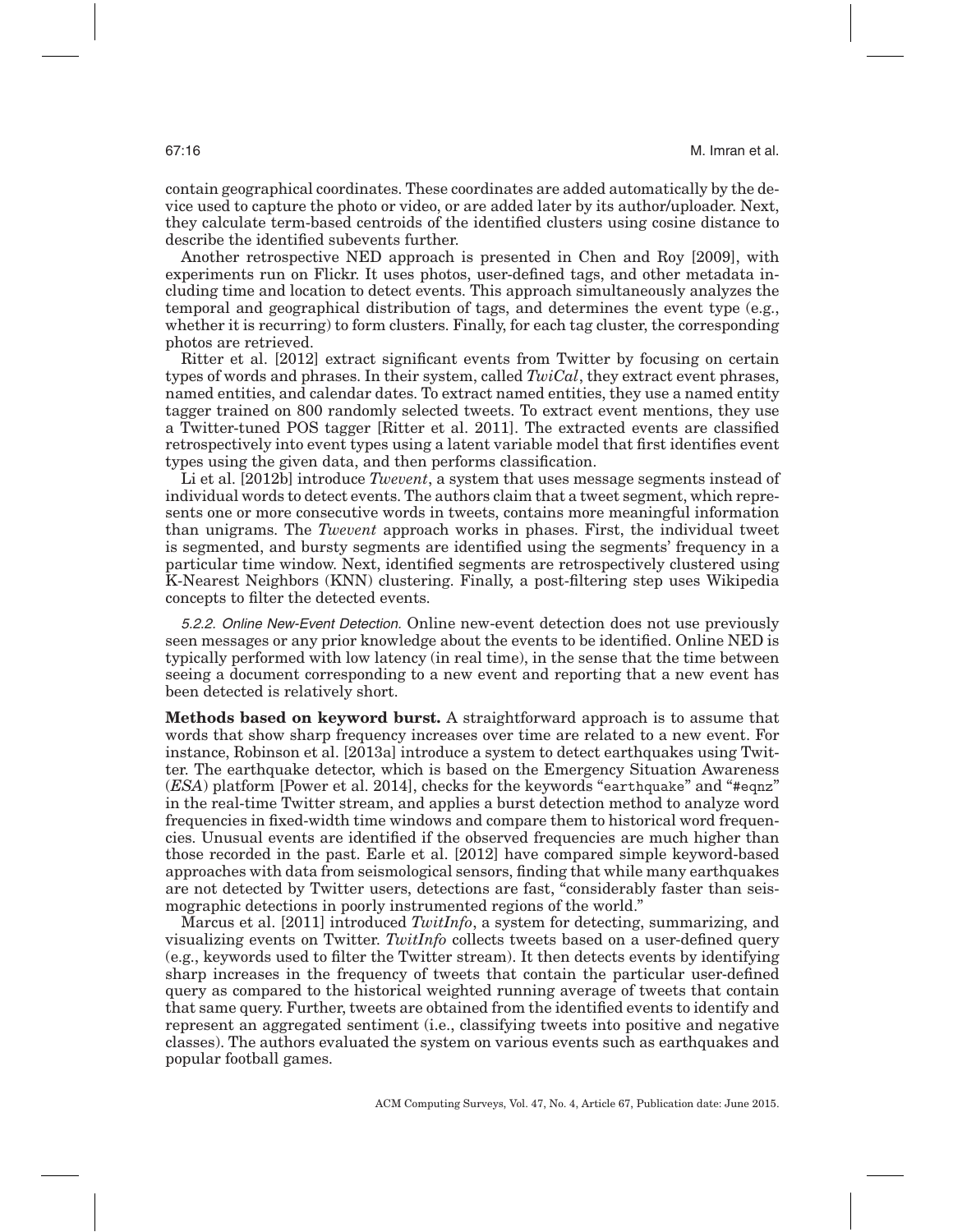contain geographical coordinates. These coordinates are added automatically by the device used to capture the photo or video, or are added later by its author/uploader. Next, they calculate term-based centroids of the identified clusters using cosine distance to describe the identified subevents further.

Another retrospective NED approach is presented in Chen and Roy [2009], with experiments run on Flickr. It uses photos, user-defined tags, and other metadata including time and location to detect events. This approach simultaneously analyzes the temporal and geographical distribution of tags, and determines the event type (e.g., whether it is recurring) to form clusters. Finally, for each tag cluster, the corresponding photos are retrieved.

Ritter et al. [2012] extract significant events from Twitter by focusing on certain types of words and phrases. In their system, called *TwiCal*, they extract event phrases, named entities, and calendar dates. To extract named entities, they use a named entity tagger trained on 800 randomly selected tweets. To extract event mentions, they use a Twitter-tuned POS tagger [Ritter et al. 2011]. The extracted events are classified retrospectively into event types using a latent variable model that first identifies event types using the given data, and then performs classification.

Li et al. [2012b] introduce *Twevent*, a system that uses message segments instead of individual words to detect events. The authors claim that a tweet segment, which represents one or more consecutive words in tweets, contains more meaningful information than unigrams. The *Twevent* approach works in phases. First, the individual tweet is segmented, and bursty segments are identified using the segments' frequency in a particular time window. Next, identified segments are retrospectively clustered using K-Nearest Neighbors (KNN) clustering. Finally, a post-filtering step uses Wikipedia concepts to filter the detected events.

*5.2.2. Online New-Event Detection.* Online new-event detection does not use previously seen messages or any prior knowledge about the events to be identified. Online NED is typically performed with low latency (in real time), in the sense that the time between seeing a document corresponding to a new event and reporting that a new event has been detected is relatively short.

**Methods based on keyword burst.** A straightforward approach is to assume that words that show sharp frequency increases over time are related to a new event. For instance, Robinson et al. [2013a] introduce a system to detect earthquakes using Twitter. The earthquake detector, which is based on the Emergency Situation Awareness (*ESA*) platform [Power et al. 2014], checks for the keywords "`earthquake`" and "`#eqnz`" in the real-time Twitter stream, and applies a burst detection method to analyze word frequencies in fixed-width time windows and compare them to historical word frequencies. Unusual events are identified if the observed frequencies are much higher than those recorded in the past. Earle et al. [2012] have compared simple keyword-based approaches with data from seismological sensors, finding that while many earthquakes are not detected by Twitter users, detections are fast, "considerably faster than seismographic detections in poorly instrumented regions of the world."

Marcus et al. [2011] introduced *TwitInfo*, a system for detecting, summarizing, and visualizing events on Twitter. *TwitInfo* collects tweets based on a user-defined query (e.g., keywords used to filter the Twitter stream). It then detects events by identifying sharp increases in the frequency of tweets that contain the particular user-defined query as compared to the historical weighted running average of tweets that contain that same query. Further, tweets are obtained from the identified events to identify and represent an aggregated sentiment (i.e., classifying tweets into positive and negative classes). The authors evaluated the system on various events such as earthquakes and popular football games.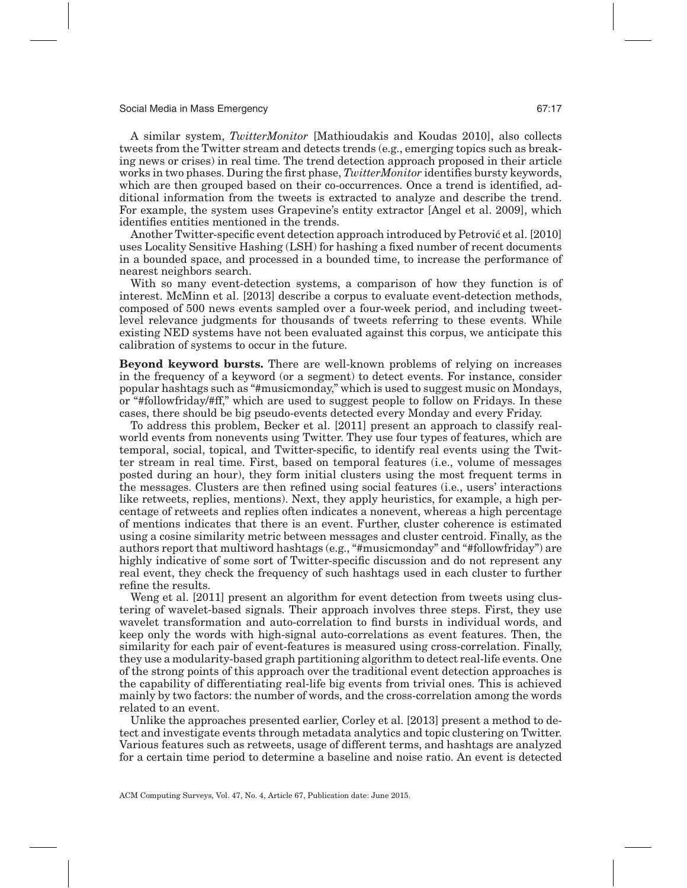A similar system, *TwitterMonitor* [Mathioudakis and Koudas 2010], also collects tweets from the Twitter stream and detects trends (e.g., emerging topics such as breaking news or crises) in real time. The trend detection approach proposed in their article works in two phases. During the first phase, *TwitterMonitor* identifies bursty keywords, which are then grouped based on their co-occurrences. Once a trend is identified, additional information from the tweets is extracted to analyze and describe the trend. For example, the system uses Grapevine's entity extractor [Angel et al. 2009], which identifies entities mentioned in the trends.

Another Twitter-specific event detection approach introduced by Petrović et al. [2010] uses Locality Sensitive Hashing (LSH) for hashing a fixed number of recent documents in a bounded space, and processed in a bounded time, to increase the performance of nearest neighbors search.

With so many event-detection systems, a comparison of how they function is of interest. McMinn et al. [2013] describe a corpus to evaluate event-detection methods, composed of 500 news events sampled over a four-week period, and including tweet-level relevance judgments for thousands of tweets referring to these events. While existing NED systems have not been evaluated against this corpus, we anticipate this calibration of systems to occur in the future.

**Beyond keyword bursts.** There are well-known problems of relying on increases in the frequency of a keyword (or a segment) to detect events. For instance, consider popular hashtags such as "#musicmonday," which is used to suggest music on Mondays, or "#followfriday/#ff," which are used to suggest people to follow on Fridays. In these cases, there should be big pseudo-events detected every Monday and every Friday.

To address this problem, Becker et al. [2011] present an approach to classify real-world events from nonevents using Twitter. They use four types of features, which are temporal, social, topical, and Twitter-specific, to identify real events using the Twitter stream in real time. First, based on temporal features (i.e., volume of messages posted during an hour), they form initial clusters using the most frequent terms in the messages. Clusters are then refined using social features (i.e., users' interactions like retweets, replies, mentions). Next, they apply heuristics, for example, a high percentage of retweets and replies often indicates a nonevent, whereas a high percentage of mentions indicates that there is an event. Further, cluster coherence is estimated using a cosine similarity metric between messages and cluster centroid. Finally, as the authors report that multiword hashtags (e.g., "#musicmonday" and "#followfriday") are highly indicative of some sort of Twitter-specific discussion and do not represent any real event, they check the frequency of such hashtags used in each cluster to further refine the results.

Weng et al. [2011] present an algorithm for event detection from tweets using clustering of wavelet-based signals. Their approach involves three steps. First, they use wavelet transformation and auto-correlation to find bursts in individual words, and keep only the words with high-signal auto-correlations as event features. Then, the similarity for each pair of event-features is measured using cross-correlation. Finally, they use a modularity-based graph partitioning algorithm to detect real-life events. One of the strong points of this approach over the traditional event detection approaches is the capability of differentiating real-life big events from trivial ones. This is achieved mainly by two factors: the number of words, and the cross-correlation among the words related to an event.

Unlike the approaches presented earlier, Corley et al. [2013] present a method to detect and investigate events through metadata analytics and topic clustering on Twitter. Various features such as retweets, usage of different terms, and hashtags are analyzed for a certain time period to determine a baseline and noise ratio. An event is detected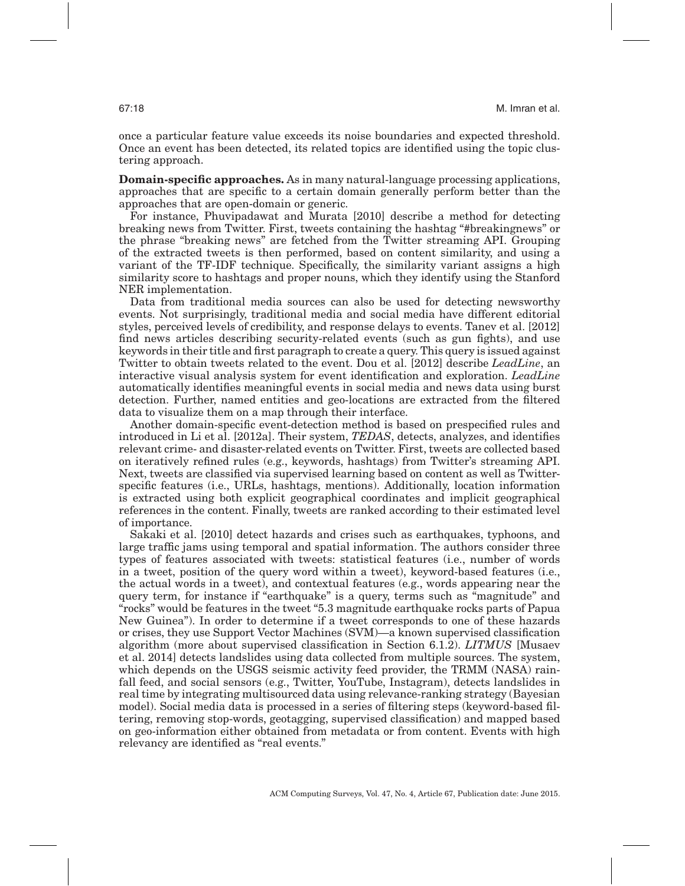once a particular feature value exceeds its noise boundaries and expected threshold. Once an event has been detected, its related topics are identified using the topic clustering approach.

**Domain-specific approaches.** As in many natural-language processing applications, approaches that are specific to a certain domain generally perform better than the approaches that are open-domain or generic.

For instance, Phuvipadawat and Murata [2010] describe a method for detecting breaking news from Twitter. First, tweets containing the hashtag "#breakingnews" or the phrase "breaking news" are fetched from the Twitter streaming API. Grouping of the extracted tweets is then performed, based on content similarity, and using a variant of the TF-IDF technique. Specifically, the similarity variant assigns a high similarity score to hashtags and proper nouns, which they identify using the Stanford NER implementation.

Data from traditional media sources can also be used for detecting newsworthy events. Not surprisingly, traditional media and social media have different editorial styles, perceived levels of credibility, and response delays to events. Tanev et al. [2012] find news articles describing security-related events (such as gun fights), and use keywords in their title and first paragraph to create a query. This query is issued against Twitter to obtain tweets related to the event. Dou et al. [2012] describe *LeadLine*, an interactive visual analysis system for event identification and exploration. *LeadLine* automatically identifies meaningful events in social media and news data using burst detection. Further, named entities and geo-locations are extracted from the filtered data to visualize them on a map through their interface.

Another domain-specific event-detection method is based on prespecified rules and introduced in Li et al. [2012a]. Their system, *TEDAS*, detects, analyzes, and identifies relevant crime- and disaster-related events on Twitter. First, tweets are collected based on iteratively refined rules (e.g., keywords, hashtags) from Twitter's streaming API. Next, tweets are classified via supervised learning based on content as well as Twitter-specific features (i.e., URLs, hashtags, mentions). Additionally, location information is extracted using both explicit geographical coordinates and implicit geographical references in the content. Finally, tweets are ranked according to their estimated level of importance.

Sakaki et al. [2010] detect hazards and crises such as earthquakes, typhoons, and large traffic jams using temporal and spatial information. The authors consider three types of features associated with tweets: statistical features (i.e., number of words in a tweet, position of the query word within a tweet), keyword-based features (i.e., the actual words in a tweet), and contextual features (e.g., words appearing near the query term, for instance if "earthquake" is a query, terms such as "magnitude" and "rocks" would be features in the tweet "5.3 magnitude earthquake rocks parts of Papua New Guinea"). In order to determine if a tweet corresponds to one of these hazards or crises, they use Support Vector Machines (SVM)—a known supervised classification algorithm (more about supervised classification in Section 6.1.2). *LITMUS* [Musaev et al. 2014] detects landslides using data collected from multiple sources. The system, which depends on the USGS seismic activity feed provider, the TRMM (NASA) rainfall feed, and social sensors (e.g., Twitter, YouTube, Instagram), detects landslides in real time by integrating multisourced data using relevance-ranking strategy (Bayesian model). Social media data is processed in a series of filtering steps (keyword-based filtering, removing stop-words, geotagging, supervised classification) and mapped based on geo-information either obtained from metadata or from content. Events with high relevancy are identified as "real events."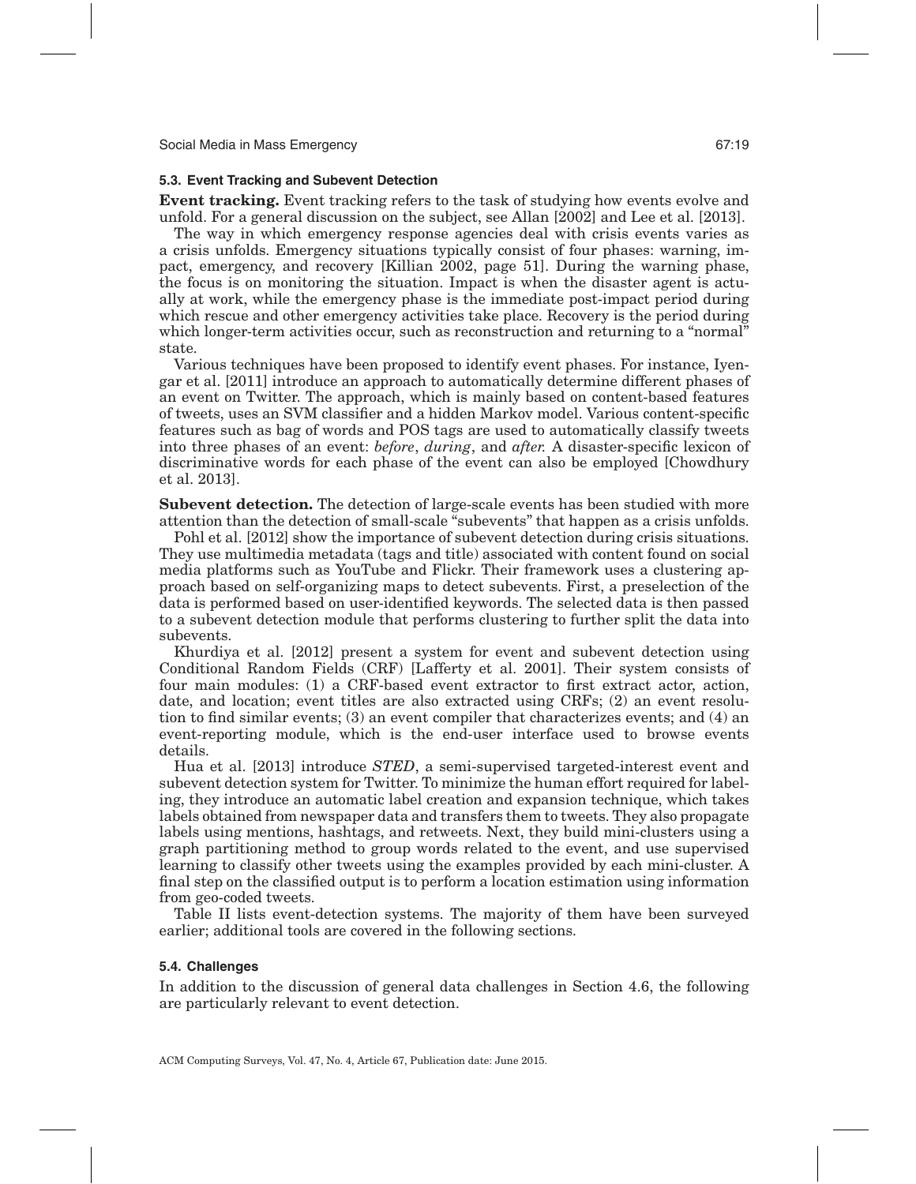### 5.3. Event Tracking and Subevent Detection

**Event tracking.** Event tracking refers to the task of studying how events evolve and unfold. For a general discussion on the subject, see Allan [2002] and Lee et al. [2013].

The way in which emergency response agencies deal with crisis events varies as a crisis unfolds. Emergency situations typically consist of four phases: warning, impact, emergency, and recovery [Killian 2002, page 51]. During the warning phase, the focus is on monitoring the situation. Impact is when the disaster agent is actually at work, while the emergency phase is the immediate post-impact period during which rescue and other emergency activities take place. Recovery is the period during which longer-term activities occur, such as reconstruction and returning to a "normal" state.

Various techniques have been proposed to identify event phases. For instance, Iyengar et al. [2011] introduce an approach to automatically determine different phases of an event on Twitter. The approach, which is mainly based on content-based features of tweets, uses an SVM classifier and a hidden Markov model. Various content-specific features such as bag of words and POS tags are used to automatically classify tweets into three phases of an event: *before*, *during*, and *after.* A disaster-specific lexicon of discriminative words for each phase of the event can also be employed [Chowdhury et al. 2013].

**Subevent detection.** The detection of large-scale events has been studied with more attention than the detection of small-scale "subevents" that happen as a crisis unfolds.

Pohl et al. [2012] show the importance of subevent detection during crisis situations. They use multimedia metadata (tags and title) associated with content found on social media platforms such as YouTube and Flickr. Their framework uses a clustering approach based on self-organizing maps to detect subevents. First, a preselection of the data is performed based on user-identified keywords. The selected data is then passed to a subevent detection module that performs clustering to further split the data into subevents.

Khurdiya et al. [2012] present a system for event and subevent detection using Conditional Random Fields (CRF) [Lafferty et al. 2001]. Their system consists of four main modules: (1) a CRF-based event extractor to first extract actor, action, date, and location; event titles are also extracted using CRFs; (2) an event resolution to find similar events; (3) an event compiler that characterizes events; and (4) an event-reporting module, which is the end-user interface used to browse events details.

Hua et al. [2013] introduce *STED*, a semi-supervised targeted-interest event and subevent detection system for Twitter. To minimize the human effort required for labeling, they introduce an automatic label creation and expansion technique, which takes labels obtained from newspaper data and transfers them to tweets. They also propagate labels using mentions, hashtags, and retweets. Next, they build mini-clusters using a graph partitioning method to group words related to the event, and use supervised learning to classify other tweets using the examples provided by each mini-cluster. A final step on the classified output is to perform a location estimation using information from geo-coded tweets.

Table II lists event-detection systems. The majority of them have been surveyed earlier; additional tools are covered in the following sections.

### 5.4. Challenges

In addition to the discussion of general data challenges in Section 4.6, the following are particularly relevant to event detection.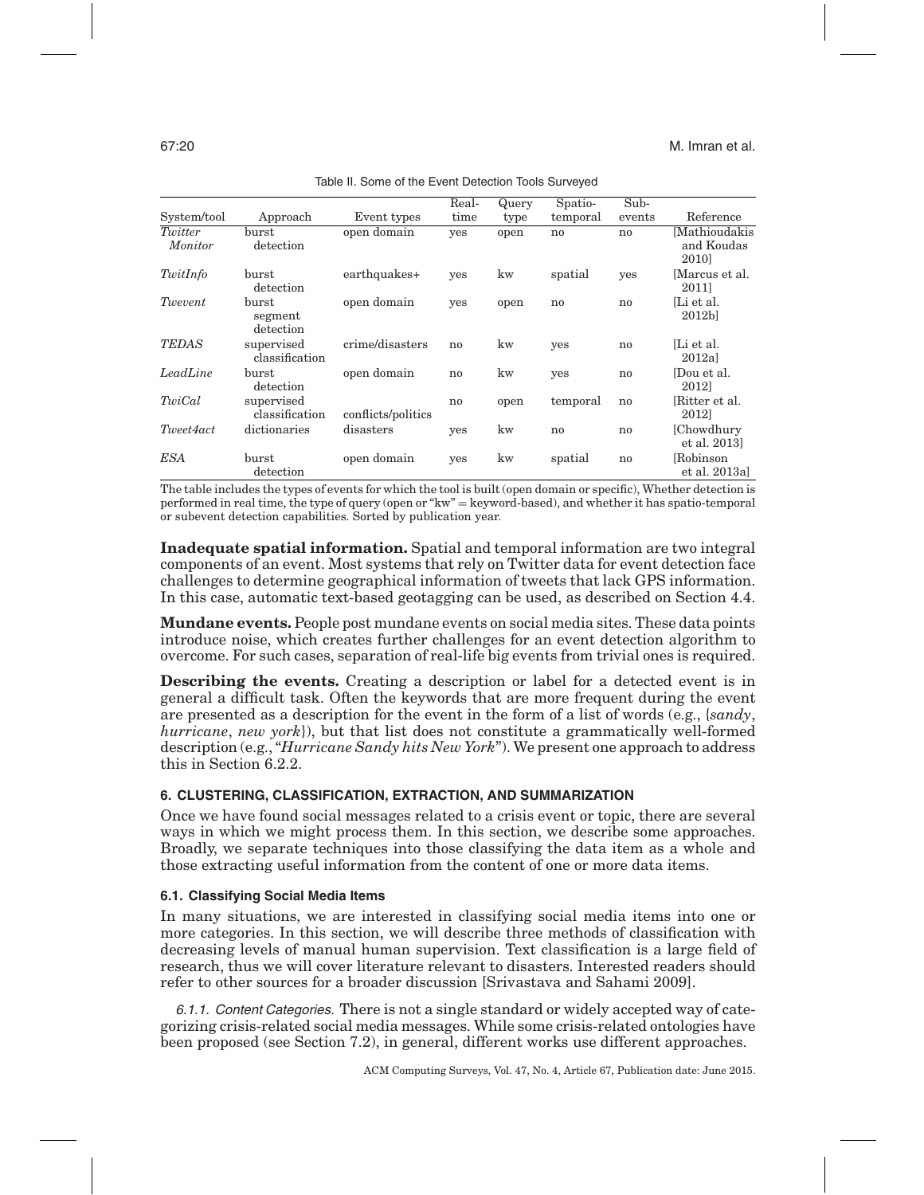Table II. Some of the Event Detection Tools Surveyed

| System/tool | Approach | Event types | Real-time | Query type | Spatio-temporal | Sub-events | Reference |
|---|---|---|---|---|---|---|---|
| *Twitter Monitor* | burst detection | open domain | yes | open | no | no | [Mathioudakis and Koudas 2010] |
| *TwitInfo* | burst detection | earthquakes+ | yes | kw | spatial | yes | [Marcus et al. 2011] |
| *Twevent* | burst segment detection | open domain | yes | open | no | no | [Li et al. 2012b] |
| *TEDAS* | supervised classification | crime/disasters | no | kw | yes | no | [Li et al. 2012a] |
| *LeadLine* | burst detection | open domain | no | kw | yes | no | [Dou et al. 2012] |
| *TwiCal* | supervised classification | conflicts/politics | no | open | temporal | no | [Ritter et al. 2012] |
| *Tweet4act* | dictionaries | disasters | yes | kw | no | no | [Chowdhury et al. 2013] |
| *ESA* | burst detection | open domain | yes | kw | spatial | no | [Robinson et al. 2013a] |

The table includes the types of events for which the tool is built (open domain or specific), Whether detection is performed in real time, the type of query (open or "kw" = keyword-based), and whether it has spatio-temporal or subevent detection capabilities. Sorted by publication year.

**Inadequate spatial information.** Spatial and temporal information are two integral components of an event. Most systems that rely on Twitter data for event detection face challenges to determine geographical information of tweets that lack GPS information. In this case, automatic text-based geotagging can be used, as described on Section 4.4.

**Mundane events.** People post mundane events on social media sites. These data points introduce noise, which creates further challenges for an event detection algorithm to overcome. For such cases, separation of real-life big events from trivial ones is required.

**Describing the events.** Creating a description or label for a detected event is in general a difficult task. Often the keywords that are more frequent during the event are presented as a description for the event in the form of a list of words (e.g., {*sandy*, *hurricane*, *new york*}), but that list does not constitute a grammatically well-formed description (e.g., "*Hurricane Sandy hits New York*"). We present one approach to address this in Section 6.2.2.

## 6. CLUSTERING, CLASSIFICATION, EXTRACTION, AND SUMMARIZATION

Once we have found social messages related to a crisis event or topic, there are several ways in which we might process them. In this section, we describe some approaches. Broadly, we separate techniques into those classifying the data item as a whole and those extracting useful information from the content of one or more data items.

### 6.1. Classifying Social Media Items

In many situations, we are interested in classifying social media items into one or more categories. In this section, we will describe three methods of classification with decreasing levels of manual human supervision. Text classification is a large field of research, thus we will cover literature relevant to disasters. Interested readers should refer to other sources for a broader discussion [Srivastava and Sahami 2009].

*6.1.1. Content Categories.* There is not a single standard or widely accepted way of categorizing crisis-related social media messages. While some crisis-related ontologies have been proposed (see Section 7.2), in general, different works use different approaches.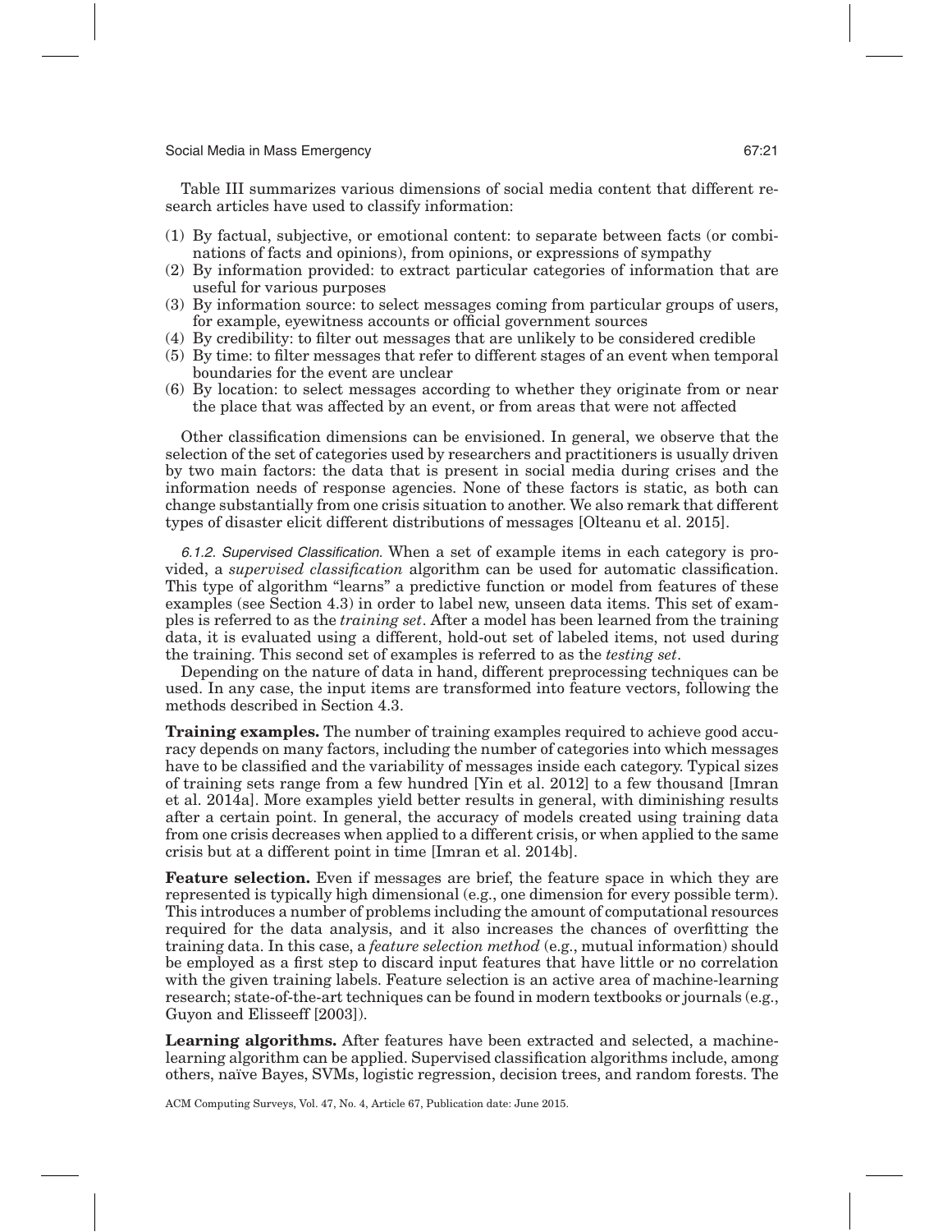Table III summarizes various dimensions of social media content that different research articles have used to classify information:

1. By factual, subjective, or emotional content: to separate between facts (or combinations of facts and opinions), from opinions, or expressions of sympathy
2. By information provided: to extract particular categories of information that are useful for various purposes
3. By information source: to select messages coming from particular groups of users, for example, eyewitness accounts or official government sources
4. By credibility: to filter out messages that are unlikely to be considered credible
5. By time: to filter messages that refer to different stages of an event when temporal boundaries for the event are unclear
6. By location: to select messages according to whether they originate from or near the place that was affected by an event, or from areas that were not affected

Other classification dimensions can be envisioned. In general, we observe that the selection of the set of categories used by researchers and practitioners is usually driven by two main factors: the data that is present in social media during crises and the information needs of response agencies. None of these factors is static, as both can change substantially from one crisis situation to another. We also remark that different types of disaster elicit different distributions of messages [Olteanu et al. 2015].

*6.1.2. Supervised Classification.* When a set of example items in each category is provided, a *supervised classification* algorithm can be used for automatic classification. This type of algorithm "learns" a predictive function or model from features of these examples (see Section 4.3) in order to label new, unseen data items. This set of examples is referred to as the *training set*. After a model has been learned from the training data, it is evaluated using a different, hold-out set of labeled items, not used during the training. This second set of examples is referred to as the *testing set*.

Depending on the nature of data in hand, different preprocessing techniques can be used. In any case, the input items are transformed into feature vectors, following the methods described in Section 4.3.

**Training examples.** The number of training examples required to achieve good accuracy depends on many factors, including the number of categories into which messages have to be classified and the variability of messages inside each category. Typical sizes of training sets range from a few hundred [Yin et al. 2012] to a few thousand [Imran et al. 2014a]. More examples yield better results in general, with diminishing results after a certain point. In general, the accuracy of models created using training data from one crisis decreases when applied to a different crisis, or when applied to the same crisis but at a different point in time [Imran et al. 2014b].

**Feature selection.** Even if messages are brief, the feature space in which they are represented is typically high dimensional (e.g., one dimension for every possible term). This introduces a number of problems including the amount of computational resources required for the data analysis, and it also increases the chances of overfitting the training data. In this case, a *feature selection method* (e.g., mutual information) should be employed as a first step to discard input features that have little or no correlation with the given training labels. Feature selection is an active area of machine-learning research; state-of-the-art techniques can be found in modern textbooks or journals (e.g., Guyon and Elisseeff [2003]).

**Learning algorithms.** After features have been extracted and selected, a machine-learning algorithm can be applied. Supervised classification algorithms include, among others, naïve Bayes, SVMs, logistic regression, decision trees, and random forests. The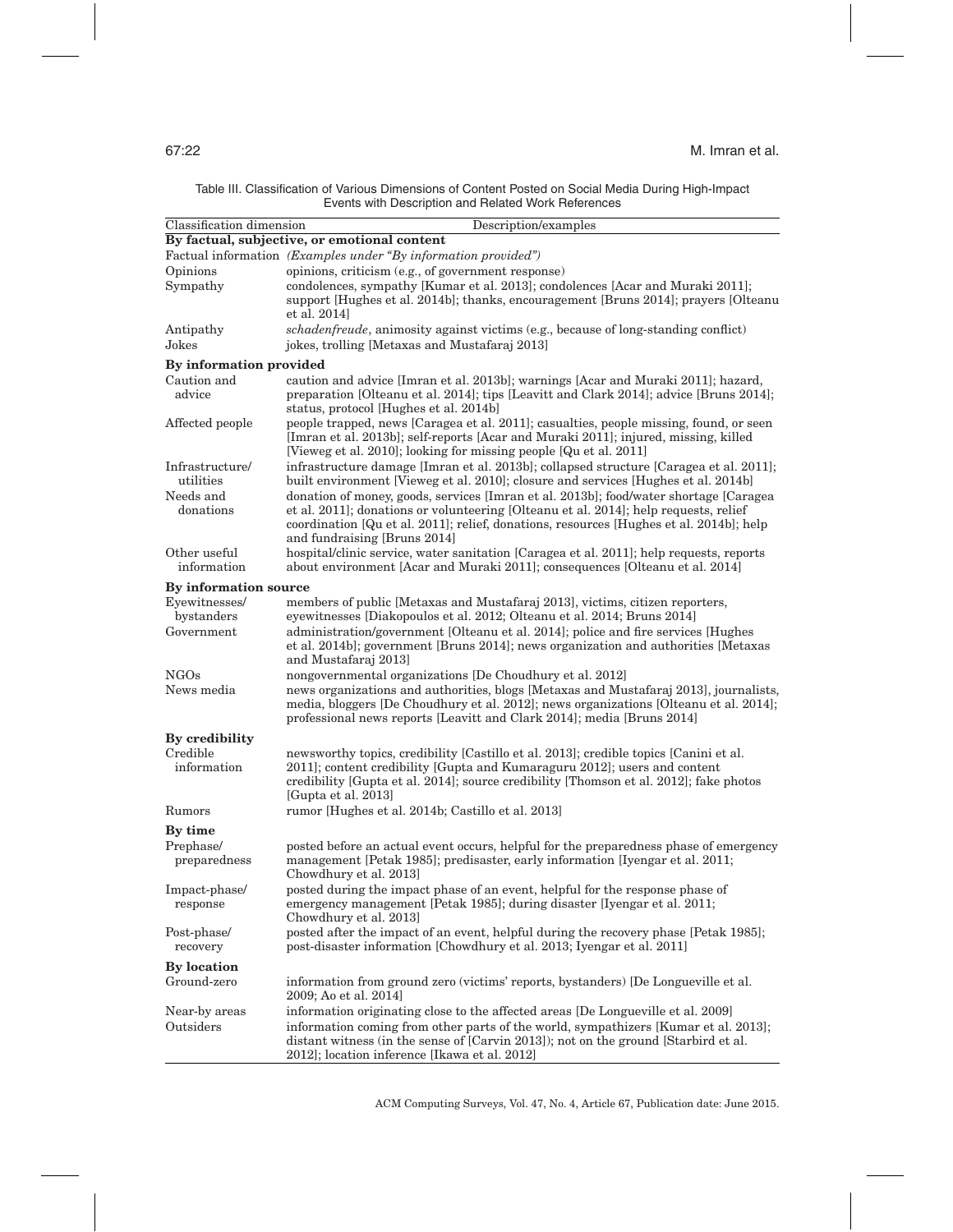Table III. Classification of Various Dimensions of Content Posted on Social Media During High-Impact Events with Description and Related Work References

| Classification dimension | Description/examples |
|---|---|
| **By factual, subjective, or emotional content** | |
| Factual information | *(Examples under "By information provided")* |
| Opinions | opinions, criticism (e.g., of government response) |
| Sympathy | condolences, sympathy [Kumar et al. 2013]; condolences [Acar and Muraki 2011]; support [Hughes et al. 2014b]; thanks, encouragement [Bruns 2014]; prayers [Olteanu et al. 2014] |
| Antipathy | *schadenfreude*, animosity against victims (e.g., because of long-standing conflict) |
| Jokes | jokes, trolling [Metaxas and Mustafaraj 2013] |
| **By information provided** | |
| Caution and advice | caution and advice [Imran et al. 2013b]; warnings [Acar and Muraki 2011]; hazard, preparation [Olteanu et al. 2014]; tips [Leavitt and Clark 2014]; advice [Bruns 2014]; status, protocol [Hughes et al. 2014b] |
| Affected people | people trapped, news [Caragea et al. 2011]; casualties, people missing, found, or seen [Imran et al. 2013b]; self-reports [Acar and Muraki 2011]; injured, missing, killed [Vieweg et al. 2010]; looking for missing people [Qu et al. 2011] |
| Infrastructure/ utilities | infrastructure damage [Imran et al. 2013b]; collapsed structure [Caragea et al. 2011]; built environment [Vieweg et al. 2010]; closure and services [Hughes et al. 2014b] |
| Needs and donations | donation of money, goods, services [Imran et al. 2013b]; food/water shortage [Caragea et al. 2011]; donations or volunteering [Olteanu et al. 2014]; help requests, relief coordination [Qu et al. 2011]; relief, donations, resources [Hughes et al. 2014b]; help and fundraising [Bruns 2014] |
| Other useful information | hospital/clinic service, water sanitation [Caragea et al. 2011]; help requests, reports about environment [Acar and Muraki 2011]; consequences [Olteanu et al. 2014] |
| **By information source** | |
| Eyewitnesses/ bystanders | members of public [Metaxas and Mustafaraj 2013], victims, citizen reporters, eyewitnesses [Diakopoulos et al. 2012; Olteanu et al. 2014; Bruns 2014] |
| Government | administration/government [Olteanu et al. 2014]; police and fire services [Hughes et al. 2014b]; government [Bruns 2014]; news organization and authorities [Metaxas and Mustafaraj 2013] |
| NGOs | nongovernmental organizations [De Choudhury et al. 2012] |
| News media | news organizations and authorities, blogs [Metaxas and Mustafaraj 2013], journalists, media, bloggers [De Choudhury et al. 2012]; news organizations [Olteanu et al. 2014]; professional news reports [Leavitt and Clark 2014]; media [Bruns 2014] |
| **By credibility** | |
| Credible information | newsworthy topics, credibility [Castillo et al. 2013]; credible topics [Canini et al. 2011]; content credibility [Gupta and Kumaraguru 2012]; users and content credibility [Gupta et al. 2014]; source credibility [Thomson et al. 2012]; fake photos [Gupta et al. 2013] |
| Rumors | rumor [Hughes et al. 2014b; Castillo et al. 2013] |
| **By time** | |
| Prephase/ preparedness | posted before an actual event occurs, helpful for the preparedness phase of emergency management [Petak 1985]; predisaster, early information [Iyengar et al. 2011; Chowdhury et al. 2013] |
| Impact-phase/ response | posted during the impact phase of an event, helpful for the response phase of emergency management [Petak 1985]; during disaster [Iyengar et al. 2011; Chowdhury et al. 2013] |
| Post-phase/ recovery | posted after the impact of an event, helpful during the recovery phase [Petak 1985]; post-disaster information [Chowdhury et al. 2013; Iyengar et al. 2011] |
| **By location** | |
| Ground-zero | information from ground zero (victims' reports, bystanders) [De Longueville et al. 2009; Ao et al. 2014] |
| Near-by areas | information originating close to the affected areas [De Longueville et al. 2009] |
| Outsiders | information coming from other parts of the world, sympathizers [Kumar et al. 2013]; distant witness (in the sense of [Carvin 2013]); not on the ground [Starbird et al. 2012]; location inference [Ikawa et al. 2012] |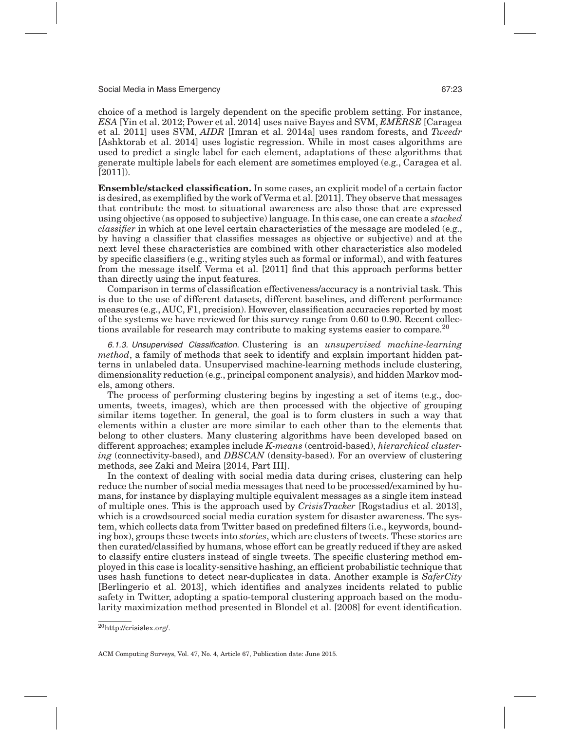choice of a method is largely dependent on the specific problem setting. For instance, *ESA* [Yin et al. 2012; Power et al. 2014] uses naïve Bayes and SVM, *EMERSE* [Caragea et al. 2011] uses SVM, *AIDR* [Imran et al. 2014a] uses random forests, and *Tweedr* [Ashktorab et al. 2014] uses logistic regression. While in most cases algorithms are used to predict a single label for each element, adaptations of these algorithms that generate multiple labels for each element are sometimes employed (e.g., Caragea et al. [2011]).

**Ensemble/stacked classification.** In some cases, an explicit model of a certain factor is desired, as exemplified by the work of Verma et al. [2011]. They observe that messages that contribute the most to situational awareness are also those that are expressed using objective (as opposed to subjective) language. In this case, one can create a *stacked classifier* in which at one level certain characteristics of the message are modeled (e.g., by having a classifier that classifies messages as objective or subjective) and at the next level these characteristics are combined with other characteristics also modeled by specific classifiers (e.g., writing styles such as formal or informal), and with features from the message itself. Verma et al. [2011] find that this approach performs better than directly using the input features.

Comparison in terms of classification effectiveness/accuracy is a nontrivial task. This is due to the use of different datasets, different baselines, and different performance measures (e.g., AUC, F1, precision). However, classification accuracies reported by most of the systems we have reviewed for this survey range from 0.60 to 0.90. Recent collections available for research may contribute to making systems easier to compare.[20]

*6.1.3. Unsupervised Classification.* Clustering is an *unsupervised machine-learning method*, a family of methods that seek to identify and explain important hidden patterns in unlabeled data. Unsupervised machine-learning methods include clustering, dimensionality reduction (e.g., principal component analysis), and hidden Markov models, among others.

The process of performing clustering begins by ingesting a set of items (e.g., documents, tweets, images), which are then processed with the objective of grouping similar items together. In general, the goal is to form clusters in such a way that elements within a cluster are more similar to each other than to the elements that belong to other clusters. Many clustering algorithms have been developed based on different approaches; examples include *K-means* (centroid-based), *hierarchical clustering* (connectivity-based), and *DBSCAN* (density-based). For an overview of clustering methods, see Zaki and Meira [2014, Part III].

In the context of dealing with social media data during crises, clustering can help reduce the number of social media messages that need to be processed/examined by humans, for instance by displaying multiple equivalent messages as a single item instead of multiple ones. This is the approach used by *CrisisTracker* [Rogstadius et al. 2013], which is a crowdsourced social media curation system for disaster awareness. The system, which collects data from Twitter based on predefined filters (i.e., keywords, bounding box), groups these tweets into *stories*, which are clusters of tweets. These stories are then curated/classified by humans, whose effort can be greatly reduced if they are asked to classify entire clusters instead of single tweets. The specific clustering method employed in this case is locality-sensitive hashing, an efficient probabilistic technique that uses hash functions to detect near-duplicates in data. Another example is *SaferCity* [Berlingerio et al. 2013], which identifies and analyzes incidents related to public safety in Twitter, adopting a spatio-temporal clustering approach based on the modularity maximization method presented in Blondel et al. [2008] for event identification.

[20] http://crisislex.org/.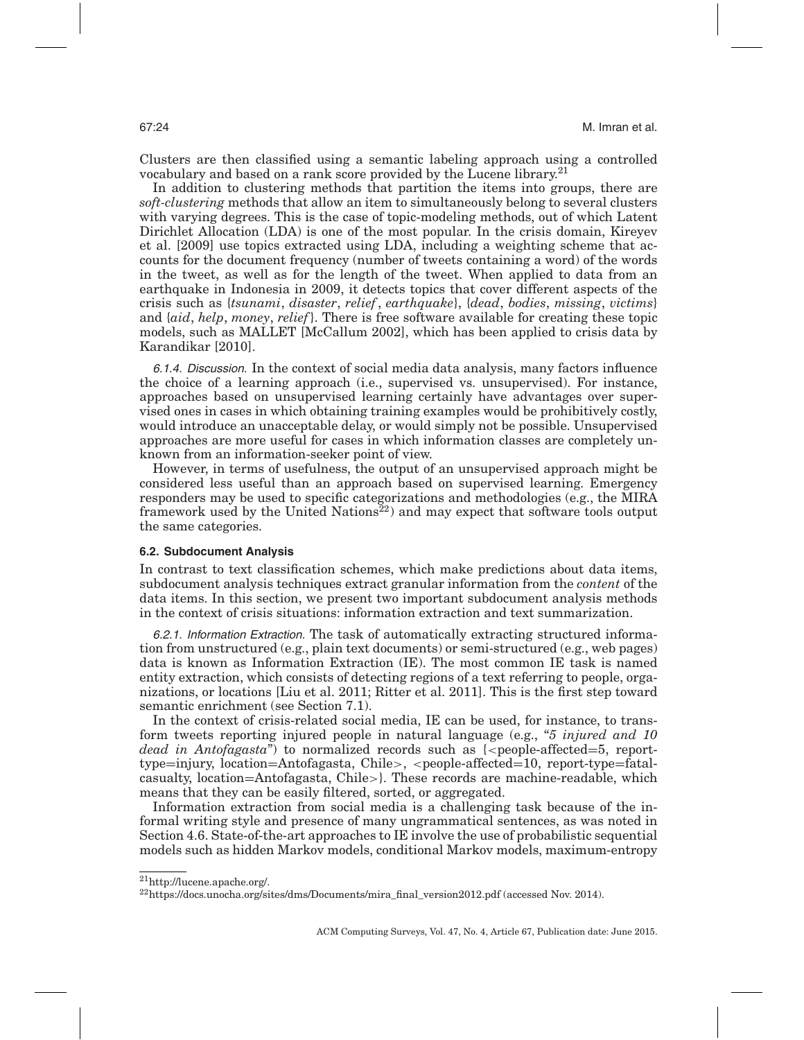Clusters are then classified using a semantic labeling approach using a controlled vocabulary and based on a rank score provided by the Lucene library.[21]

In addition to clustering methods that partition the items into groups, there are *soft-clustering* methods that allow an item to simultaneously belong to several clusters with varying degrees. This is the case of topic-modeling methods, out of which Latent Dirichlet Allocation (LDA) is one of the most popular. In the crisis domain, Kireyev et al. [2009] use topics extracted using LDA, including a weighting scheme that accounts for the document frequency (number of tweets containing a word) of the words in the tweet, as well as for the length of the tweet. When applied to data from an earthquake in Indonesia in 2009, it detects topics that cover different aspects of the crisis such as {*tsunami*, *disaster*, *relief*, *earthquake*}, {*dead*, *bodies*, *missing*, *victims*} and {*aid*, *help*, *money*, *relief*}. There is free software available for creating these topic models, such as MALLET [McCallum 2002], which has been applied to crisis data by Karandikar [2010].

*6.1.4. Discussion.* In the context of social media data analysis, many factors influence the choice of a learning approach (i.e., supervised vs. unsupervised). For instance, approaches based on unsupervised learning certainly have advantages over supervised ones in cases in which obtaining training examples would be prohibitively costly, would introduce an unacceptable delay, or would simply not be possible. Unsupervised approaches are more useful for cases in which information classes are completely unknown from an information-seeker point of view.

However, in terms of usefulness, the output of an unsupervised approach might be considered less useful than an approach based on supervised learning. Emergency responders may be used to specific categorizations and methodologies (e.g., the MIRA framework used by the United Nations[22]) and may expect that software tools output the same categories.

### 6.2. Subdocument Analysis

In contrast to text classification schemes, which make predictions about data items, subdocument analysis techniques extract granular information from the *content* of the data items. In this section, we present two important subdocument analysis methods in the context of crisis situations: information extraction and text summarization.

*6.2.1. Information Extraction.* The task of automatically extracting structured information from unstructured (e.g., plain text documents) or semi-structured (e.g., web pages) data is known as Information Extraction (IE). The most common IE task is named entity extraction, which consists of detecting regions of a text referring to people, organizations, or locations [Liu et al. 2011; Ritter et al. 2011]. This is the first step toward semantic enrichment (see Section 7.1).

In the context of crisis-related social media, IE can be used, for instance, to transform tweets reporting injured people in natural language (e.g., "*5 injured and 10 dead in Antofagasta*") to normalized records such as {<people-affected=5, report-type=injury, location=Antofagasta, Chile>, <people-affected=10, report-type=fatal-casualty, location=Antofagasta, Chile>}. These records are machine-readable, which means that they can be easily filtered, sorted, or aggregated.

Information extraction from social media is a challenging task because of the informal writing style and presence of many ungrammatical sentences, as was noted in Section 4.6. State-of-the-art approaches to IE involve the use of probabilistic sequential models such as hidden Markov models, conditional Markov models, maximum-entropy

[21] http://lucene.apache.org/.

[22] https://docs.unocha.org/sites/dms/Documents/mira_final_version2012.pdf (accessed Nov. 2014).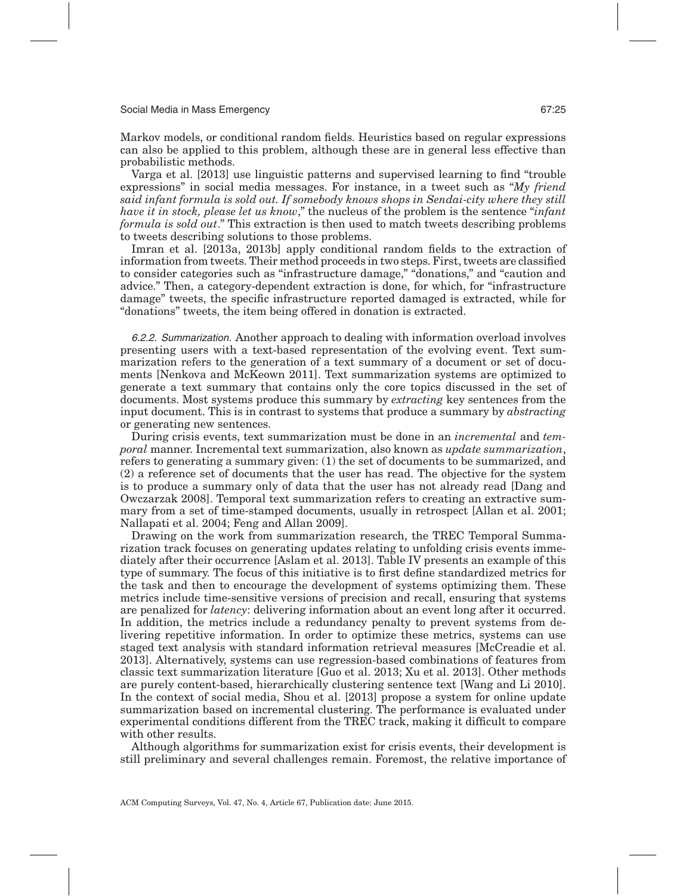Markov models, or conditional random fields. Heuristics based on regular expressions can also be applied to this problem, although these are in general less effective than probabilistic methods.

Varga et al. [2013] use linguistic patterns and supervised learning to find "trouble expressions" in social media messages. For instance, in a tweet such as "*My friend said infant formula is sold out. If somebody knows shops in Sendai-city where they still have it in stock, please let us know*," the nucleus of the problem is the sentence "*infant formula is sold out*." This extraction is then used to match tweets describing problems to tweets describing solutions to those problems.

Imran et al. [2013a, 2013b] apply conditional random fields to the extraction of information from tweets. Their method proceeds in two steps. First, tweets are classified to consider categories such as "infrastructure damage," "donations," and "caution and advice." Then, a category-dependent extraction is done, for which, for "infrastructure damage" tweets, the specific infrastructure reported damaged is extracted, while for "donations" tweets, the item being offered in donation is extracted.

*6.2.2. Summarization.* Another approach to dealing with information overload involves presenting users with a text-based representation of the evolving event. Text summarization refers to the generation of a text summary of a document or set of documents [Nenkova and McKeown 2011]. Text summarization systems are optimized to generate a text summary that contains only the core topics discussed in the set of documents. Most systems produce this summary by *extracting* key sentences from the input document. This is in contrast to systems that produce a summary by *abstracting* or generating new sentences.

During crisis events, text summarization must be done in an *incremental* and *temporal* manner. Incremental text summarization, also known as *update summarization*, refers to generating a summary given: (1) the set of documents to be summarized, and (2) a reference set of documents that the user has read. The objective for the system is to produce a summary only of data that the user has not already read [Dang and Owczarzak 2008]. Temporal text summarization refers to creating an extractive summary from a set of time-stamped documents, usually in retrospect [Allan et al. 2001; Nallapati et al. 2004; Feng and Allan 2009].

Drawing on the work from summarization research, the TREC Temporal Summarization track focuses on generating updates relating to unfolding crisis events immediately after their occurrence [Aslam et al. 2013]. Table IV presents an example of this type of summary. The focus of this initiative is to first define standardized metrics for the task and then to encourage the development of systems optimizing them. These metrics include time-sensitive versions of precision and recall, ensuring that systems are penalized for *latency*: delivering information about an event long after it occurred. In addition, the metrics include a redundancy penalty to prevent systems from delivering repetitive information. In order to optimize these metrics, systems can use staged text analysis with standard information retrieval measures [McCreadie et al. 2013]. Alternatively, systems can use regression-based combinations of features from classic text summarization literature [Guo et al. 2013; Xu et al. 2013]. Other methods are purely content-based, hierarchically clustering sentence text [Wang and Li 2010]. In the context of social media, Shou et al. [2013] propose a system for online update summarization based on incremental clustering. The performance is evaluated under experimental conditions different from the TREC track, making it difficult to compare with other results.

Although algorithms for summarization exist for crisis events, their development is still preliminary and several challenges remain. Foremost, the relative importance of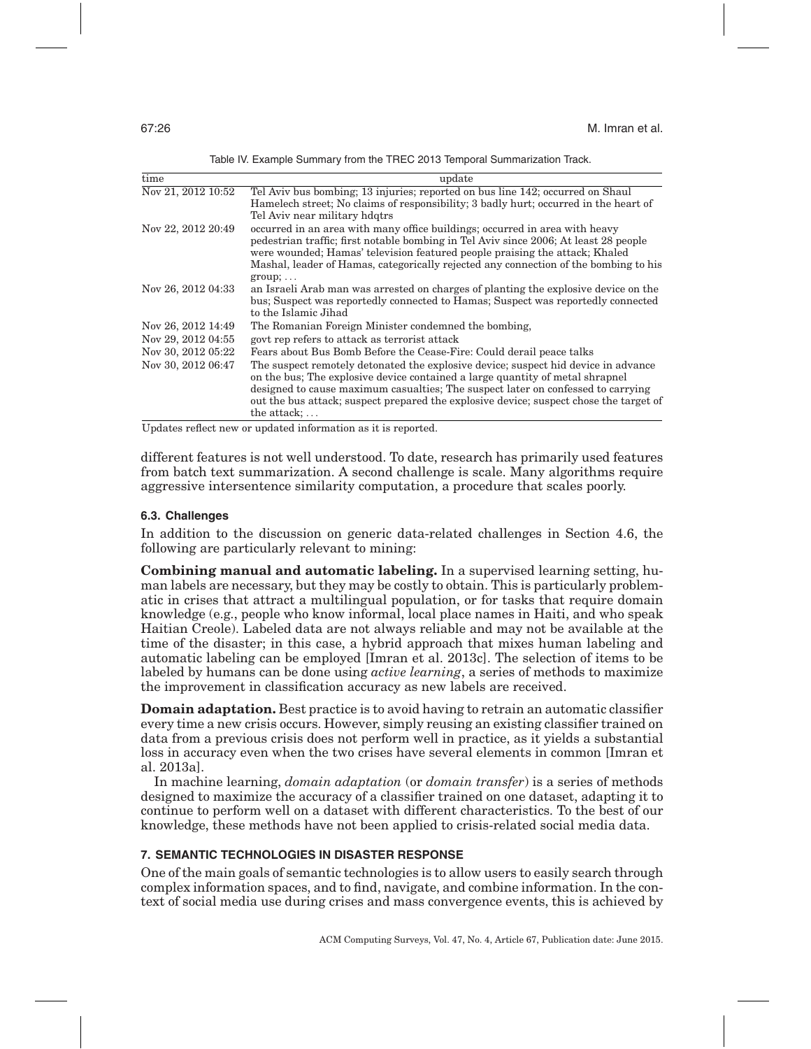Table IV. Example Summary from the TREC 2013 Temporal Summarization Track.

| time | update |
|---|---|
| Nov 21, 2012 10:52 | Tel Aviv bus bombing; 13 injuries; reported on bus line 142; occurred on Shaul Hamelech street; No claims of responsibility; 3 badly hurt; occurred in the heart of Tel Aviv near military hdqtrs |
| Nov 22, 2012 20:49 | occurred in an area with many office buildings; occurred in area with heavy pedestrian traffic; first notable bombing in Tel Aviv since 2006; At least 28 people were wounded; Hamas' television featured people praising the attack; Khaled Mashal, leader of Hamas, categorically rejected any connection of the bombing to his group; ... |
| Nov 26, 2012 04:33 | an Israeli Arab man was arrested on charges of planting the explosive device on the bus; Suspect was reportedly connected to Hamas; Suspect was reportedly connected to the Islamic Jihad |
| Nov 26, 2012 14:49 | The Romanian Foreign Minister condemned the bombing, |
| Nov 29, 2012 04:55 | govt rep refers to attack as terrorist attack |
| Nov 30, 2012 05:22 | Fears about Bus Bomb Before the Cease-Fire: Could derail peace talks |
| Nov 30, 2012 06:47 | The suspect remotely detonated the explosive device; suspect hid device in advance on the bus; The explosive device contained a large quantity of metal shrapnel designed to cause maximum casualties; The suspect later on confessed to carrying out the bus attack; suspect prepared the explosive device; suspect chose the target of the attack; ... |

Updates reflect new or updated information as it is reported.

different features is not well understood. To date, research has primarily used features from batch text summarization. A second challenge is scale. Many algorithms require aggressive intersentence similarity computation, a procedure that scales poorly.

### 6.3. Challenges

In addition to the discussion on generic data-related challenges in Section 4.6, the following are particularly relevant to mining:

**Combining manual and automatic labeling.** In a supervised learning setting, human labels are necessary, but they may be costly to obtain. This is particularly problematic in crises that attract a multilingual population, or for tasks that require domain knowledge (e.g., people who know informal, local place names in Haiti, and who speak Haitian Creole). Labeled data are not always reliable and may not be available at the time of the disaster; in this case, a hybrid approach that mixes human labeling and automatic labeling can be employed [Imran et al. 2013c]. The selection of items to be labeled by humans can be done using *active learning*, a series of methods to maximize the improvement in classification accuracy as new labels are received.

**Domain adaptation.** Best practice is to avoid having to retrain an automatic classifier every time a new crisis occurs. However, simply reusing an existing classifier trained on data from a previous crisis does not perform well in practice, as it yields a substantial loss in accuracy even when the two crises have several elements in common [Imran et al. 2013a].

In machine learning, *domain adaptation* (or *domain transfer*) is a series of methods designed to maximize the accuracy of a classifier trained on one dataset, adapting it to continue to perform well on a dataset with different characteristics. To the best of our knowledge, these methods have not been applied to crisis-related social media data.

## 7. SEMANTIC TECHNOLOGIES IN DISASTER RESPONSE

One of the main goals of semantic technologies is to allow users to easily search through complex information spaces, and to find, navigate, and combine information. In the context of social media use during crises and mass convergence events, this is achieved by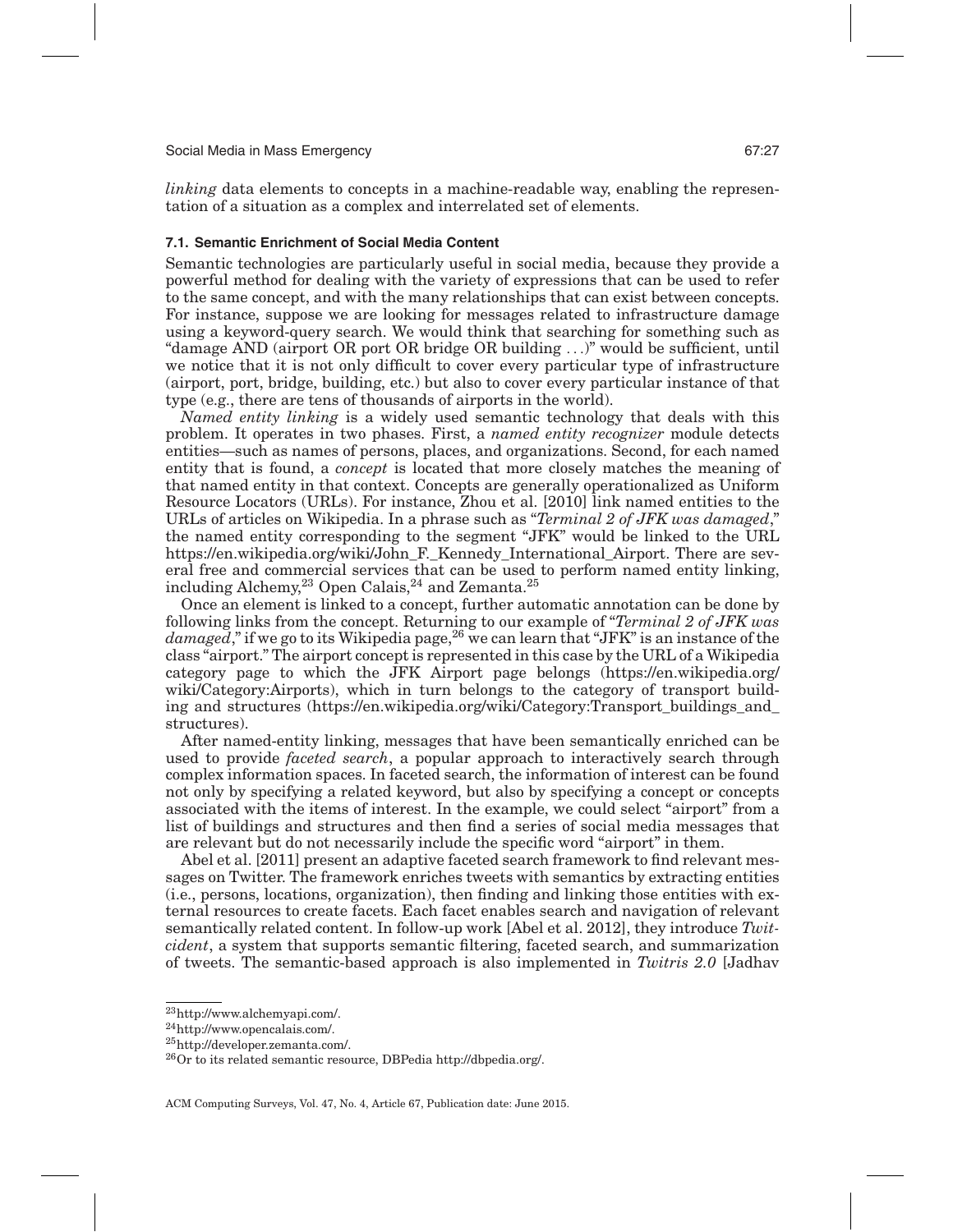*linking* data elements to concepts in a machine-readable way, enabling the representation of a situation as a complex and interrelated set of elements.

### 7.1. Semantic Enrichment of Social Media Content

Semantic technologies are particularly useful in social media, because they provide a powerful method for dealing with the variety of expressions that can be used to refer to the same concept, and with the many relationships that can exist between concepts. For instance, suppose we are looking for messages related to infrastructure damage using a keyword-query search. We would think that searching for something such as "damage AND (airport OR port OR bridge OR building ...)" would be sufficient, until we notice that it is not only difficult to cover every particular type of infrastructure (airport, port, bridge, building, etc.) but also to cover every particular instance of that type (e.g., there are tens of thousands of airports in the world).

*Named entity linking* is a widely used semantic technology that deals with this problem. It operates in two phases. First, a *named entity recognizer* module detects entities—such as names of persons, places, and organizations. Second, for each named entity that is found, a *concept* is located that more closely matches the meaning of that named entity in that context. Concepts are generally operationalized as Uniform Resource Locators (URLs). For instance, Zhou et al. [2010] link named entities to the URLs of articles on Wikipedia. In a phrase such as "*Terminal 2 of JFK was damaged*," the named entity corresponding to the segment "JFK" would be linked to the URL https://en.wikipedia.org/wiki/John_F._Kennedy_International_Airport. There are several free and commercial services that can be used to perform named entity linking, including Alchemy,[23] Open Calais,[24] and Zemanta.[25]

Once an element is linked to a concept, further automatic annotation can be done by following links from the concept. Returning to our example of "*Terminal 2 of JFK was damaged*," if we go to its Wikipedia page,[26] we can learn that "JFK" is an instance of the class "airport." The airport concept is represented in this case by the URL of a Wikipedia category page to which the JFK Airport page belongs (https://en.wikipedia.org/wiki/Category:Airports), which in turn belongs to the category of transport building and structures (https://en.wikipedia.org/wiki/Category:Transport_buildings_and_structures).

After named-entity linking, messages that have been semantically enriched can be used to provide *faceted search*, a popular approach to interactively search through complex information spaces. In faceted search, the information of interest can be found not only by specifying a related keyword, but also by specifying a concept or concepts associated with the items of interest. In the example, we could select "airport" from a list of buildings and structures and then find a series of social media messages that are relevant but do not necessarily include the specific word "airport" in them.

Abel et al. [2011] present an adaptive faceted search framework to find relevant messages on Twitter. The framework enriches tweets with semantics by extracting entities (i.e., persons, locations, organization), then finding and linking those entities with external resources to create facets. Each facet enables search and navigation of relevant semantically related content. In follow-up work [Abel et al. 2012], they introduce *Twitcident*, a system that supports semantic filtering, faceted search, and summarization of tweets. The semantic-based approach is also implemented in *Twitris 2.0* [Jadhav

[23] http://www.alchemyapi.com/.

[24] http://www.opencalais.com/.

[25] http://developer.zemanta.com/.

[26] Or to its related semantic resource, DBPedia http://dbpedia.org/.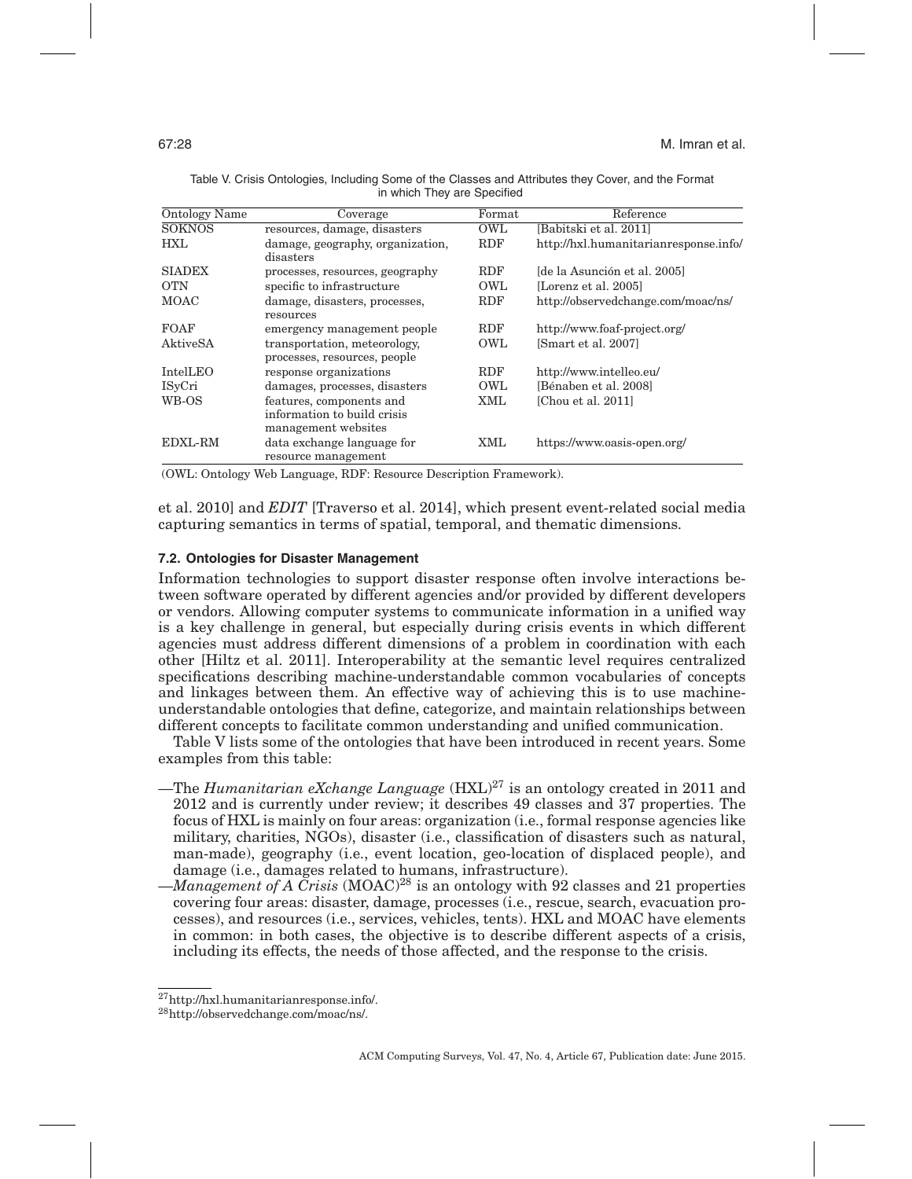Table V. Crisis Ontologies, Including Some of the Classes and Attributes they Cover, and the Format in which They are Specified

| Ontology Name | Coverage | Format | Reference |
|---|---|---|---|
| SOKNOS | resources, damage, disasters | OWL | [Babitski et al. 2011] |
| HXL | damage, geography, organization, disasters | RDF | http://hxl.humanitarianresponse.info/ |
| SIADEX | processes, resources, geography | RDF | [de la Asunción et al. 2005] |
| OTN | specific to infrastructure | OWL | [Lorenz et al. 2005] |
| MOAC | damage, disasters, processes, resources | RDF | http://observedchange.com/moac/ns/ |
| FOAF | emergency management people | RDF | http://www.foaf-project.org/ |
| AktiveSA | transportation, meteorology, processes, resources, people | OWL | [Smart et al. 2007] |
| IntelLEO | response organizations | RDF | http://www.intelleo.eu/ |
| ISyCri | damages, processes, disasters | OWL | [Bénaben et al. 2008] |
| WB-OS | features, components and information to build crisis management websites | XML | [Chou et al. 2011] |
| EDXL-RM | data exchange language for resource management | XML | https://www.oasis-open.org/ |

(OWL: Ontology Web Language, RDF: Resource Description Framework).

et al. 2010] and *EDIT* [Traverso et al. 2014], which present event-related social media capturing semantics in terms of spatial, temporal, and thematic dimensions.

### 7.2. Ontologies for Disaster Management

Information technologies to support disaster response often involve interactions between software operated by different agencies and/or provided by different developers or vendors. Allowing computer systems to communicate information in a unified way is a key challenge in general, but especially during crisis events in which different agencies must address different dimensions of a problem in coordination with each other [Hiltz et al. 2011]. Interoperability at the semantic level requires centralized specifications describing machine-understandable common vocabularies of concepts and linkages between them. An effective way of achieving this is to use machine-understandable ontologies that define, categorize, and maintain relationships between different concepts to facilitate common understanding and unified communication.

Table V lists some of the ontologies that have been introduced in recent years. Some examples from this table:

—The *Humanitarian eXchange Language* (HXL)[27] is an ontology created in 2011 and 2012 and is currently under review; it describes 49 classes and 37 properties. The focus of HXL is mainly on four areas: organization (i.e., formal response agencies like military, charities, NGOs), disaster (i.e., classification of disasters such as natural, man-made), geography (i.e., event location, geo-location of displaced people), and damage (i.e., damages related to humans, infrastructure).

—*Management of A Crisis* (MOAC)[28] is an ontology with 92 classes and 21 properties covering four areas: disaster, damage, processes (i.e., rescue, search, evacuation processes), and resources (i.e., services, vehicles, tents). HXL and MOAC have elements in common: in both cases, the objective is to describe different aspects of a crisis, including its effects, the needs of those affected, and the response to the crisis.

[27] http://hxl.humanitarianresponse.info/.

[28] http://observedchange.com/moac/ns/.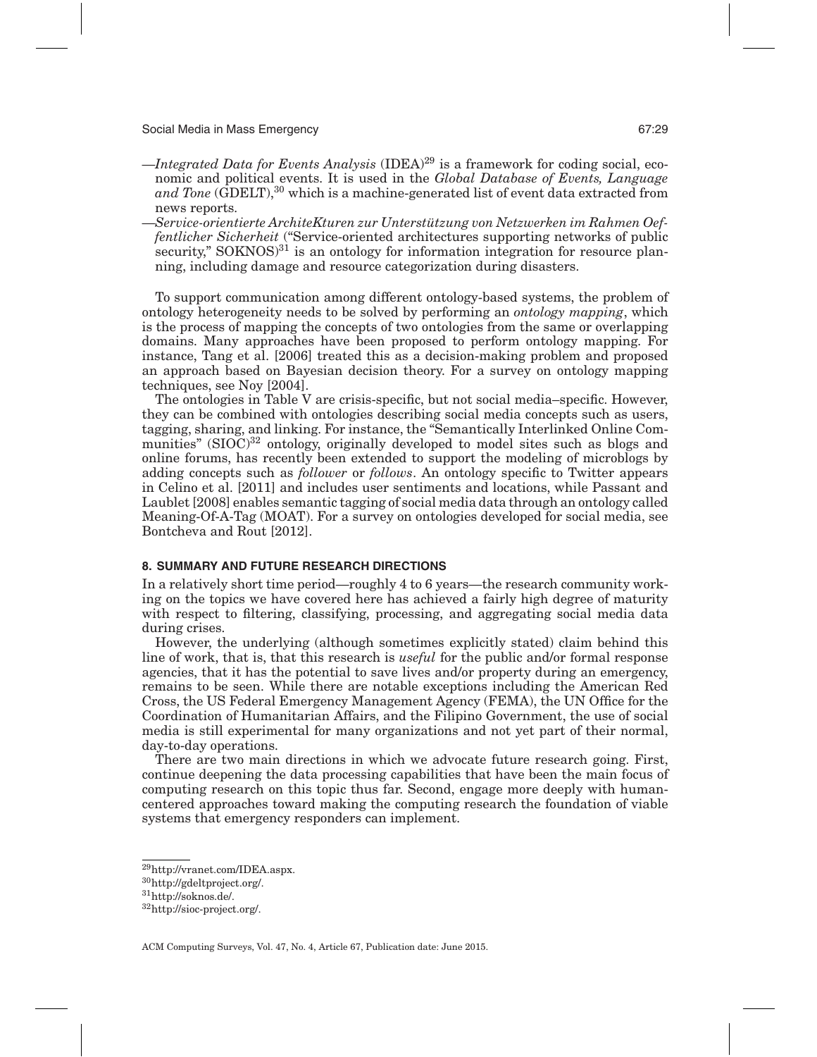—*Integrated Data for Events Analysis* (IDEA)[29] is a framework for coding social, economic and political events. It is used in the *Global Database of Events, Language and Tone* (GDELT),[30] which is a machine-generated list of event data extracted from news reports.

—*Service-orientierte ArchiteKturen zur Unterstützung von Netzwerken im Rahmen Oeffentlicher Sicherheit* ("Service-oriented architectures supporting networks of public security," SOKNOS)[31] is an ontology for information integration for resource planning, including damage and resource categorization during disasters.

To support communication among different ontology-based systems, the problem of ontology heterogeneity needs to be solved by performing an *ontology mapping*, which is the process of mapping the concepts of two ontologies from the same or overlapping domains. Many approaches have been proposed to perform ontology mapping. For instance, Tang et al. [2006] treated this as a decision-making problem and proposed an approach based on Bayesian decision theory. For a survey on ontology mapping techniques, see Noy [2004].

The ontologies in Table V are crisis-specific, but not social media–specific. However, they can be combined with ontologies describing social media concepts such as users, tagging, sharing, and linking. For instance, the "Semantically Interlinked Online Communities" (SIOC)[32] ontology, originally developed to model sites such as blogs and online forums, has recently been extended to support the modeling of microblogs by adding concepts such as *follower* or *follows*. An ontology specific to Twitter appears in Celino et al. [2011] and includes user sentiments and locations, while Passant and Laublet [2008] enables semantic tagging of social media data through an ontology called Meaning-Of-A-Tag (MOAT). For a survey on ontologies developed for social media, see Bontcheva and Rout [2012].

## 8. SUMMARY AND FUTURE RESEARCH DIRECTIONS

In a relatively short time period—roughly 4 to 6 years—the research community working on the topics we have covered here has achieved a fairly high degree of maturity with respect to filtering, classifying, processing, and aggregating social media data during crises.

However, the underlying (although sometimes explicitly stated) claim behind this line of work, that is, that this research is *useful* for the public and/or formal response agencies, that it has the potential to save lives and/or property during an emergency, remains to be seen. While there are notable exceptions including the American Red Cross, the US Federal Emergency Management Agency (FEMA), the UN Office for the Coordination of Humanitarian Affairs, and the Filipino Government, the use of social media is still experimental for many organizations and not yet part of their normal, day-to-day operations.

There are two main directions in which we advocate future research going. First, continue deepening the data processing capabilities that have been the main focus of computing research on this topic thus far. Second, engage more deeply with human-centered approaches toward making the computing research the foundation of viable systems that emergency responders can implement.

---

[29] http://vranet.com/IDEA.aspx.

[30] http://gdeltproject.org/.

[31] http://soknos.de/.

[32] http://sioc-project.org/.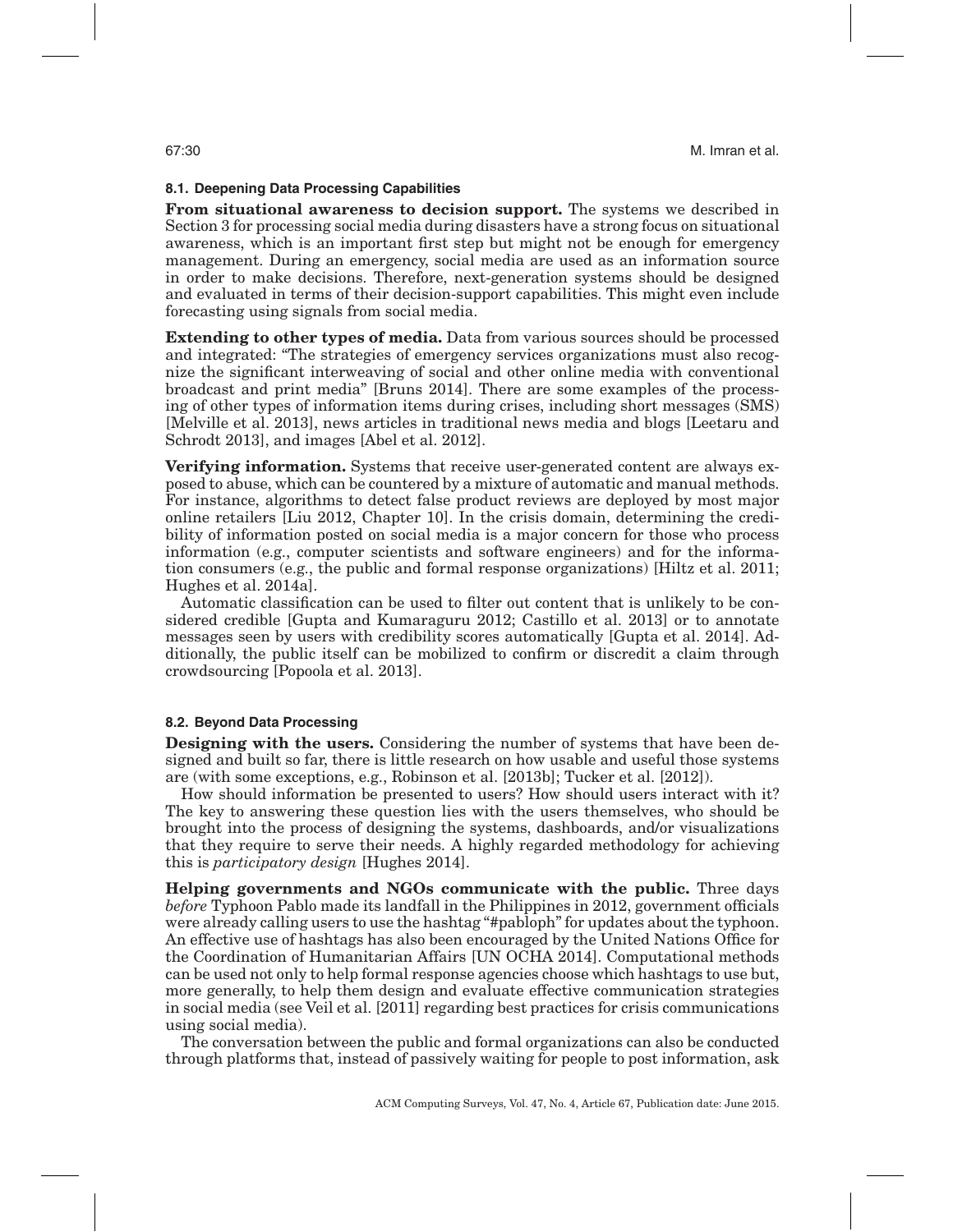### 8.1. Deepening Data Processing Capabilities

**From situational awareness to decision support.** The systems we described in Section 3 for processing social media during disasters have a strong focus on situational awareness, which is an important first step but might not be enough for emergency management. During an emergency, social media are used as an information source in order to make decisions. Therefore, next-generation systems should be designed and evaluated in terms of their decision-support capabilities. This might even include forecasting using signals from social media.

**Extending to other types of media.** Data from various sources should be processed and integrated: "The strategies of emergency services organizations must also recognize the significant interweaving of social and other online media with conventional broadcast and print media" [Bruns 2014]. There are some examples of the processing of other types of information items during crises, including short messages (SMS) [Melville et al. 2013], news articles in traditional news media and blogs [Leetaru and Schrodt 2013], and images [Abel et al. 2012].

**Verifying information.** Systems that receive user-generated content are always exposed to abuse, which can be countered by a mixture of automatic and manual methods. For instance, algorithms to detect false product reviews are deployed by most major online retailers [Liu 2012, Chapter 10]. In the crisis domain, determining the credibility of information posted on social media is a major concern for those who process information (e.g., computer scientists and software engineers) and for the information consumers (e.g., the public and formal response organizations) [Hiltz et al. 2011; Hughes et al. 2014a].

Automatic classification can be used to filter out content that is unlikely to be considered credible [Gupta and Kumaraguru 2012; Castillo et al. 2013] or to annotate messages seen by users with credibility scores automatically [Gupta et al. 2014]. Additionally, the public itself can be mobilized to confirm or discredit a claim through crowdsourcing [Popoola et al. 2013].

### 8.2. Beyond Data Processing

**Designing with the users.** Considering the number of systems that have been designed and built so far, there is little research on how usable and useful those systems are (with some exceptions, e.g., Robinson et al. [2013b]; Tucker et al. [2012]).

How should information be presented to users? How should users interact with it? The key to answering these question lies with the users themselves, who should be brought into the process of designing the systems, dashboards, and/or visualizations that they require to serve their needs. A highly regarded methodology for achieving this is *participatory design* [Hughes 2014].

**Helping governments and NGOs communicate with the public.** Three days *before* Typhoon Pablo made its landfall in the Philippines in 2012, government officials were already calling users to use the hashtag "#pabloph" for updates about the typhoon. An effective use of hashtags has also been encouraged by the United Nations Office for the Coordination of Humanitarian Affairs [UN OCHA 2014]. Computational methods can be used not only to help formal response agencies choose which hashtags to use but, more generally, to help them design and evaluate effective communication strategies in social media (see Veil et al. [2011] regarding best practices for crisis communications using social media).

The conversation between the public and formal organizations can also be conducted through platforms that, instead of passively waiting for people to post information, ask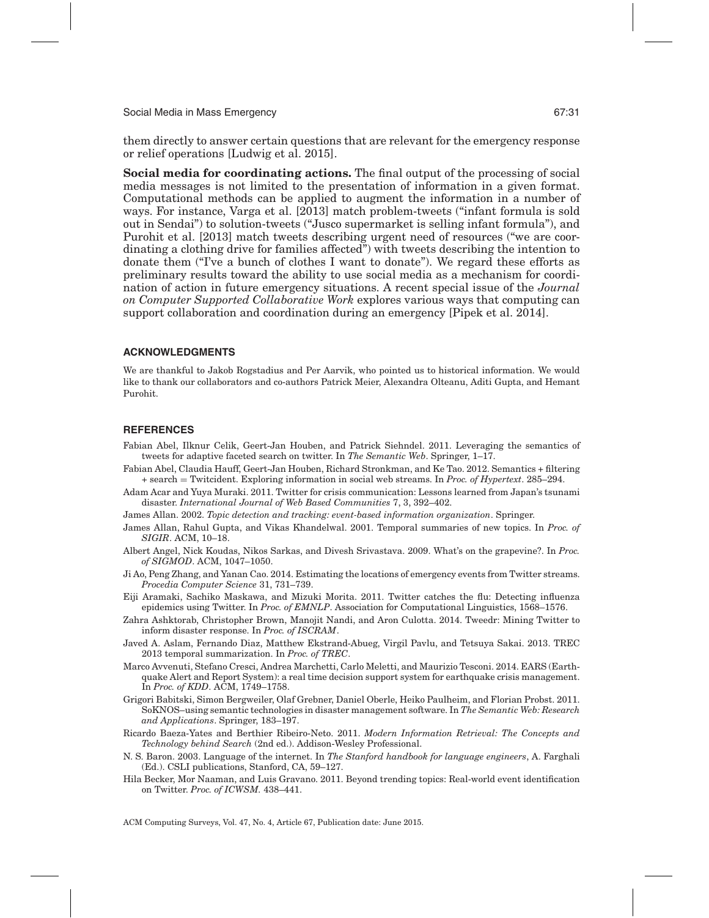them directly to answer certain questions that are relevant for the emergency response or relief operations [Ludwig et al. 2015].

**Social media for coordinating actions.** The final output of the processing of social media messages is not limited to the presentation of information in a given format. Computational methods can be applied to augment the information in a number of ways. For instance, Varga et al. [2013] match problem-tweets ("infant formula is sold out in Sendai") to solution-tweets ("Jusco supermarket is selling infant formula"), and Purohit et al. [2013] match tweets describing urgent need of resources ("we are coordinating a clothing drive for families affected") with tweets describing the intention to donate them ("I've a bunch of clothes I want to donate"). We regard these efforts as preliminary results toward the ability to use social media as a mechanism for coordination of action in future emergency situations. A recent special issue of the *Journal on Computer Supported Collaborative Work* explores various ways that computing can support collaboration and coordination during an emergency [Pipek et al. 2014].

## ACKNOWLEDGMENTS

We are thankful to Jakob Rogstadius and Per Aarvik, who pointed us to historical information. We would like to thank our collaborators and co-authors Patrick Meier, Alexandra Olteanu, Aditi Gupta, and Hemant Purohit.

## REFERENCES

Fabian Abel, Ilknur Celik, Geert-Jan Houben, and Patrick Siehndel. 2011. Leveraging the semantics of tweets for adaptive faceted search on twitter. In *The Semantic Web*. Springer, 1–17.

Fabian Abel, Claudia Hauff, Geert-Jan Houben, Richard Stronkman, and Ke Tao. 2012. Semantics + filtering + search = Twitcident. Exploring information in social web streams. In *Proc. of Hypertext*. 285–294.

Adam Acar and Yuya Muraki. 2011. Twitter for crisis communication: Lessons learned from Japan's tsunami disaster. *International Journal of Web Based Communities* 7, 3, 392–402.

James Allan. 2002. *Topic detection and tracking: event-based information organization*. Springer.

James Allan, Rahul Gupta, and Vikas Khandelwal. 2001. Temporal summaries of new topics. In *Proc. of SIGIR*. ACM, 10–18.

Albert Angel, Nick Koudas, Nikos Sarkas, and Divesh Srivastava. 2009. What's on the grapevine?. In *Proc. of SIGMOD*. ACM, 1047–1050.

Ji Ao, Peng Zhang, and Yanan Cao. 2014. Estimating the locations of emergency events from Twitter streams. *Procedia Computer Science* 31, 731–739.

Eiji Aramaki, Sachiko Maskawa, and Mizuki Morita. 2011. Twitter catches the flu: Detecting influenza epidemics using Twitter. In *Proc. of EMNLP*. Association for Computational Linguistics, 1568–1576.

Zahra Ashktorab, Christopher Brown, Manojit Nandi, and Aron Culotta. 2014. Tweedr: Mining Twitter to inform disaster response. In *Proc. of ISCRAM*.

Javed A. Aslam, Fernando Diaz, Matthew Ekstrand-Abueg, Virgil Pavlu, and Tetsuya Sakai. 2013. TREC 2013 temporal summarization. In *Proc. of TREC*.

Marco Avvenuti, Stefano Cresci, Andrea Marchetti, Carlo Meletti, and Maurizio Tesconi. 2014. EARS (Earthquake Alert and Report System): a real time decision support system for earthquake crisis management. In *Proc. of KDD*. ACM, 1749–1758.

Grigori Babitski, Simon Bergweiler, Olaf Grebner, Daniel Oberle, Heiko Paulheim, and Florian Probst. 2011. SoKNOS–using semantic technologies in disaster management software. In *The Semantic Web: Research and Applications*. Springer, 183–197.

Ricardo Baeza-Yates and Berthier Ribeiro-Neto. 2011. *Modern Information Retrieval: The Concepts and Technology behind Search* (2nd ed.). Addison-Wesley Professional.

N. S. Baron. 2003. Language of the internet. In *The Stanford handbook for language engineers*, A. Farghali (Ed.). CSLI publications, Stanford, CA, 59–127.

Hila Becker, Mor Naaman, and Luis Gravano. 2011. Beyond trending topics: Real-world event identification on Twitter. *Proc. of ICWSM.* 438–441.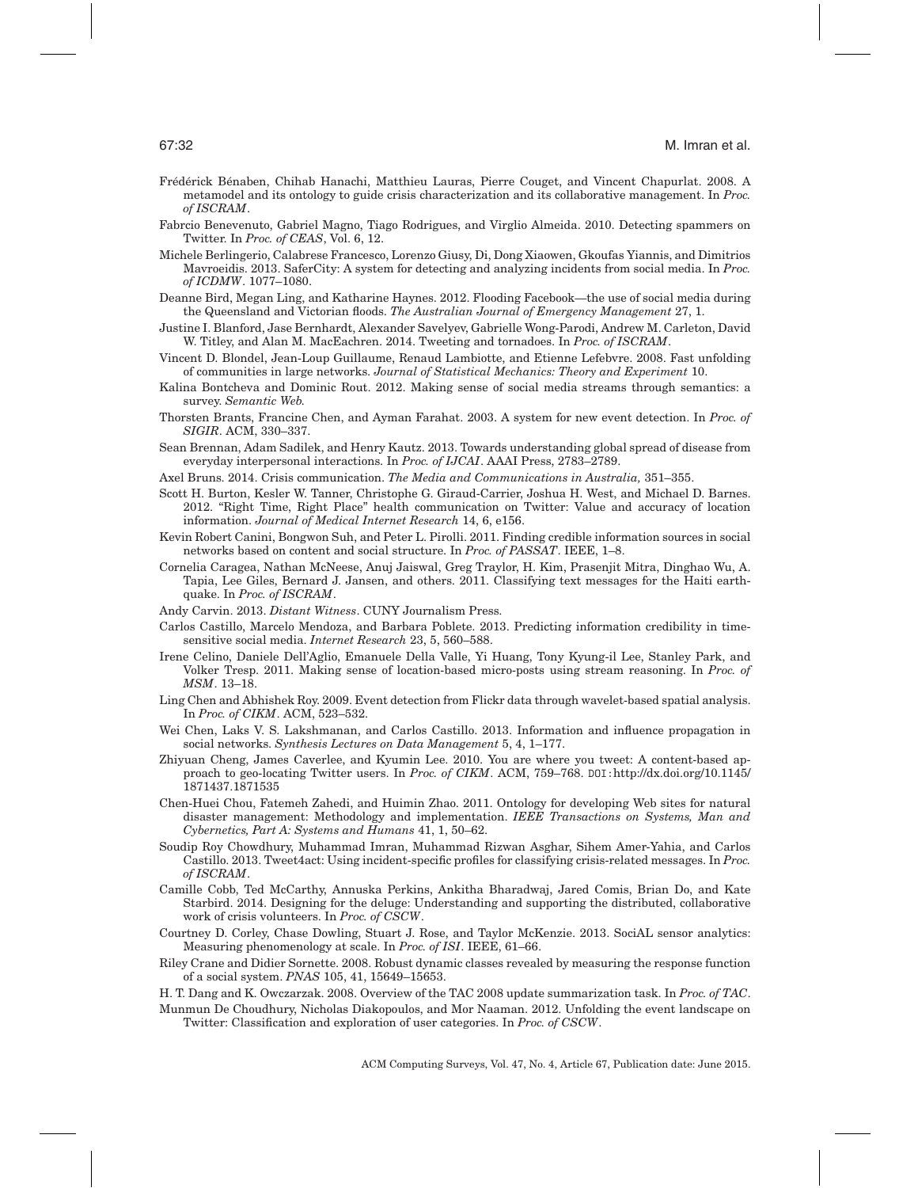Frédérick Bénaben, Chihab Hanachi, Matthieu Lauras, Pierre Couget, and Vincent Chapurlat. 2008. A metamodel and its ontology to guide crisis characterization and its collaborative management. In *Proc. of ISCRAM*.

Fabrcio Benevenuto, Gabriel Magno, Tiago Rodrigues, and Virglio Almeida. 2010. Detecting spammers on Twitter. In *Proc. of CEAS*, Vol. 6, 12.

Michele Berlingerio, Calabrese Francesco, Lorenzo Giusy, Di, Dong Xiaowen, Gkoufas Yiannis, and Dimitrios Mavroeidis. 2013. SaferCity: A system for detecting and analyzing incidents from social media. In *Proc. of ICDMW*. 1077–1080.

Deanne Bird, Megan Ling, and Katharine Haynes. 2012. Flooding Facebook—the use of social media during the Queensland and Victorian floods. *The Australian Journal of Emergency Management* 27, 1.

Justine I. Blanford, Jase Bernhardt, Alexander Savelyev, Gabrielle Wong-Parodi, Andrew M. Carleton, David W. Titley, and Alan M. MacEachren. 2014. Tweeting and tornadoes. In *Proc. of ISCRAM*.

Vincent D. Blondel, Jean-Loup Guillaume, Renaud Lambiotte, and Etienne Lefebvre. 2008. Fast unfolding of communities in large networks. *Journal of Statistical Mechanics: Theory and Experiment* 10.

Kalina Bontcheva and Dominic Rout. 2012. Making sense of social media streams through semantics: a survey. *Semantic Web.*

Thorsten Brants, Francine Chen, and Ayman Farahat. 2003. A system for new event detection. In *Proc. of SIGIR*. ACM, 330–337.

Sean Brennan, Adam Sadilek, and Henry Kautz. 2013. Towards understanding global spread of disease from everyday interpersonal interactions. In *Proc. of IJCAI*. AAAI Press, 2783–2789.

Axel Bruns. 2014. Crisis communication. *The Media and Communications in Australia,* 351–355.

Scott H. Burton, Kesler W. Tanner, Christophe G. Giraud-Carrier, Joshua H. West, and Michael D. Barnes. 2012. "Right Time, Right Place" health communication on Twitter: Value and accuracy of location information. *Journal of Medical Internet Research* 14, 6, e156.

Kevin Robert Canini, Bongwon Suh, and Peter L. Pirolli. 2011. Finding credible information sources in social networks based on content and social structure. In *Proc. of PASSAT*. IEEE, 1–8.

Cornelia Caragea, Nathan McNeese, Anuj Jaiswal, Greg Traylor, H. Kim, Prasenjit Mitra, Dinghao Wu, A. Tapia, Lee Giles, Bernard J. Jansen, and others. 2011. Classifying text messages for the Haiti earthquake. In *Proc. of ISCRAM*.

Andy Carvin. 2013. *Distant Witness*. CUNY Journalism Press.

Carlos Castillo, Marcelo Mendoza, and Barbara Poblete. 2013. Predicting information credibility in time-sensitive social media. *Internet Research* 23, 5, 560–588.

Irene Celino, Daniele Dell'Aglio, Emanuele Della Valle, Yi Huang, Tony Kyung-il Lee, Stanley Park, and Volker Tresp. 2011. Making sense of location-based micro-posts using stream reasoning. In *Proc. of MSM*. 13–18.

Ling Chen and Abhishek Roy. 2009. Event detection from Flickr data through wavelet-based spatial analysis. In *Proc. of CIKM*. ACM, 523–532.

Wei Chen, Laks V. S. Lakshmanan, and Carlos Castillo. 2013. Information and influence propagation in social networks. *Synthesis Lectures on Data Management* 5, 4, 1–177.

Zhiyuan Cheng, James Caverlee, and Kyumin Lee. 2010. You are where you tweet: A content-based approach to geo-locating Twitter users. In *Proc. of CIKM*. ACM, 759–768. DOI:http://dx.doi.org/10.1145/1871437.1871535

Chen-Huei Chou, Fatemeh Zahedi, and Huimin Zhao. 2011. Ontology for developing Web sites for natural disaster management: Methodology and implementation. *IEEE Transactions on Systems, Man and Cybernetics, Part A: Systems and Humans* 41, 1, 50–62.

Soudip Roy Chowdhury, Muhammad Imran, Muhammad Rizwan Asghar, Sihem Amer-Yahia, and Carlos Castillo. 2013. Tweet4act: Using incident-specific profiles for classifying crisis-related messages. In *Proc. of ISCRAM*.

Camille Cobb, Ted McCarthy, Annuska Perkins, Ankitha Bharadwaj, Jared Comis, Brian Do, and Kate Starbird. 2014. Designing for the deluge: Understanding and supporting the distributed, collaborative work of crisis volunteers. In *Proc. of CSCW*.

Courtney D. Corley, Chase Dowling, Stuart J. Rose, and Taylor McKenzie. 2013. SociAL sensor analytics: Measuring phenomenology at scale. In *Proc. of ISI*. IEEE, 61–66.

Riley Crane and Didier Sornette. 2008. Robust dynamic classes revealed by measuring the response function of a social system. *PNAS* 105, 41, 15649–15653.

H. T. Dang and K. Owczarzak. 2008. Overview of the TAC 2008 update summarization task. In *Proc. of TAC*.

Munmun De Choudhury, Nicholas Diakopoulos, and Mor Naaman. 2012. Unfolding the event landscape on Twitter: Classification and exploration of user categories. In *Proc. of CSCW*.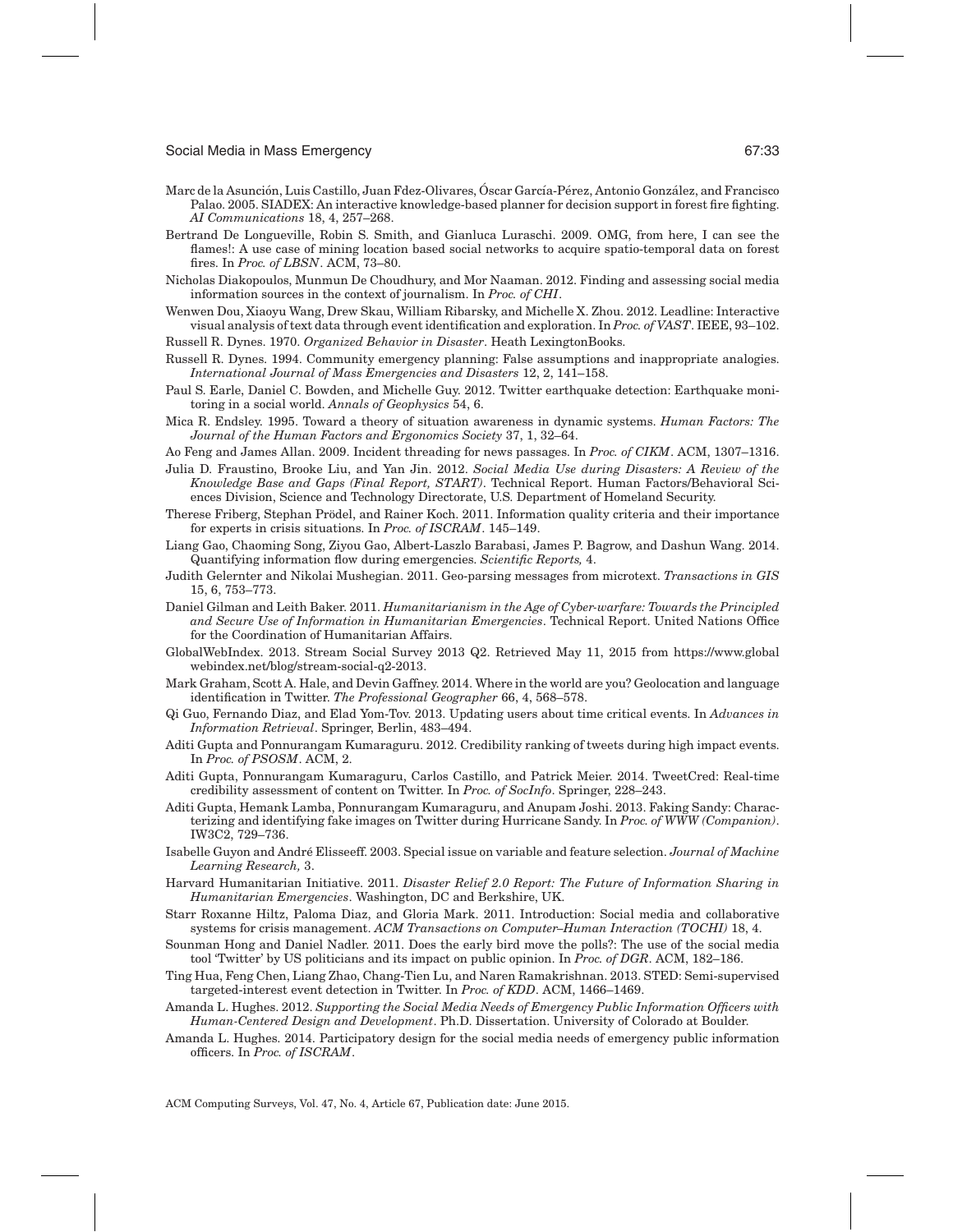Marc de la Asunción, Luis Castillo, Juan Fdez-Olivares, Óscar García-Pérez, Antonio González, and Francisco Palao. 2005. SIADEX: An interactive knowledge-based planner for decision support in forest fire fighting. *AI Communications* 18, 4, 257–268.

Bertrand De Longueville, Robin S. Smith, and Gianluca Luraschi. 2009. OMG, from here, I can see the flames!: A use case of mining location based social networks to acquire spatio-temporal data on forest fires. In *Proc. of LBSN*. ACM, 73–80.

Nicholas Diakopoulos, Munmun De Choudhury, and Mor Naaman. 2012. Finding and assessing social media information sources in the context of journalism. In *Proc. of CHI*.

Wenwen Dou, Xiaoyu Wang, Drew Skau, William Ribarsky, and Michelle X. Zhou. 2012. Leadline: Interactive visual analysis of text data through event identification and exploration. In *Proc. of VAST*. IEEE, 93–102.

Russell R. Dynes. 1970. *Organized Behavior in Disaster*. Heath LexingtonBooks.

Russell R. Dynes. 1994. Community emergency planning: False assumptions and inappropriate analogies. *International Journal of Mass Emergencies and Disasters* 12, 2, 141–158.

Paul S. Earle, Daniel C. Bowden, and Michelle Guy. 2012. Twitter earthquake detection: Earthquake monitoring in a social world. *Annals of Geophysics* 54, 6.

Mica R. Endsley. 1995. Toward a theory of situation awareness in dynamic systems. *Human Factors: The Journal of the Human Factors and Ergonomics Society* 37, 1, 32–64.

Ao Feng and James Allan. 2009. Incident threading for news passages. In *Proc. of CIKM*. ACM, 1307–1316.

Julia D. Fraustino, Brooke Liu, and Yan Jin. 2012. *Social Media Use during Disasters: A Review of the Knowledge Base and Gaps (Final Report, START)*. Technical Report. Human Factors/Behavioral Sciences Division, Science and Technology Directorate, U.S. Department of Homeland Security.

Therese Friberg, Stephan Prödel, and Rainer Koch. 2011. Information quality criteria and their importance for experts in crisis situations. In *Proc. of ISCRAM*. 145–149.

Liang Gao, Chaoming Song, Ziyou Gao, Albert-Laszlo Barabasi, James P. Bagrow, and Dashun Wang. 2014. Quantifying information flow during emergencies. *Scientific Reports,* 4.

Judith Gelernter and Nikolai Mushegian. 2011. Geo-parsing messages from microtext. *Transactions in GIS* 15, 6, 753–773.

Daniel Gilman and Leith Baker. 2011. *Humanitarianism in the Age of Cyber-warfare: Towards the Principled and Secure Use of Information in Humanitarian Emergencies*. Technical Report. United Nations Office for the Coordination of Humanitarian Affairs.

GlobalWebIndex. 2013. Stream Social Survey 2013 Q2. Retrieved May 11, 2015 from https://www.globalwebindex.net/blog/stream-social-q2-2013.

Mark Graham, Scott A. Hale, and Devin Gaffney. 2014. Where in the world are you? Geolocation and language identification in Twitter. *The Professional Geographer* 66, 4, 568–578.

Qi Guo, Fernando Diaz, and Elad Yom-Tov. 2013. Updating users about time critical events. In *Advances in Information Retrieval*. Springer, Berlin, 483–494.

Aditi Gupta and Ponnurangam Kumaraguru. 2012. Credibility ranking of tweets during high impact events. In *Proc. of PSOSM*. ACM, 2.

Aditi Gupta, Ponnurangam Kumaraguru, Carlos Castillo, and Patrick Meier. 2014. TweetCred: Real-time credibility assessment of content on Twitter. In *Proc. of SocInfo*. Springer, 228–243.

Aditi Gupta, Hemank Lamba, Ponnurangam Kumaraguru, and Anupam Joshi. 2013. Faking Sandy: Characterizing and identifying fake images on Twitter during Hurricane Sandy. In *Proc. of WWW (Companion)*. IW3C2, 729–736.

Isabelle Guyon and André Elisseeff. 2003. Special issue on variable and feature selection. *Journal of Machine Learning Research,* 3.

Harvard Humanitarian Initiative. 2011. *Disaster Relief 2.0 Report: The Future of Information Sharing in Humanitarian Emergencies*. Washington, DC and Berkshire, UK.

Starr Roxanne Hiltz, Paloma Diaz, and Gloria Mark. 2011. Introduction: Social media and collaborative systems for crisis management. *ACM Transactions on Computer–Human Interaction (TOCHI)* 18, 4.

Sounman Hong and Daniel Nadler. 2011. Does the early bird move the polls?: The use of the social media tool 'Twitter' by US politicians and its impact on public opinion. In *Proc. of DGR*. ACM, 182–186.

Ting Hua, Feng Chen, Liang Zhao, Chang-Tien Lu, and Naren Ramakrishnan. 2013. STED: Semi-supervised targeted-interest event detection in Twitter. In *Proc. of KDD*. ACM, 1466–1469.

Amanda L. Hughes. 2012. *Supporting the Social Media Needs of Emergency Public Information Officers with Human-Centered Design and Development*. Ph.D. Dissertation. University of Colorado at Boulder.

Amanda L. Hughes. 2014. Participatory design for the social media needs of emergency public information officers. In *Proc. of ISCRAM*.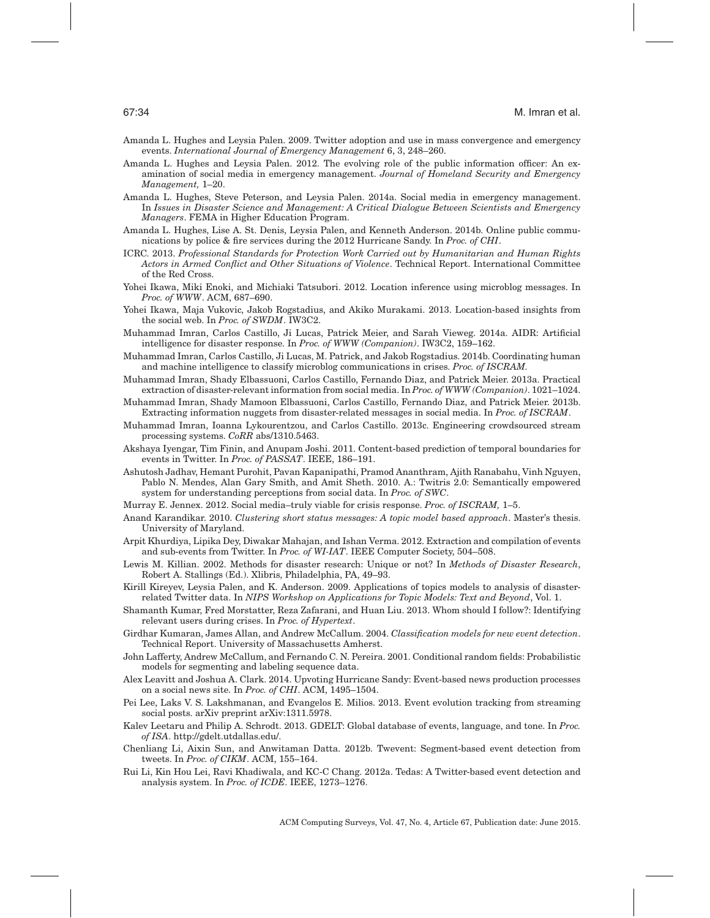Amanda L. Hughes and Leysia Palen. 2009. Twitter adoption and use in mass convergence and emergency events. *International Journal of Emergency Management* 6, 3, 248–260.

Amanda L. Hughes and Leysia Palen. 2012. The evolving role of the public information officer: An examination of social media in emergency management. *Journal of Homeland Security and Emergency Management,* 1–20.

Amanda L. Hughes, Steve Peterson, and Leysia Palen. 2014a. Social media in emergency management. In *Issues in Disaster Science and Management: A Critical Dialogue Between Scientists and Emergency Managers*. FEMA in Higher Education Program.

Amanda L. Hughes, Lise A. St. Denis, Leysia Palen, and Kenneth Anderson. 2014b. Online public communications by police & fire services during the 2012 Hurricane Sandy. In *Proc. of CHI*.

ICRC. 2013. *Professional Standards for Protection Work Carried out by Humanitarian and Human Rights Actors in Armed Conflict and Other Situations of Violence*. Technical Report. International Committee of the Red Cross.

Yohei Ikawa, Miki Enoki, and Michiaki Tatsubori. 2012. Location inference using microblog messages. In *Proc. of WWW*. ACM, 687–690.

Yohei Ikawa, Maja Vukovic, Jakob Rogstadius, and Akiko Murakami. 2013. Location-based insights from the social web. In *Proc. of SWDM*. IW3C2.

Muhammad Imran, Carlos Castillo, Ji Lucas, Patrick Meier, and Sarah Vieweg. 2014a. AIDR: Artificial intelligence for disaster response. In *Proc. of WWW (Companion)*. IW3C2, 159–162.

Muhammad Imran, Carlos Castillo, Ji Lucas, M. Patrick, and Jakob Rogstadius. 2014b. Coordinating human and machine intelligence to classify microblog communications in crises. *Proc. of ISCRAM.*

Muhammad Imran, Shady Elbassuoni, Carlos Castillo, Fernando Diaz, and Patrick Meier. 2013a. Practical extraction of disaster-relevant information from social media. In *Proc. of WWW (Companion)*. 1021–1024.

Muhammad Imran, Shady Mamoon Elbassuoni, Carlos Castillo, Fernando Diaz, and Patrick Meier. 2013b. Extracting information nuggets from disaster-related messages in social media. In *Proc. of ISCRAM*.

Muhammad Imran, Ioanna Lykourentzou, and Carlos Castillo. 2013c. Engineering crowdsourced stream processing systems. *CoRR* abs/1310.5463.

Akshaya Iyengar, Tim Finin, and Anupam Joshi. 2011. Content-based prediction of temporal boundaries for events in Twitter. In *Proc. of PASSAT*. IEEE, 186–191.

Ashutosh Jadhav, Hemant Purohit, Pavan Kapanipathi, Pramod Ananthram, Ajith Ranabahu, Vinh Nguyen, Pablo N. Mendes, Alan Gary Smith, and Amit Sheth. 2010. A.: Twitris 2.0: Semantically empowered system for understanding perceptions from social data. In *Proc. of SWC*.

Murray E. Jennex. 2012. Social media–truly viable for crisis response. *Proc. of ISCRAM,* 1–5.

Anand Karandikar. 2010. *Clustering short status messages: A topic model based approach*. Master's thesis. University of Maryland.

Arpit Khurdiya, Lipika Dey, Diwakar Mahajan, and Ishan Verma. 2012. Extraction and compilation of events and sub-events from Twitter. In *Proc. of WI-IAT*. IEEE Computer Society, 504–508.

Lewis M. Killian. 2002. Methods for disaster research: Unique or not? In *Methods of Disaster Research*, Robert A. Stallings (Ed.). Xlibris, Philadelphia, PA, 49–93.

Kirill Kireyev, Leysia Palen, and K. Anderson. 2009. Applications of topics models to analysis of disaster-related Twitter data. In *NIPS Workshop on Applications for Topic Models: Text and Beyond*, Vol. 1.

Shamanth Kumar, Fred Morstatter, Reza Zafarani, and Huan Liu. 2013. Whom should I follow?: Identifying relevant users during crises. In *Proc. of Hypertext*.

Girdhar Kumaran, James Allan, and Andrew McCallum. 2004. *Classification models for new event detection*. Technical Report. University of Massachusetts Amherst.

John Lafferty, Andrew McCallum, and Fernando C. N. Pereira. 2001. Conditional random fields: Probabilistic models for segmenting and labeling sequence data.

Alex Leavitt and Joshua A. Clark. 2014. Upvoting Hurricane Sandy: Event-based news production processes on a social news site. In *Proc. of CHI*. ACM, 1495–1504.

Pei Lee, Laks V. S. Lakshmanan, and Evangelos E. Milios. 2013. Event evolution tracking from streaming social posts. arXiv preprint arXiv:1311.5978.

Kalev Leetaru and Philip A. Schrodt. 2013. GDELT: Global database of events, language, and tone. In *Proc. of ISA*. http://gdelt.utdallas.edu/.

Chenliang Li, Aixin Sun, and Anwitaman Datta. 2012b. Twevent: Segment-based event detection from tweets. In *Proc. of CIKM*. ACM, 155–164.

Rui Li, Kin Hou Lei, Ravi Khadiwala, and KC-C Chang. 2012a. Tedas: A Twitter-based event detection and analysis system. In *Proc. of ICDE*. IEEE, 1273–1276.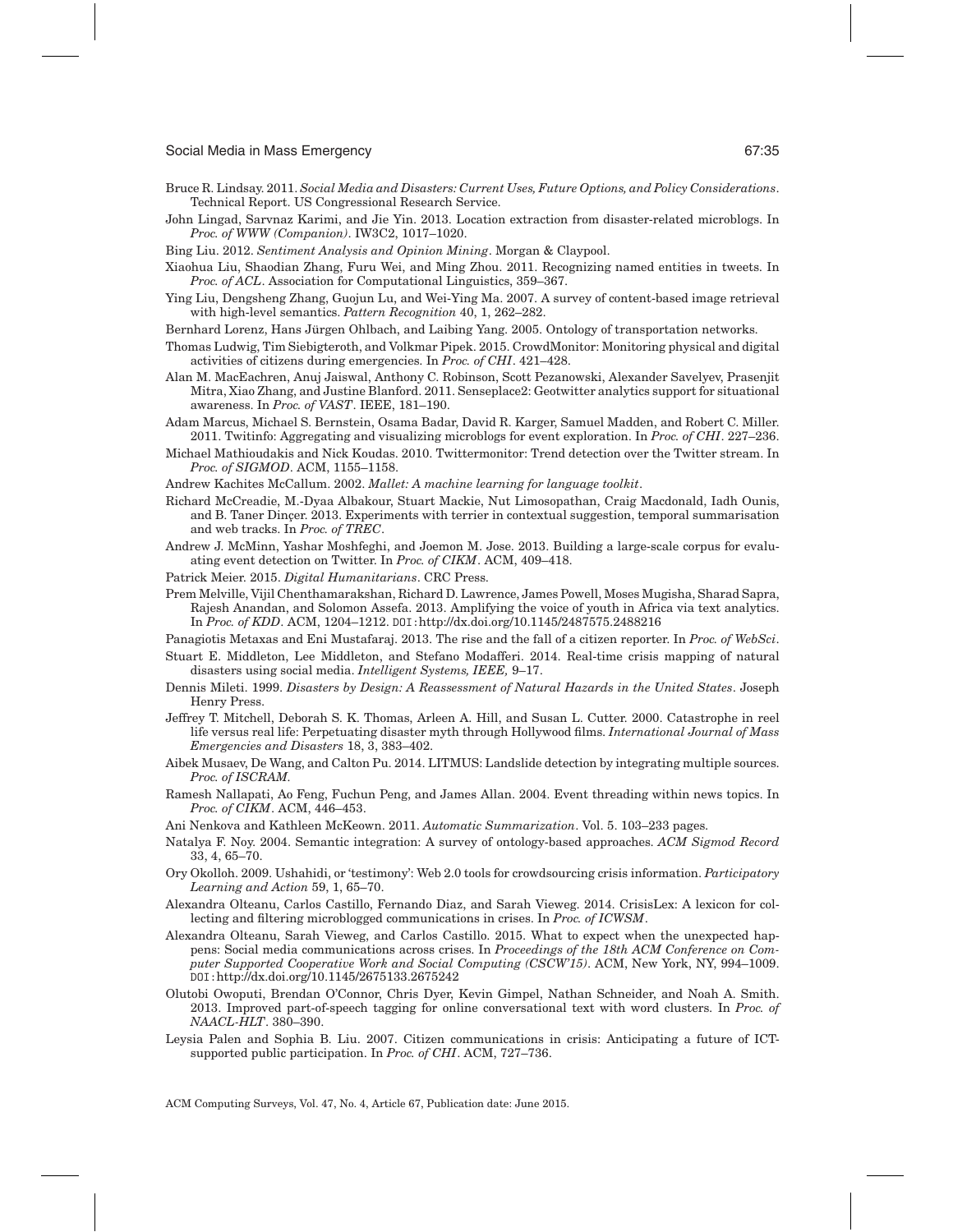Bruce R. Lindsay. 2011. *Social Media and Disasters: Current Uses, Future Options, and Policy Considerations*. Technical Report. US Congressional Research Service.

John Lingad, Sarvnaz Karimi, and Jie Yin. 2013. Location extraction from disaster-related microblogs. In *Proc. of WWW (Companion)*. IW3C2, 1017–1020.

Bing Liu. 2012. *Sentiment Analysis and Opinion Mining*. Morgan & Claypool.

Xiaohua Liu, Shaodian Zhang, Furu Wei, and Ming Zhou. 2011. Recognizing named entities in tweets. In *Proc. of ACL*. Association for Computational Linguistics, 359–367.

Ying Liu, Dengsheng Zhang, Guojun Lu, and Wei-Ying Ma. 2007. A survey of content-based image retrieval with high-level semantics. *Pattern Recognition* 40, 1, 262–282.

Bernhard Lorenz, Hans Jürgen Ohlbach, and Laibing Yang. 2005. Ontology of transportation networks.

Thomas Ludwig, Tim Siebigteroth, and Volkmar Pipek. 2015. CrowdMonitor: Monitoring physical and digital activities of citizens during emergencies. In *Proc. of CHI*. 421–428.

Alan M. MacEachren, Anuj Jaiswal, Anthony C. Robinson, Scott Pezanowski, Alexander Savelyev, Prasenjit Mitra, Xiao Zhang, and Justine Blanford. 2011. Senseplace2: Geotwitter analytics support for situational awareness. In *Proc. of VAST*. IEEE, 181–190.

Adam Marcus, Michael S. Bernstein, Osama Badar, David R. Karger, Samuel Madden, and Robert C. Miller. 2011. Twitinfo: Aggregating and visualizing microblogs for event exploration. In *Proc. of CHI*. 227–236.

Michael Mathioudakis and Nick Koudas. 2010. Twittermonitor: Trend detection over the Twitter stream. In *Proc. of SIGMOD*. ACM, 1155–1158.

Andrew Kachites McCallum. 2002. *Mallet: A machine learning for language toolkit*.

Richard McCreadie, M.-Dyaa Albakour, Stuart Mackie, Nut Limsopathan, Craig Macdonald, Iadh Ounis, and B. Taner Dinçer. 2013. Experiments with terrier in contextual suggestion, temporal summarisation and web tracks. In *Proc. of TREC*.

Andrew J. McMinn, Yashar Moshfeghi, and Joemon M. Jose. 2013. Building a large-scale corpus for evaluating event detection on Twitter. In *Proc. of CIKM*. ACM, 409–418.

Patrick Meier. 2015. *Digital Humanitarians*. CRC Press.

Prem Melville, Vijil Chenthamarakshan, Richard D. Lawrence, James Powell, Moses Mugisha, Sharad Sapra, Rajesh Anandan, and Solomon Assefa. 2013. Amplifying the voice of youth in Africa via text analytics. In *Proc. of KDD*. ACM, 1204–1212. DOI:http://dx.doi.org/10.1145/2487575.2488216

Panagiotis Metaxas and Eni Mustafaraj. 2013. The rise and the fall of a citizen reporter. In *Proc. of WebSci*.

Stuart E. Middleton, Lee Middleton, and Stefano Modafferi. 2014. Real-time crisis mapping of natural disasters using social media. *Intelligent Systems, IEEE,* 9–17.

Dennis Mileti. 1999. *Disasters by Design: A Reassessment of Natural Hazards in the United States*. Joseph Henry Press.

Jeffrey T. Mitchell, Deborah S. K. Thomas, Arleen A. Hill, and Susan L. Cutter. 2000. Catastrophe in reel life versus real life: Perpetuating disaster myth through Hollywood films. *International Journal of Mass Emergencies and Disasters* 18, 3, 383–402.

Aibek Musaev, De Wang, and Calton Pu. 2014. LITMUS: Landslide detection by integrating multiple sources. *Proc. of ISCRAM.*

Ramesh Nallapati, Ao Feng, Fuchun Peng, and James Allan. 2004. Event threading within news topics. In *Proc. of CIKM*. ACM, 446–453.

Ani Nenkova and Kathleen McKeown. 2011. *Automatic Summarization*. Vol. 5. 103–233 pages.

Natalya F. Noy. 2004. Semantic integration: A survey of ontology-based approaches. *ACM Sigmod Record* 33, 4, 65–70.

Ory Okolloh. 2009. Ushahidi, or 'testimony': Web 2.0 tools for crowdsourcing crisis information. *Participatory Learning and Action* 59, 1, 65–70.

Alexandra Olteanu, Carlos Castillo, Fernando Diaz, and Sarah Vieweg. 2014. CrisisLex: A lexicon for collecting and filtering microblogged communications in crises. In *Proc. of ICWSM*.

Alexandra Olteanu, Sarah Vieweg, and Carlos Castillo. 2015. What to expect when the unexpected happens: Social media communications across crises. In *Proceedings of the 18th ACM Conference on Computer Supported Cooperative Work and Social Computing (CSCW'15)*. ACM, New York, NY, 994–1009. DOI:http://dx.doi.org/10.1145/2675133.2675242

Olutobi Owoputi, Brendan O'Connor, Chris Dyer, Kevin Gimpel, Nathan Schneider, and Noah A. Smith. 2013. Improved part-of-speech tagging for online conversational text with word clusters. In *Proc. of NAACL-HLT*. 380–390.

Leysia Palen and Sophia B. Liu. 2007. Citizen communications in crisis: Anticipating a future of ICT-supported public participation. In *Proc. of CHI*. ACM, 727–736.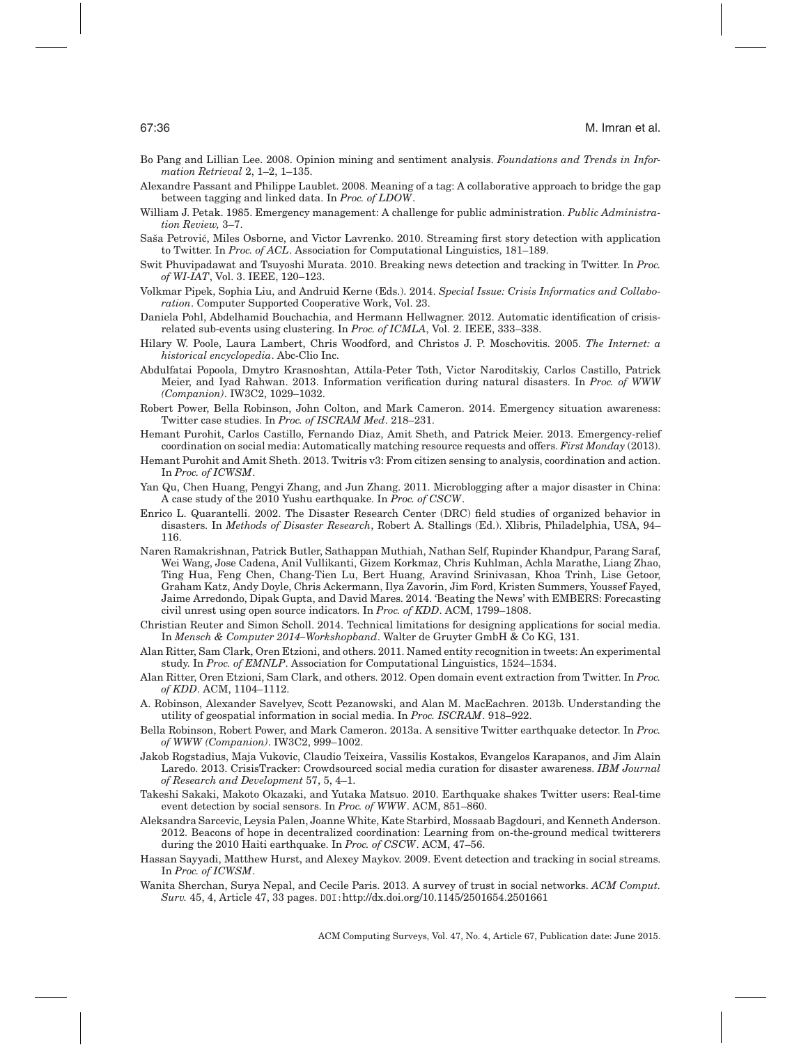Bo Pang and Lillian Lee. 2008. Opinion mining and sentiment analysis. *Foundations and Trends in Information Retrieval* 2, 1–2, 1–135.

Alexandre Passant and Philippe Laublet. 2008. Meaning of a tag: A collaborative approach to bridge the gap between tagging and linked data. In *Proc. of LDOW*.

William J. Petak. 1985. Emergency management: A challenge for public administration. *Public Administration Review,* 3–7.

Saša Petrović, Miles Osborne, and Victor Lavrenko. 2010. Streaming first story detection with application to Twitter. In *Proc. of ACL*. Association for Computational Linguistics, 181–189.

Swit Phuvipadawat and Tsuyoshi Murata. 2010. Breaking news detection and tracking in Twitter. In *Proc. of WI-IAT*, Vol. 3. IEEE, 120–123.

Volkmar Pipek, Sophia Liu, and Andruid Kerne (Eds.). 2014. *Special Issue: Crisis Informatics and Collaboration*. Computer Supported Cooperative Work, Vol. 23.

Daniela Pohl, Abdelhamid Bouchachia, and Hermann Hellwagner. 2012. Automatic identification of crisis-related sub-events using clustering. In *Proc. of ICMLA*, Vol. 2. IEEE, 333–338.

Hilary W. Poole, Laura Lambert, Chris Woodford, and Christos J. P. Moschovitis. 2005. *The Internet: a historical encyclopedia*. Abc-Clio Inc.

Abdulfatai Popoola, Dmytro Krasnoshtan, Attila-Peter Toth, Victor Naroditskiy, Carlos Castillo, Patrick Meier, and Iyad Rahwan. 2013. Information verification during natural disasters. In *Proc. of WWW (Companion)*. IW3C2, 1029–1032.

Robert Power, Bella Robinson, John Colton, and Mark Cameron. 2014. Emergency situation awareness: Twitter case studies. In *Proc. of ISCRAM Med*. 218–231.

Hemant Purohit, Carlos Castillo, Fernando Diaz, Amit Sheth, and Patrick Meier. 2013. Emergency-relief coordination on social media: Automatically matching resource requests and offers. *First Monday* (2013).

Hemant Purohit and Amit Sheth. 2013. Twitris v3: From citizen sensing to analysis, coordination and action. In *Proc. of ICWSM*.

Yan Qu, Chen Huang, Pengyi Zhang, and Jun Zhang. 2011. Microblogging after a major disaster in China: A case study of the 2010 Yushu earthquake. In *Proc. of CSCW*.

Enrico L. Quarantelli. 2002. The Disaster Research Center (DRC) field studies of organized behavior in disasters. In *Methods of Disaster Research*, Robert A. Stallings (Ed.). Xlibris, Philadelphia, USA, 94–116.

Naren Ramakrishnan, Patrick Butler, Sathappan Muthiah, Nathan Self, Rupinder Khandpur, Parang Saraf, Wei Wang, Jose Cadena, Anil Vullikanti, Gizem Korkmaz, Chris Kuhlman, Achla Marathe, Liang Zhao, Ting Hua, Feng Chen, Chang-Tien Lu, Bert Huang, Aravind Srinivasan, Khoa Trinh, Lise Getoor, Graham Katz, Andy Doyle, Chris Ackermann, Ilya Zavorin, Jim Ford, Kristen Summers, Youssef Fayed, Jaime Arredondo, Dipak Gupta, and David Mares. 2014. 'Beating the News' with EMBERS: Forecasting civil unrest using open source indicators. In *Proc. of KDD*. ACM, 1799–1808.

Christian Reuter and Simon Scholl. 2014. Technical limitations for designing applications for social media. In *Mensch & Computer 2014–Workshopband*. Walter de Gruyter GmbH & Co KG, 131.

Alan Ritter, Sam Clark, Oren Etzioni, and others. 2011. Named entity recognition in tweets: An experimental study. In *Proc. of EMNLP*. Association for Computational Linguistics, 1524–1534.

Alan Ritter, Oren Etzioni, Sam Clark, and others. 2012. Open domain event extraction from Twitter. In *Proc. of KDD*. ACM, 1104–1112.

A. Robinson, Alexander Savelyev, Scott Pezanowski, and Alan M. MacEachren. 2013b. Understanding the utility of geospatial information in social media. In *Proc. ISCRAM*. 918–922.

Bella Robinson, Robert Power, and Mark Cameron. 2013a. A sensitive Twitter earthquake detector. In *Proc. of WWW (Companion)*. IW3C2, 999–1002.

Jakob Rogstadius, Maja Vukovic, Claudio Teixeira, Vassilis Kostakos, Evangelos Karapanos, and Jim Alain Laredo. 2013. CrisisTracker: Crowdsourced social media curation for disaster awareness. *IBM Journal of Research and Development* 57, 5, 4–1.

Takeshi Sakaki, Makoto Okazaki, and Yutaka Matsuo. 2010. Earthquake shakes Twitter users: Real-time event detection by social sensors. In *Proc. of WWW*. ACM, 851–860.

Aleksandra Sarcevic, Leysia Palen, Joanne White, Kate Starbird, Mossaab Bagdouri, and Kenneth Anderson. 2012. Beacons of hope in decentralized coordination: Learning from on-the-ground medical twitterers during the 2010 Haiti earthquake. In *Proc. of CSCW*. ACM, 47–56.

Hassan Sayyadi, Matthew Hurst, and Alexey Maykov. 2009. Event detection and tracking in social streams. In *Proc. of ICWSM*.

Wanita Sherchan, Surya Nepal, and Cecile Paris. 2013. A survey of trust in social networks. *ACM Comput. Surv.* 45, 4, Article 47, 33 pages. DOI:http://dx.doi.org/10.1145/2501654.2501661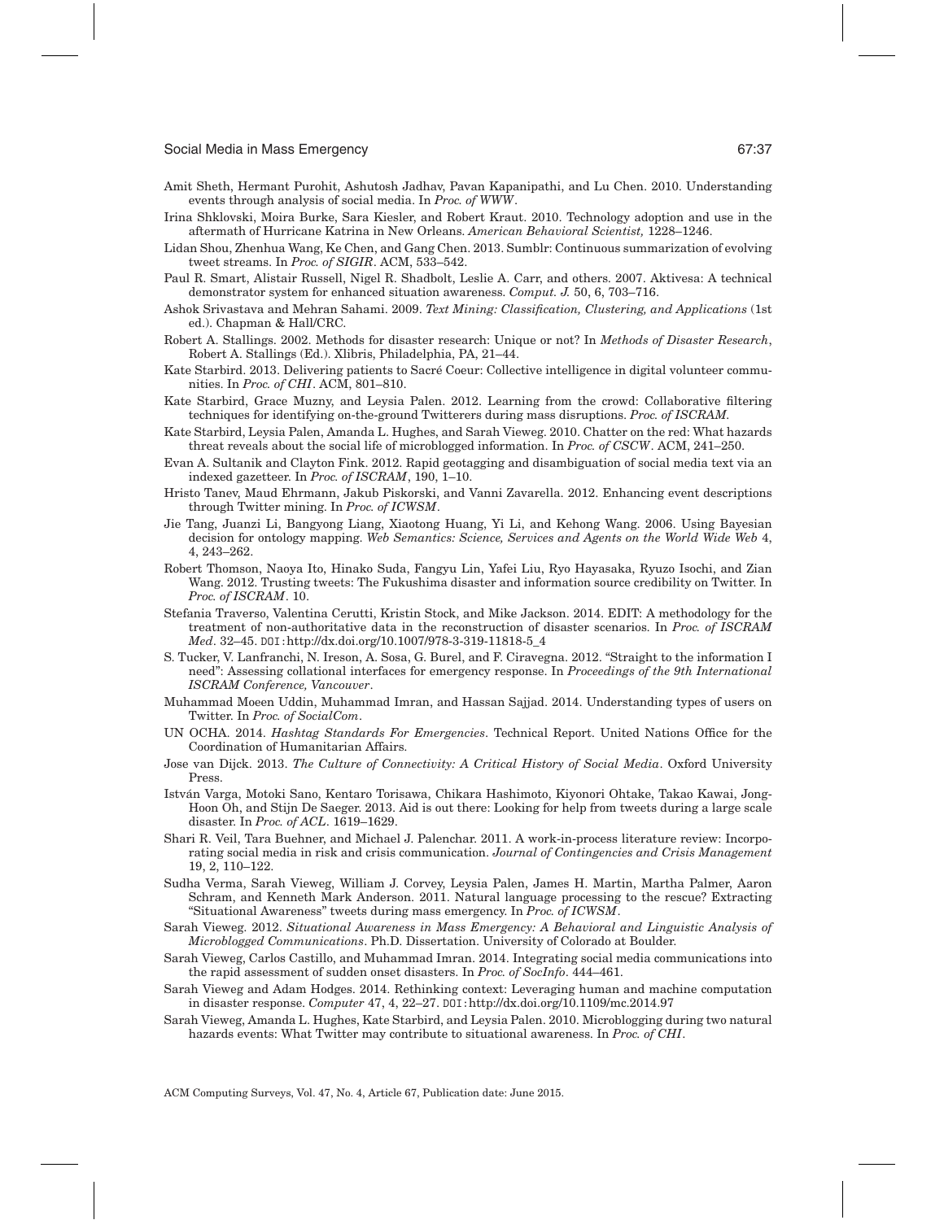Amit Sheth, Hermant Purohit, Ashutosh Jadhav, Pavan Kapanipathi, and Lu Chen. 2010. Understanding events through analysis of social media. In *Proc. of WWW*.

Irina Shklovski, Moira Burke, Sara Kiesler, and Robert Kraut. 2010. Technology adoption and use in the aftermath of Hurricane Katrina in New Orleans. *American Behavioral Scientist,* 1228–1246.

Lidan Shou, Zhenhua Wang, Ke Chen, and Gang Chen. 2013. Sumblr: Continuous summarization of evolving tweet streams. In *Proc. of SIGIR*. ACM, 533–542.

Paul R. Smart, Alistair Russell, Nigel R. Shadbolt, Leslie A. Carr, and others. 2007. Aktivesa: A technical demonstrator system for enhanced situation awareness. *Comput. J.* 50, 6, 703–716.

Ashok Srivastava and Mehran Sahami. 2009. *Text Mining: Classification, Clustering, and Applications* (1st ed.). Chapman & Hall/CRC.

Robert A. Stallings. 2002. Methods for disaster research: Unique or not? In *Methods of Disaster Research*, Robert A. Stallings (Ed.). Xlibris, Philadelphia, PA, 21–44.

Kate Starbird. 2013. Delivering patients to Sacré Coeur: Collective intelligence in digital volunteer communities. In *Proc. of CHI*. ACM, 801–810.

Kate Starbird, Grace Muzny, and Leysia Palen. 2012. Learning from the crowd: Collaborative filtering techniques for identifying on-the-ground Twitterers during mass disruptions. *Proc. of ISCRAM.*

Kate Starbird, Leysia Palen, Amanda L. Hughes, and Sarah Vieweg. 2010. Chatter on the red: What hazards threat reveals about the social life of microblogged information. In *Proc. of CSCW*. ACM, 241–250.

Evan A. Sultanik and Clayton Fink. 2012. Rapid geotagging and disambiguation of social media text via an indexed gazetteer. In *Proc. of ISCRAM*, 190, 1–10.

Hristo Tanev, Maud Ehrmann, Jakub Piskorski, and Vanni Zavarella. 2012. Enhancing event descriptions through Twitter mining. In *Proc. of ICWSM*.

Jie Tang, Juanzi Li, Bangyong Liang, Xiaotong Huang, Yi Li, and Kehong Wang. 2006. Using Bayesian decision for ontology mapping. *Web Semantics: Science, Services and Agents on the World Wide Web* 4, 4, 243–262.

Robert Thomson, Naoya Ito, Hinako Suda, Fangyu Lin, Yafei Liu, Ryo Hayasaka, Ryuzo Isochi, and Zian Wang. 2012. Trusting tweets: The Fukushima disaster and information source credibility on Twitter. In *Proc. of ISCRAM*. 10.

Stefania Traverso, Valentina Cerutti, Kristin Stock, and Mike Jackson. 2014. EDIT: A methodology for the treatment of non-authoritative data in the reconstruction of disaster scenarios. In *Proc. of ISCRAM Med*. 32–45. DOI:http://dx.doi.org/10.1007/978-3-319-11818-5_4

S. Tucker, V. Lanfranchi, N. Ireson, A. Sosa, G. Burel, and F. Ciravegna. 2012. "Straight to the information I need": Assessing collational interfaces for emergency response. In *Proceedings of the 9th International ISCRAM Conference, Vancouver*.

Muhammad Moeen Uddin, Muhammad Imran, and Hassan Sajjad. 2014. Understanding types of users on Twitter. In *Proc. of SocialCom*.

UN OCHA. 2014. *Hashtag Standards For Emergencies*. Technical Report. United Nations Office for the Coordination of Humanitarian Affairs.

Jose van Dijck. 2013. *The Culture of Connectivity: A Critical History of Social Media*. Oxford University Press.

István Varga, Motoki Sano, Kentaro Torisawa, Chikara Hashimoto, Kiyonori Ohtake, Takao Kawai, Jong-Hoon Oh, and Stijn De Saeger. 2013. Aid is out there: Looking for help from tweets during a large scale disaster. In *Proc. of ACL*. 1619–1629.

Shari R. Veil, Tara Buehner, and Michael J. Palenchar. 2011. A work-in-process literature review: Incorporating social media in risk and crisis communication. *Journal of Contingencies and Crisis Management* 19, 2, 110–122.

Sudha Verma, Sarah Vieweg, William J. Corvey, Leysia Palen, James H. Martin, Martha Palmer, Aaron Schram, and Kenneth Mark Anderson. 2011. Natural language processing to the rescue? Extracting "Situational Awareness" tweets during mass emergency. In *Proc. of ICWSM*.

Sarah Vieweg. 2012. *Situational Awareness in Mass Emergency: A Behavioral and Linguistic Analysis of Microblogged Communications*. Ph.D. Dissertation. University of Colorado at Boulder.

Sarah Vieweg, Carlos Castillo, and Muhammad Imran. 2014. Integrating social media communications into the rapid assessment of sudden onset disasters. In *Proc. of SocInfo*. 444–461.

Sarah Vieweg and Adam Hodges. 2014. Rethinking context: Leveraging human and machine computation in disaster response. *Computer* 47, 4, 22–27. DOI:http://dx.doi.org/10.1109/mc.2014.97

Sarah Vieweg, Amanda L. Hughes, Kate Starbird, and Leysia Palen. 2010. Microblogging during two natural hazards events: What Twitter may contribute to situational awareness. In *Proc. of CHI*.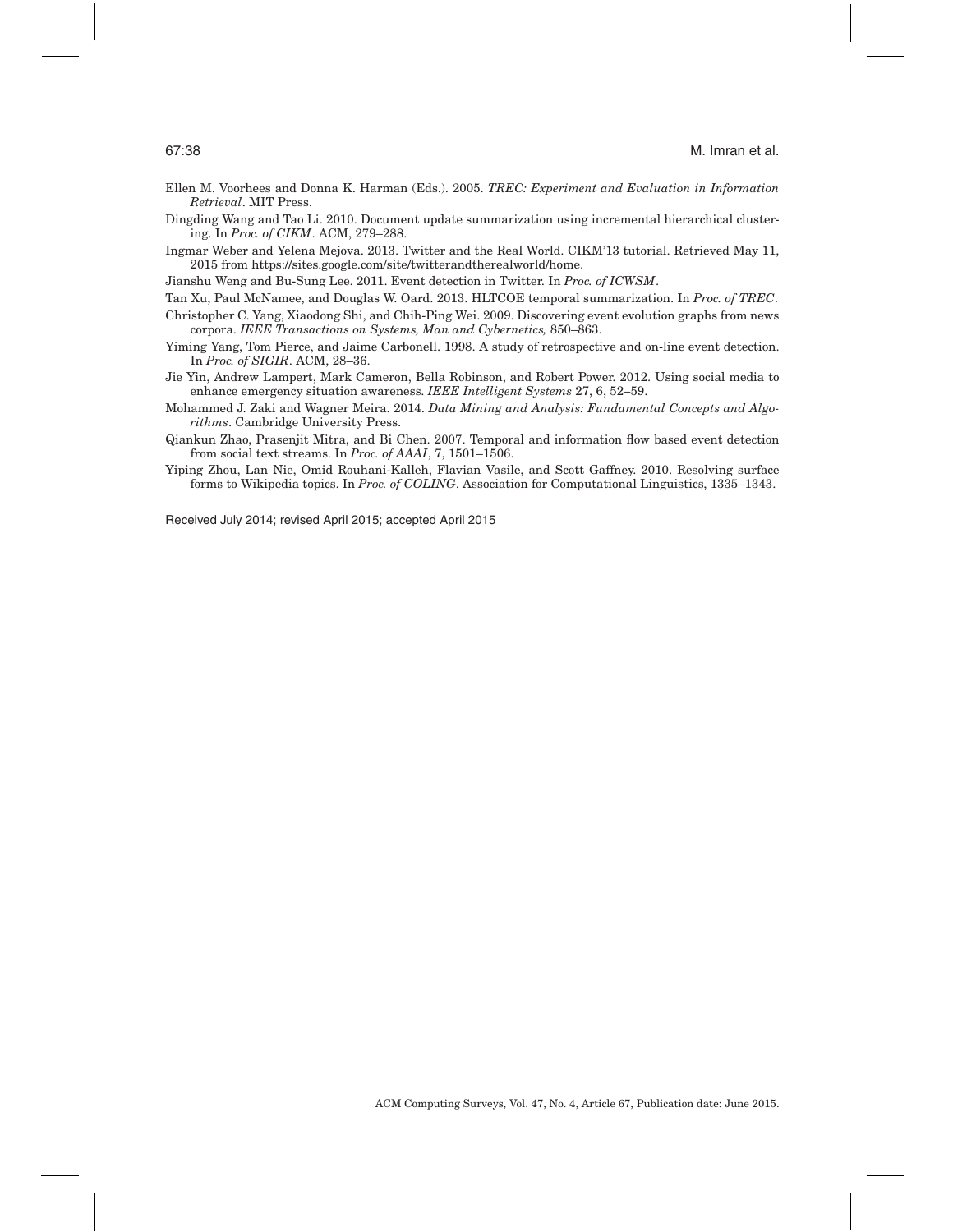Ellen M. Voorhees and Donna K. Harman (Eds.). 2005. *TREC: Experiment and Evaluation in Information Retrieval*. MIT Press.

Dingding Wang and Tao Li. 2010. Document update summarization using incremental hierarchical clustering. In *Proc. of CIKM*. ACM, 279–288.

Ingmar Weber and Yelena Mejova. 2013. Twitter and the Real World. CIKM'13 tutorial. Retrieved May 11, 2015 from https://sites.google.com/site/twitterandtherealworld/home.

Jianshu Weng and Bu-Sung Lee. 2011. Event detection in Twitter. In *Proc. of ICWSM*.

Tan Xu, Paul McNamee, and Douglas W. Oard. 2013. HLTCOE temporal summarization. In *Proc. of TREC*.

Christopher C. Yang, Xiaodong Shi, and Chih-Ping Wei. 2009. Discovering event evolution graphs from news corpora. *IEEE Transactions on Systems, Man and Cybernetics,* 850–863.

Yiming Yang, Tom Pierce, and Jaime Carbonell. 1998. A study of retrospective and on-line event detection. In *Proc. of SIGIR*. ACM, 28–36.

Jie Yin, Andrew Lampert, Mark Cameron, Bella Robinson, and Robert Power. 2012. Using social media to enhance emergency situation awareness. *IEEE Intelligent Systems* 27, 6, 52–59.

Mohammed J. Zaki and Wagner Meira. 2014. *Data Mining and Analysis: Fundamental Concepts and Algorithms*. Cambridge University Press.

Qiankun Zhao, Prasenjit Mitra, and Bi Chen. 2007. Temporal and information flow based event detection from social text streams. In *Proc. of AAAI*, 7, 1501–1506.

Yiping Zhou, Lan Nie, Omid Rouhani-Kalleh, Flavian Vasile, and Scott Gaffney. 2010. Resolving surface forms to Wikipedia topics. In *Proc. of COLING*. Association for Computational Linguistics, 1335–1343.

Received July 2014; revised April 2015; accepted April 2015